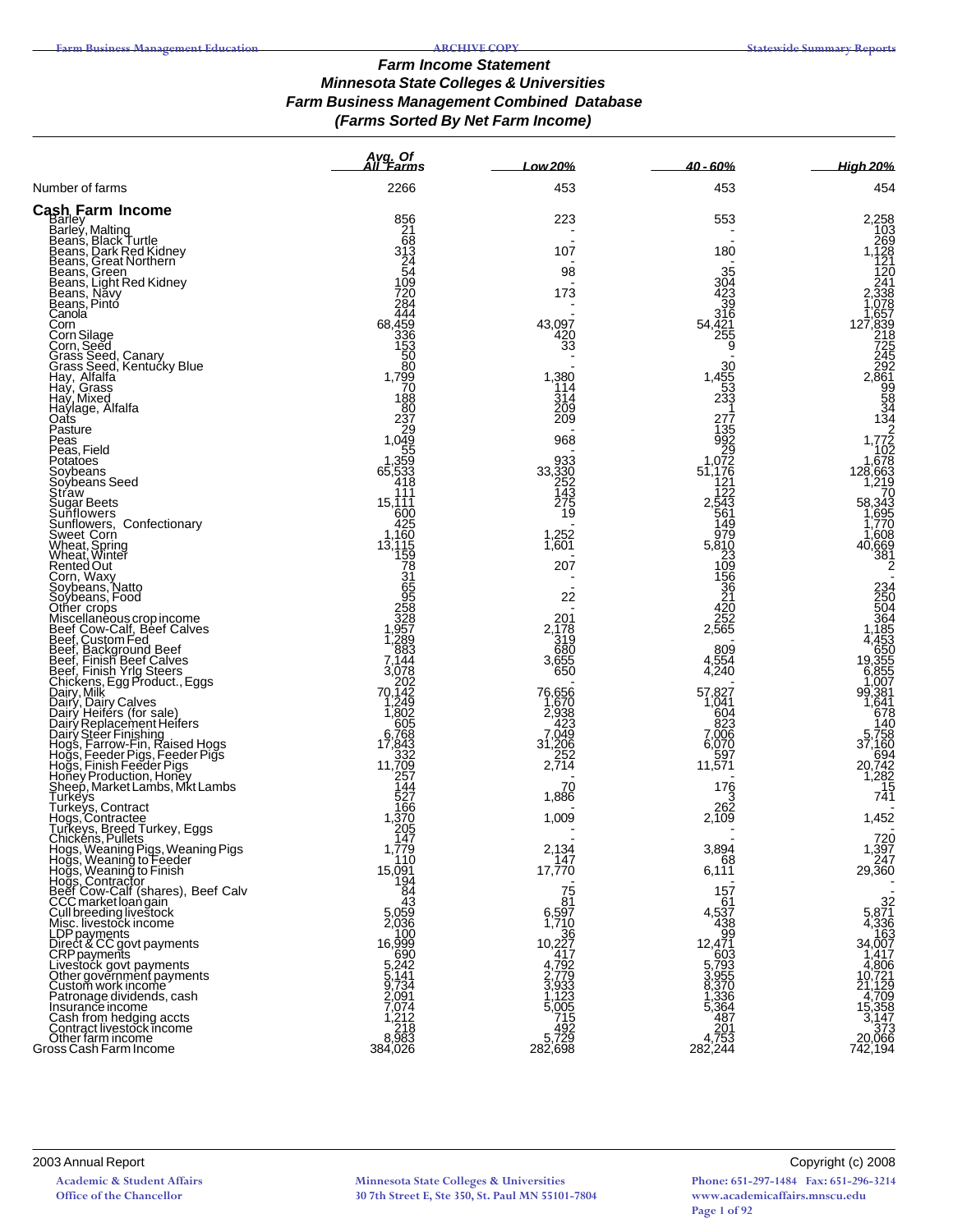# Farm Income Statement
## Minnesota State Colleges & Universities
## Farm Business Management Combined Database
## (Farms Sorted By Net Farm Income)

| | Avg. Of All Farms | Low 20% | 40 - 60% | High 20% |
|---|---|---|---|---|
| Number of farms | 2266 | 453 | 453 | 454 |
| **Cash Farm Income** | | | | |
| Barley | 856 | 223 | 553 | 2,258 |
| Barley, Malting | 21 | - | - | 103 |
| Beans, Black Turtle | 68 | - | - | 269 |
| Beans, Dark Red Kidney | 313 | 107 | 180 | 1,128 |
| Beans, Great Northern | 24 | - | - | 121 |
| Beans, Green | 54 | 98 | 35 | 120 |
| Beans, Light Red Kidney | 109 | - | 304 | 241 |
| Beans, Navy | 720 | 173 | 423 | 2,338 |
| Beans, Pinto | 284 | - | 39 | 1,078 |
| Canola | 444 | - | 316 | 1,657 |
| Corn | 68,459 | 43,097 | 54,421 | 127,839 |
| Corn Silage | 336 | 420 | 255 | 218 |
| Corn, Seed | 153 | 33 | 9 | 725 |
| Grass Seed, Canary | 50 | - | - | 245 |
| Grass Seed, Kentucky Blue | 80 | - | 30 | 292 |
| Hay, Alfalfa | 1,799 | 1,380 | 1,455 | 2,861 |
| Hay, Grass | 70 | 114 | 53 | 99 |
| Hay, Mixed | 188 | 314 | 233 | 58 |
| Haylage, Alfalfa | 80 | 209 | 1 | 34 |
| Oats | 237 | 209 | 277 | 134 |
| Pasture | 29 | - | 135 | 2 |
| Peas | 1,049 | 968 | 992 | 1,772 |
| Peas, Field | 55 | - | 29 | 102 |
| Potatoes | 1,359 | 933 | 1,072 | 1,678 |
| Soybeans | 65,533 | 33,330 | 51,176 | 128,663 |
| Soybeans Seed | 418 | 252 | 121 | 1,219 |
| Straw | 111 | 143 | 122 | 70 |
| Sugar Beets | 15,111 | 275 | 2,543 | 58,343 |
| Sunflowers | 600 | 19 | 561 | 1,695 |
| Sunflowers, Confectionary | 425 | - | 149 | 1,770 |
| Sweet Corn | 1,160 | 1,252 | 979 | 1,608 |
| Wheat, Spring | 13,115 | 1,601 | 5,810 | 40,669 |
| Wheat, Winter | 159 | - | 23 | 381 |
| Rented Out | 78 | 207 | 109 | 2 |
| Corn, Waxy | 31 | - | 156 | - |
| Soybeans, Natto | 65 | - | 36 | 234 |
| Soybeans, Food | 95 | 22 | 21 | 250 |
| Other crops | 258 | - | 420 | 504 |
| Miscellaneous crop income | 328 | 201 | 252 | 364 |
| Beef Cow-Calf, Beef Calves | 1,957 | 2,178 | 2,565 | 1,185 |
| Beef, Custom Fed | 1,289 | 319 | - | 4,453 |
| Beef, Background Beef | 883 | 680 | 809 | 650 |
| Beef, Finish Beef Calves | 7,144 | 3,655 | 4,554 | 19,355 |
| Beef, Finish Yrlg Steers | 3,078 | 650 | 4,240 | 6,855 |
| Chickens, Egg Product., Eggs | 202 | - | - | 1,007 |
| Dairy, Milk | 70,142 | 76,656 | 57,827 | 99,381 |
| Dairy, Dairy Calves | 1,249 | 1,670 | 1,041 | 1,641 |
| Dairy Heifers (for sale) | 1,802 | 2,938 | 604 | 678 |
| Dairy Replacement Heifers | 605 | 423 | 823 | 140 |
| Dairy Steer Finishing | 6,768 | 7,049 | 7,006 | 5,758 |
| Hogs, Farrow-Fin, Raised Hogs | 17,843 | 31,206 | 6,070 | 37,160 |
| Hogs, Feeder Pigs, Feeder Pigs | 332 | 252 | 597 | 694 |
| Hogs, Finish Feeder Pigs | 11,709 | 2,714 | 11,571 | 20,742 |
| Honey Production, Honey | 257 | - | - | 1,282 |
| Sheep, Market Lambs, Mkt Lambs | 144 | 70 | 176 | 15 |
| Turkeys | 527 | 1,886 | 3 | 741 |
| Turkeys, Contract | 166 | - | 262 | - |
| Hogs, Contractee | 1,370 | 1,009 | 2,109 | 1,452 |
| Turkeys, Breed Turkey, Eggs | 205 | - | - | - |
| Chickens, Pullets | 147 | - | - | 720 |
| Hogs, Weaning Pigs, Weaning Pigs | 1,779 | 2,134 | 3,894 | 1,397 |
| Hogs, Weaning to Feeder | 110 | 147 | 68 | 247 |
| Hogs, Weaning to Finish | 15,091 | 17,770 | 6,111 | 29,360 |
| Hogs, Contractor | 194 | - | - | - |
| Beef Cow-Calf (shares), Beef Calv | 84 | 75 | 157 | - |
| CCC market loan gain | 43 | 81 | 61 | 32 |
| Cull breeding livestock | 5,059 | 6,597 | 4,537 | 5,871 |
| Misc. livestock income | 2,036 | 1,710 | 438 | 4,336 |
| LDP payments | 100 | 36 | 99 | 163 |
| Direct & CC govt payments | 16,999 | 10,227 | 12,471 | 34,007 |
| CRP payments | 690 | 417 | 603 | 1,417 |
| Livestock govt payments | 5,242 | 4,792 | 5,793 | 4,806 |
| Other government payments | 5,141 | 2,779 | 3,955 | 10,721 |
| Custom work income | 9,734 | 3,933 | 8,370 | 21,129 |
| Patronage dividends, cash | 2,091 | 1,123 | 1,336 | 4,709 |
| Insurance income | 7,074 | 5,005 | 5,364 | 15,358 |
| Cash from hedging accts | 1,212 | 715 | 487 | 3,147 |
| Contract livestock income | 218 | 492 | 201 | 373 |
| Other farm income | 8,983 | 5,729 | 4,753 | 20,066 |
| Gross Cash Farm Income | 384,026 | 282,698 | 282,244 | 742,194 |

2003 Annual Report

Copyright (c) 2008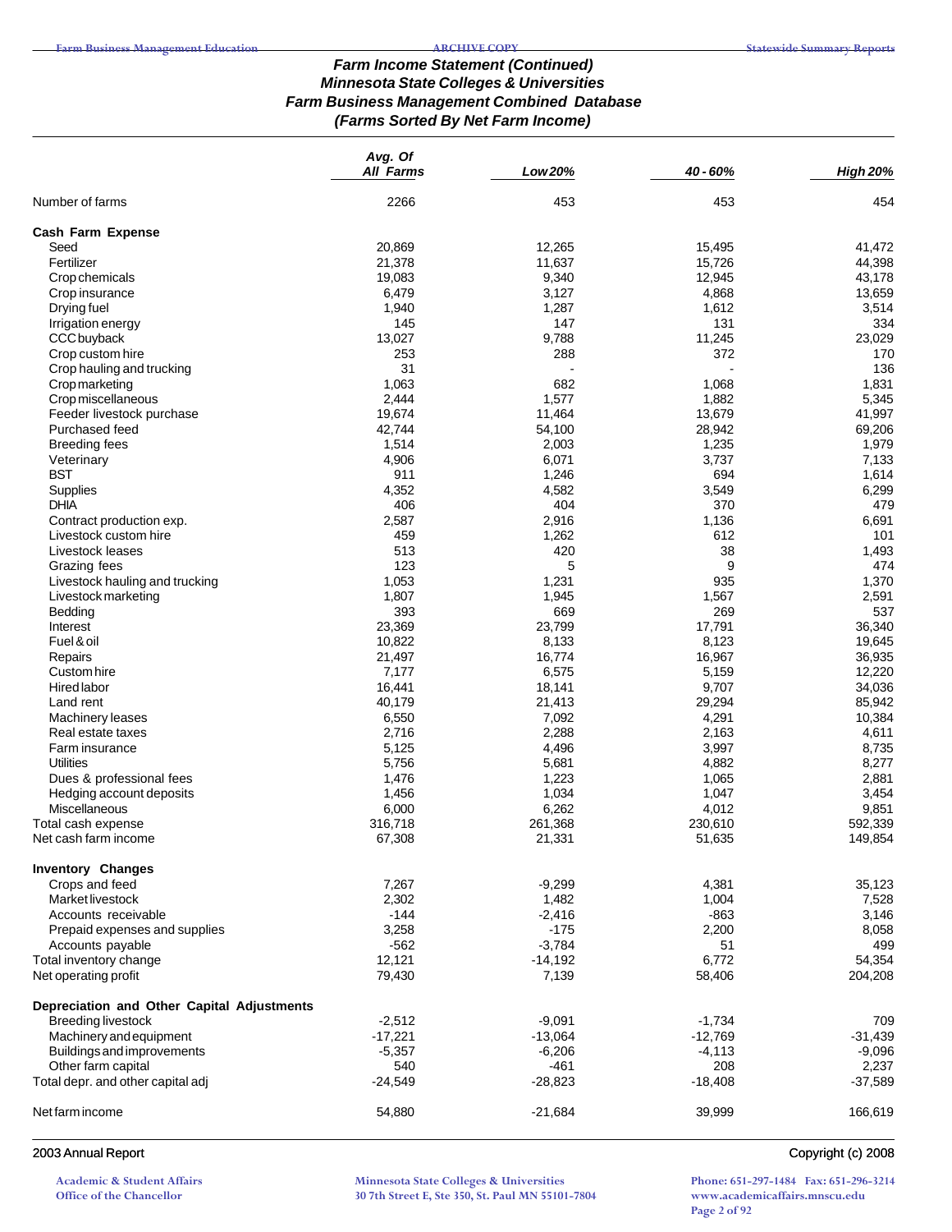# Farm Income Statement (Continued)
## Minnesota State Colleges & Universities
## Farm Business Management Combined Database
## (Farms Sorted By Net Farm Income)

| | Avg. Of All Farms | Low 20% | 40 - 60% | High 20% |
|---|---|---|---|---|
| Number of farms | 2266 | 453 | 453 | 454 |
| **Cash Farm Expense** | | | | |
| Seed | 20,869 | 12,265 | 15,495 | 41,472 |
| Fertilizer | 21,378 | 11,637 | 15,726 | 44,398 |
| Crop chemicals | 19,083 | 9,340 | 12,945 | 43,178 |
| Crop insurance | 6,479 | 3,127 | 4,868 | 13,659 |
| Drying fuel | 1,940 | 1,287 | 1,612 | 3,514 |
| Irrigation energy | 145 | 147 | 131 | 334 |
| CCC buyback | 13,027 | 9,788 | 11,245 | 23,029 |
| Crop custom hire | 253 | 288 | 372 | 170 |
| Crop hauling and trucking | 31 | - | - | 136 |
| Crop marketing | 1,063 | 682 | 1,068 | 1,831 |
| Crop miscellaneous | 2,444 | 1,577 | 1,882 | 5,345 |
| Feeder livestock purchase | 19,674 | 11,464 | 13,679 | 41,997 |
| Purchased feed | 42,744 | 54,100 | 28,942 | 69,206 |
| Breeding fees | 1,514 | 2,003 | 1,235 | 1,979 |
| Veterinary | 4,906 | 6,071 | 3,737 | 7,133 |
| BST | 911 | 1,246 | 694 | 1,614 |
| Supplies | 4,352 | 4,582 | 3,549 | 6,299 |
| DHIA | 406 | 404 | 370 | 479 |
| Contract production exp. | 2,587 | 2,916 | 1,136 | 6,691 |
| Livestock custom hire | 459 | 1,262 | 612 | 101 |
| Livestock leases | 513 | 420 | 38 | 1,493 |
| Grazing fees | 123 | 5 | 9 | 474 |
| Livestock hauling and trucking | 1,053 | 1,231 | 935 | 1,370 |
| Livestock marketing | 1,807 | 1,945 | 1,567 | 2,591 |
| Bedding | 393 | 669 | 269 | 537 |
| Interest | 23,369 | 23,799 | 17,791 | 36,340 |
| Fuel & oil | 10,822 | 8,133 | 8,123 | 19,645 |
| Repairs | 21,497 | 16,774 | 16,967 | 36,935 |
| Custom hire | 7,177 | 6,575 | 5,159 | 12,220 |
| Hired labor | 16,441 | 18,141 | 9,707 | 34,036 |
| Land rent | 40,179 | 21,413 | 29,294 | 85,942 |
| Machinery leases | 6,550 | 7,092 | 4,291 | 10,384 |
| Real estate taxes | 2,716 | 2,288 | 2,163 | 4,611 |
| Farm insurance | 5,125 | 4,496 | 3,997 | 8,735 |
| Utilities | 5,756 | 5,681 | 4,882 | 8,277 |
| Dues & professional fees | 1,476 | 1,223 | 1,065 | 2,881 |
| Hedging account deposits | 1,456 | 1,034 | 1,047 | 3,454 |
| Miscellaneous | 6,000 | 6,262 | 4,012 | 9,851 |
| Total cash expense | 316,718 | 261,368 | 230,610 | 592,339 |
| Net cash farm income | 67,308 | 21,331 | 51,635 | 149,854 |
| **Inventory Changes** | | | | |
| Crops and feed | 7,267 | -9,299 | 4,381 | 35,123 |
| Market livestock | 2,302 | 1,482 | 1,004 | 7,528 |
| Accounts receivable | -144 | -2,416 | -863 | 3,146 |
| Prepaid expenses and supplies | 3,258 | -175 | 2,200 | 8,058 |
| Accounts payable | -562 | -3,784 | 51 | 499 |
| Total inventory change | 12,121 | -14,192 | 6,772 | 54,354 |
| Net operating profit | 79,430 | 7,139 | 58,406 | 204,208 |
| **Depreciation and Other Capital Adjustments** | | | | |
| Breeding livestock | -2,512 | -9,091 | -1,734 | 709 |
| Machinery and equipment | -17,221 | -13,064 | -12,769 | -31,439 |
| Buildings and improvements | -5,357 | -6,206 | -4,113 | -9,096 |
| Other farm capital | 540 | -461 | 208 | 2,237 |
| Total depr. and other capital adj | -24,549 | -28,823 | -18,408 | -37,589 |
| Net farm income | 54,880 | -21,684 | 39,999 | 166,619 |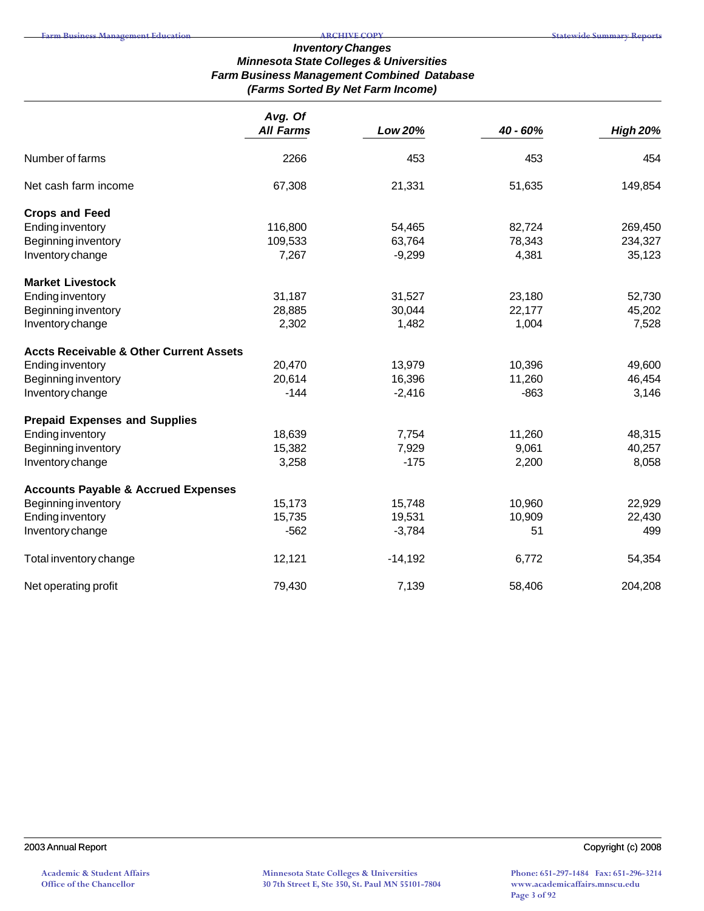### *Inventory Changes*
### *Minnesota State Colleges & Universities*
### *Farm Business Management Combined Database*
### *(Farms Sorted By Net Farm Income)*

| | *Avg. Of All Farms* | *Low 20%* | *40 - 60%* | *High 20%* |
|---|---|---|---|---|
| Number of farms | 2266 | 453 | 453 | 454 |
| Net cash farm income | 67,308 | 21,331 | 51,635 | 149,854 |
| **Crops and Feed** | | | | |
| Ending inventory | 116,800 | 54,465 | 82,724 | 269,450 |
| Beginning inventory | 109,533 | 63,764 | 78,343 | 234,327 |
| Inventory change | 7,267 | -9,299 | 4,381 | 35,123 |
| **Market Livestock** | | | | |
| Ending inventory | 31,187 | 31,527 | 23,180 | 52,730 |
| Beginning inventory | 28,885 | 30,044 | 22,177 | 45,202 |
| Inventory change | 2,302 | 1,482 | 1,004 | 7,528 |
| **Accts Receivable & Other Current Assets** | | | | |
| Ending inventory | 20,470 | 13,979 | 10,396 | 49,600 |
| Beginning inventory | 20,614 | 16,396 | 11,260 | 46,454 |
| Inventory change | -144 | -2,416 | -863 | 3,146 |
| **Prepaid Expenses and Supplies** | | | | |
| Ending inventory | 18,639 | 7,754 | 11,260 | 48,315 |
| Beginning inventory | 15,382 | 7,929 | 9,061 | 40,257 |
| Inventory change | 3,258 | -175 | 2,200 | 8,058 |
| **Accounts Payable & Accrued Expenses** | | | | |
| Beginning inventory | 15,173 | 15,748 | 10,960 | 22,929 |
| Ending inventory | 15,735 | 19,531 | 10,909 | 22,430 |
| Inventory change | -562 | -3,784 | 51 | 499 |
| Total inventory change | 12,121 | -14,192 | 6,772 | 54,354 |
| Net operating profit | 79,430 | 7,139 | 58,406 | 204,208 |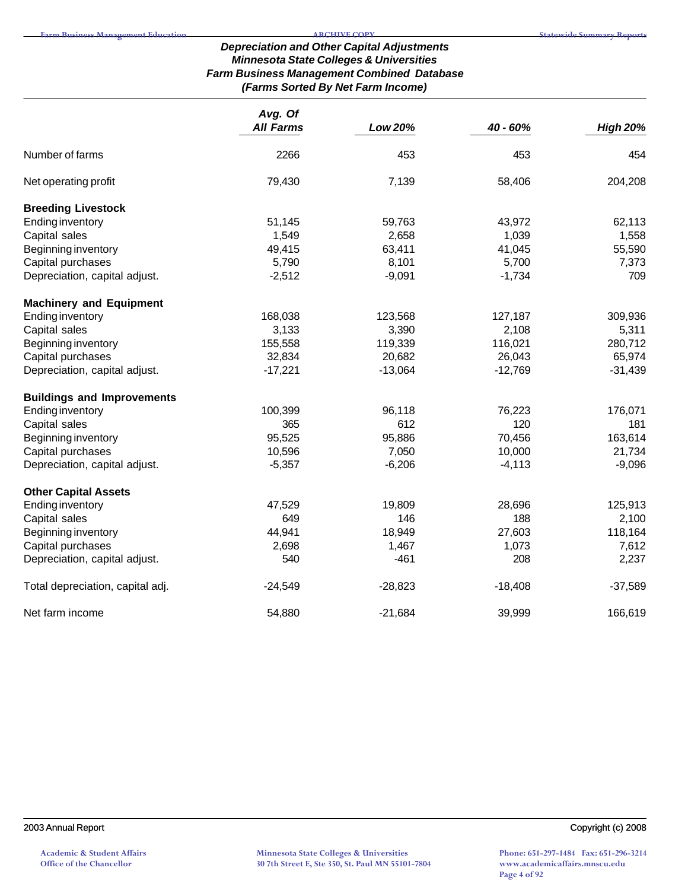### *Depreciation and Other Capital Adjustments*
### *Minnesota State Colleges & Universities*
### *Farm Business Management Combined Database*
### *(Farms Sorted By Net Farm Income)*

| | *Avg. Of All Farms* | *Low 20%* | *40 - 60%* | *High 20%* |
|---|---|---|---|---|
| Number of farms | 2266 | 453 | 453 | 454 |
| Net operating profit | 79,430 | 7,139 | 58,406 | 204,208 |
| **Breeding Livestock** | | | | |
| Ending inventory | 51,145 | 59,763 | 43,972 | 62,113 |
| Capital sales | 1,549 | 2,658 | 1,039 | 1,558 |
| Beginning inventory | 49,415 | 63,411 | 41,045 | 55,590 |
| Capital purchases | 5,790 | 8,101 | 5,700 | 7,373 |
| Depreciation, capital adjust. | -2,512 | -9,091 | -1,734 | 709 |
| **Machinery and Equipment** | | | | |
| Ending inventory | 168,038 | 123,568 | 127,187 | 309,936 |
| Capital sales | 3,133 | 3,390 | 2,108 | 5,311 |
| Beginning inventory | 155,558 | 119,339 | 116,021 | 280,712 |
| Capital purchases | 32,834 | 20,682 | 26,043 | 65,974 |
| Depreciation, capital adjust. | -17,221 | -13,064 | -12,769 | -31,439 |
| **Buildings and Improvements** | | | | |
| Ending inventory | 100,399 | 96,118 | 76,223 | 176,071 |
| Capital sales | 365 | 612 | 120 | 181 |
| Beginning inventory | 95,525 | 95,886 | 70,456 | 163,614 |
| Capital purchases | 10,596 | 7,050 | 10,000 | 21,734 |
| Depreciation, capital adjust. | -5,357 | -6,206 | -4,113 | -9,096 |
| **Other Capital Assets** | | | | |
| Ending inventory | 47,529 | 19,809 | 28,696 | 125,913 |
| Capital sales | 649 | 146 | 188 | 2,100 |
| Beginning inventory | 44,941 | 18,949 | 27,603 | 118,164 |
| Capital purchases | 2,698 | 1,467 | 1,073 | 7,612 |
| Depreciation, capital adjust. | 540 | -461 | 208 | 2,237 |
| Total depreciation, capital adj. | -24,549 | -28,823 | -18,408 | -37,589 |
| Net farm income | 54,880 | -21,684 | 39,999 | 166,619 |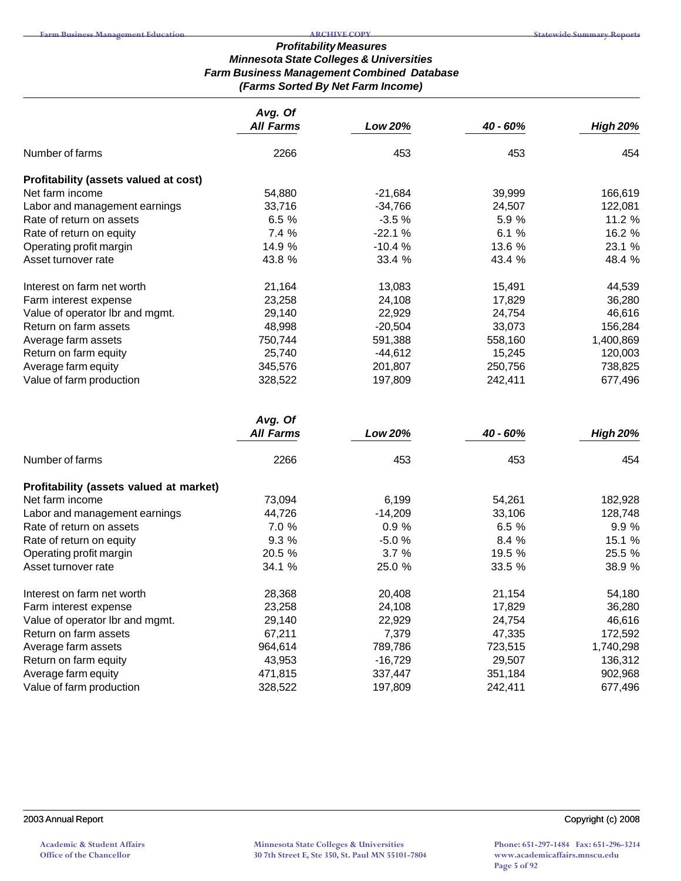**Profitability Measures**
**Minnesota State Colleges & Universities**
**Farm Business Management Combined Database**
**(Farms Sorted By Net Farm Income)**

| | Avg. Of All Farms | Low 20% | 40 - 60% | High 20% |
|---|---|---|---|---|
| Number of farms | 2266 | 453 | 453 | 454 |
| **Profitability (assets valued at cost)** | | | | |
| Net farm income | 54,880 | -21,684 | 39,999 | 166,619 |
| Labor and management earnings | 33,716 | -34,766 | 24,507 | 122,081 |
| Rate of return on assets | 6.5 % | -3.5 % | 5.9 % | 11.2 % |
| Rate of return on equity | 7.4 % | -22.1 % | 6.1 % | 16.2 % |
| Operating profit margin | 14.9 % | -10.4 % | 13.6 % | 23.1 % |
| Asset turnover rate | 43.8 % | 33.4 % | 43.4 % | 48.4 % |
| Interest on farm net worth | 21,164 | 13,083 | 15,491 | 44,539 |
| Farm interest expense | 23,258 | 24,108 | 17,829 | 36,280 |
| Value of operator lbr and mgmt. | 29,140 | 22,929 | 24,754 | 46,616 |
| Return on farm assets | 48,998 | -20,504 | 33,073 | 156,284 |
| Average farm assets | 750,744 | 591,388 | 558,160 | 1,400,869 |
| Return on farm equity | 25,740 | -44,612 | 15,245 | 120,003 |
| Average farm equity | 345,576 | 201,807 | 250,756 | 738,825 |
| Value of farm production | 328,522 | 197,809 | 242,411 | 677,496 |

| | Avg. Of All Farms | Low 20% | 40 - 60% | High 20% |
|---|---|---|---|---|
| Number of farms | 2266 | 453 | 453 | 454 |
| **Profitability (assets valued at market)** | | | | |
| Net farm income | 73,094 | 6,199 | 54,261 | 182,928 |
| Labor and management earnings | 44,726 | -14,209 | 33,106 | 128,748 |
| Rate of return on assets | 7.0 % | 0.9 % | 6.5 % | 9.9 % |
| Rate of return on equity | 9.3 % | -5.0 % | 8.4 % | 15.1 % |
| Operating profit margin | 20.5 % | 3.7 % | 19.5 % | 25.5 % |
| Asset turnover rate | 34.1 % | 25.0 % | 33.5 % | 38.9 % |
| Interest on farm net worth | 28,368 | 20,408 | 21,154 | 54,180 |
| Farm interest expense | 23,258 | 24,108 | 17,829 | 36,280 |
| Value of operator lbr and mgmt. | 29,140 | 22,929 | 24,754 | 46,616 |
| Return on farm assets | 67,211 | 7,379 | 47,335 | 172,592 |
| Average farm assets | 964,614 | 789,786 | 723,515 | 1,740,298 |
| Return on farm equity | 43,953 | -16,729 | 29,507 | 136,312 |
| Average farm equity | 471,815 | 337,447 | 351,184 | 902,968 |
| Value of farm production | 328,522 | 197,809 | 242,411 | 677,496 |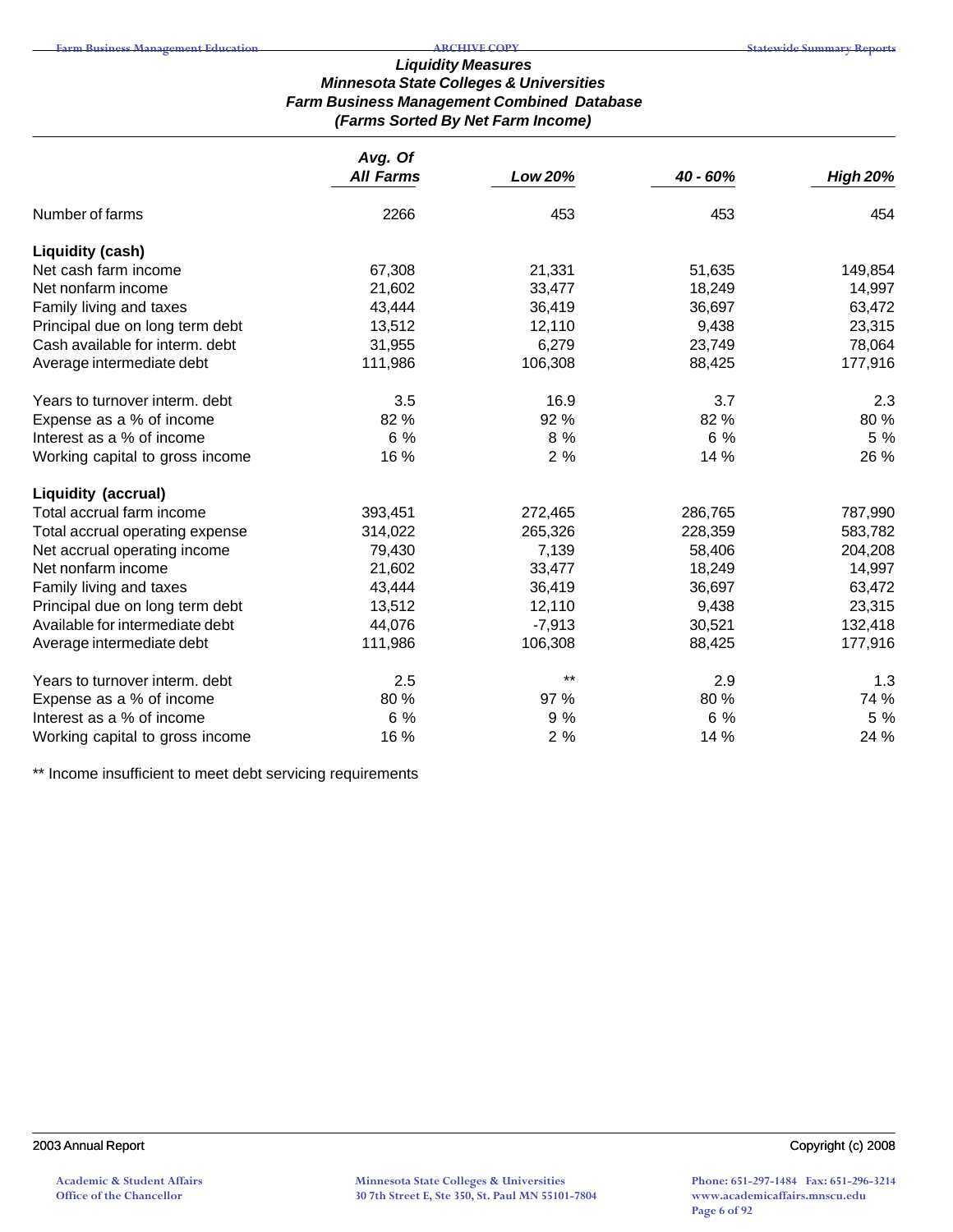# Liquidity Measures
## Minnesota State Colleges & Universities
## Farm Business Management Combined Database
## (Farms Sorted By Net Farm Income)

| | Avg. Of All Farms | Low 20% | 40 - 60% | High 20% |
|---|---|---|---|---|
| Number of farms | 2266 | 453 | 453 | 454 |
| **Liquidity (cash)** | | | | |
| Net cash farm income | 67,308 | 21,331 | 51,635 | 149,854 |
| Net nonfarm income | 21,602 | 33,477 | 18,249 | 14,997 |
| Family living and taxes | 43,444 | 36,419 | 36,697 | 63,472 |
| Principal due on long term debt | 13,512 | 12,110 | 9,438 | 23,315 |
| Cash available for interm. debt | 31,955 | 6,279 | 23,749 | 78,064 |
| Average intermediate debt | 111,986 | 106,308 | 88,425 | 177,916 |
| Years to turnover interm. debt | 3.5 | 16.9 | 3.7 | 2.3 |
| Expense as a % of income | 82 % | 92 % | 82 % | 80 % |
| Interest as a % of income | 6 % | 8 % | 6 % | 5 % |
| Working capital to gross income | 16 % | 2 % | 14 % | 26 % |
| **Liquidity (accrual)** | | | | |
| Total accrual farm income | 393,451 | 272,465 | 286,765 | 787,990 |
| Total accrual operating expense | 314,022 | 265,326 | 228,359 | 583,782 |
| Net accrual operating income | 79,430 | 7,139 | 58,406 | 204,208 |
| Net nonfarm income | 21,602 | 33,477 | 18,249 | 14,997 |
| Family living and taxes | 43,444 | 36,419 | 36,697 | 63,472 |
| Principal due on long term debt | 13,512 | 12,110 | 9,438 | 23,315 |
| Available for intermediate debt | 44,076 | -7,913 | 30,521 | 132,418 |
| Average intermediate debt | 111,986 | 106,308 | 88,425 | 177,916 |
| Years to turnover interm. debt | 2.5 | ** | 2.9 | 1.3 |
| Expense as a % of income | 80 % | 97 % | 80 % | 74 % |
| Interest as a % of income | 6 % | 9 % | 6 % | 5 % |
| Working capital to gross income | 16 % | 2 % | 14 % | 24 % |

** Income insufficient to meet debt servicing requirements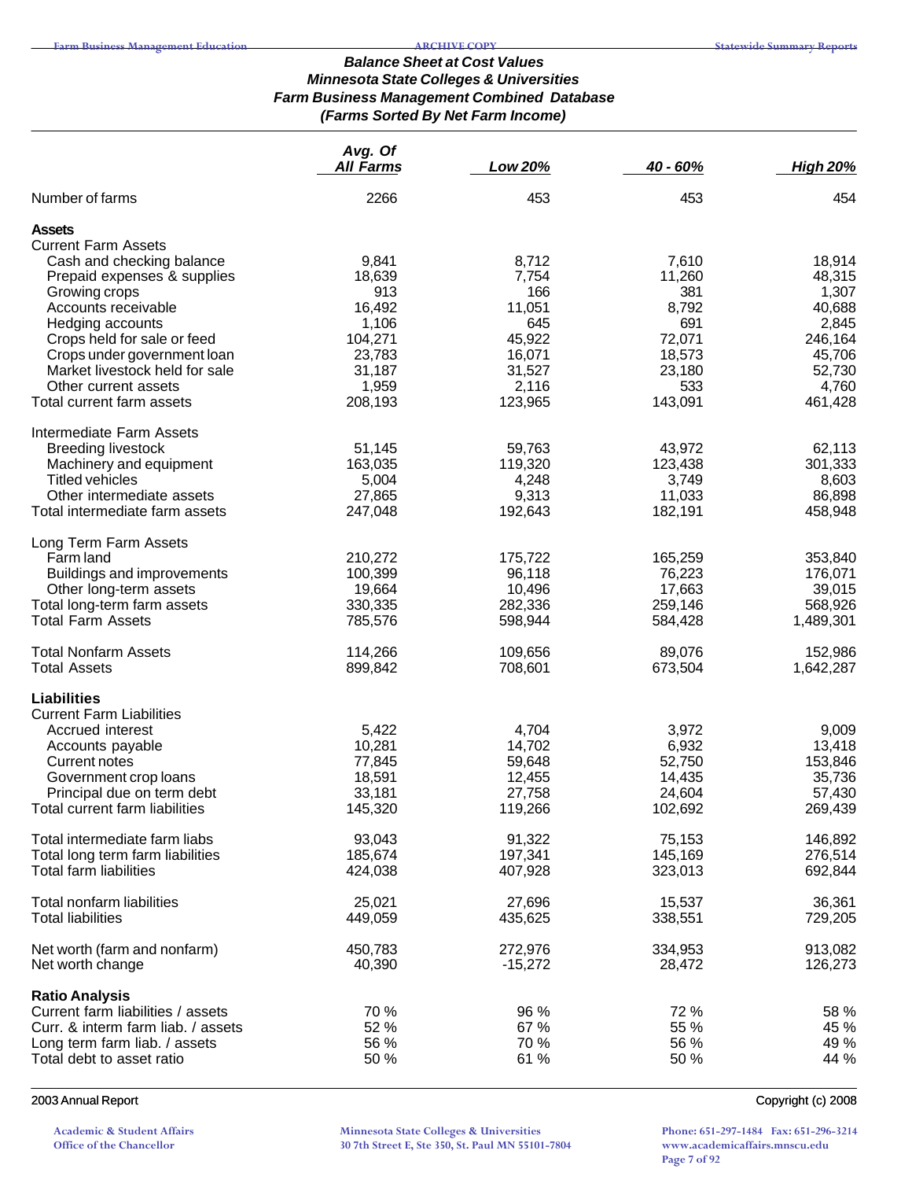### *Balance Sheet at Cost Values*
### *Minnesota State Colleges & Universities*
### *Farm Business Management Combined Database*
### *(Farms Sorted By Net Farm Income)*

| | *Avg. Of All Farms* | *Low 20%* | *40 - 60%* | *High 20%* |
|---|---|---|---|---|
| Number of farms | 2266 | 453 | 453 | 454 |
| **Assets** | | | | |
| Current Farm Assets | | | | |
| Cash and checking balance | 9,841 | 8,712 | 7,610 | 18,914 |
| Prepaid expenses & supplies | 18,639 | 7,754 | 11,260 | 48,315 |
| Growing crops | 913 | 166 | 381 | 1,307 |
| Accounts receivable | 16,492 | 11,051 | 8,792 | 40,688 |
| Hedging accounts | 1,106 | 645 | 691 | 2,845 |
| Crops held for sale or feed | 104,271 | 45,922 | 72,071 | 246,164 |
| Crops under government loan | 23,783 | 16,071 | 18,573 | 45,706 |
| Market livestock held for sale | 31,187 | 31,527 | 23,180 | 52,730 |
| Other current assets | 1,959 | 2,116 | 533 | 4,760 |
| Total current farm assets | 208,193 | 123,965 | 143,091 | 461,428 |
| Intermediate Farm Assets | | | | |
| Breeding livestock | 51,145 | 59,763 | 43,972 | 62,113 |
| Machinery and equipment | 163,035 | 119,320 | 123,438 | 301,333 |
| Titled vehicles | 5,004 | 4,248 | 3,749 | 8,603 |
| Other intermediate assets | 27,865 | 9,313 | 11,033 | 86,898 |
| Total intermediate farm assets | 247,048 | 192,643 | 182,191 | 458,948 |
| Long Term Farm Assets | | | | |
| Farm land | 210,272 | 175,722 | 165,259 | 353,840 |
| Buildings and improvements | 100,399 | 96,118 | 76,223 | 176,071 |
| Other long-term assets | 19,664 | 10,496 | 17,663 | 39,015 |
| Total long-term farm assets | 330,335 | 282,336 | 259,146 | 568,926 |
| Total Farm Assets | 785,576 | 598,944 | 584,428 | 1,489,301 |
| Total Nonfarm Assets | 114,266 | 109,656 | 89,076 | 152,986 |
| Total Assets | 899,842 | 708,601 | 673,504 | 1,642,287 |
| **Liabilities** | | | | |
| Current Farm Liabilities | | | | |
| Accrued interest | 5,422 | 4,704 | 3,972 | 9,009 |
| Accounts payable | 10,281 | 14,702 | 6,932 | 13,418 |
| Current notes | 77,845 | 59,648 | 52,750 | 153,846 |
| Government crop loans | 18,591 | 12,455 | 14,435 | 35,736 |
| Principal due on term debt | 33,181 | 27,758 | 24,604 | 57,430 |
| Total current farm liabilities | 145,320 | 119,266 | 102,692 | 269,439 |
| Total intermediate farm liabs | 93,043 | 91,322 | 75,153 | 146,892 |
| Total long term farm liabilities | 185,674 | 197,341 | 145,169 | 276,514 |
| Total farm liabilities | 424,038 | 407,928 | 323,013 | 692,844 |
| Total nonfarm liabilities | 25,021 | 27,696 | 15,537 | 36,361 |
| Total liabilities | 449,059 | 435,625 | 338,551 | 729,205 |
| Net worth (farm and nonfarm) | 450,783 | 272,976 | 334,953 | 913,082 |
| Net worth change | 40,390 | -15,272 | 28,472 | 126,273 |
| **Ratio Analysis** | | | | |
| Current farm liabilities / assets | 70 % | 96 % | 72 % | 58 % |
| Curr. & interm farm liab. / assets | 52 % | 67 % | 55 % | 45 % |
| Long term farm liab. / assets | 56 % | 70 % | 56 % | 49 % |
| Total debt to asset ratio | 50 % | 61 % | 50 % | 44 % |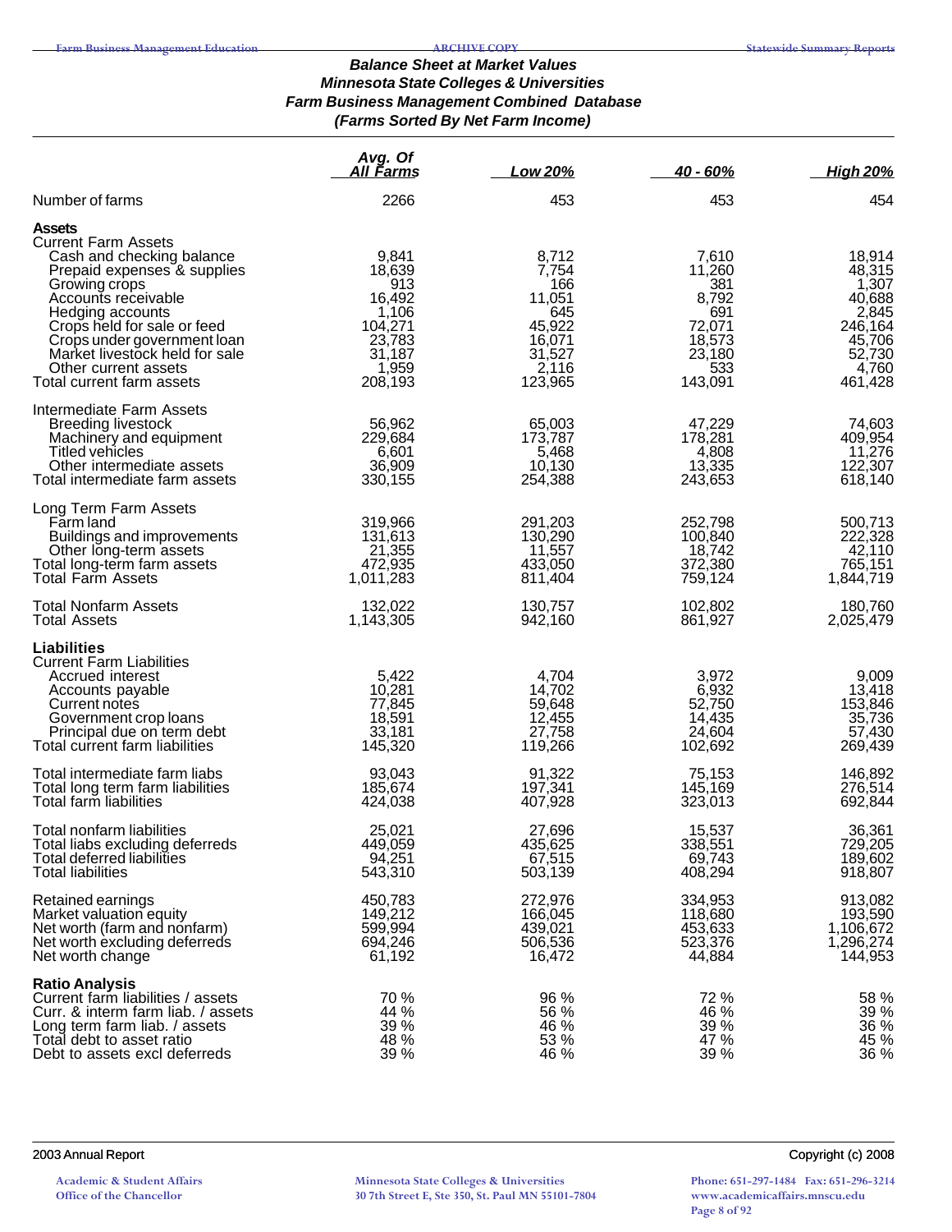### *Balance Sheet at Market Values*
### *Minnesota State Colleges & Universities*
### *Farm Business Management Combined Database*
### *(Farms Sorted By Net Farm Income)*

| | Avg. Of All Farms | Low 20% | 40 - 60% | High 20% |
|---|---|---|---|---|
| Number of farms | 2266 | 453 | 453 | 454 |
| **Assets** | | | | |
| Current Farm Assets | | | | |
| Cash and checking balance | 9,841 | 8,712 | 7,610 | 18,914 |
| Prepaid expenses & supplies | 18,639 | 7,754 | 11,260 | 48,315 |
| Growing crops | 913 | 166 | 381 | 1,307 |
| Accounts receivable | 16,492 | 11,051 | 8,792 | 40,688 |
| Hedging accounts | 1,106 | 645 | 691 | 2,845 |
| Crops held for sale or feed | 104,271 | 45,922 | 72,071 | 246,164 |
| Crops under government loan | 23,783 | 16,071 | 18,573 | 45,706 |
| Market livestock held for sale | 31,187 | 31,527 | 23,180 | 52,730 |
| Other current assets | 1,959 | 2,116 | 533 | 4,760 |
| Total current farm assets | 208,193 | 123,965 | 143,091 | 461,428 |
| Intermediate Farm Assets | | | | |
| Breeding livestock | 56,962 | 65,003 | 47,229 | 74,603 |
| Machinery and equipment | 229,684 | 173,787 | 178,281 | 409,954 |
| Titled vehicles | 6,601 | 5,468 | 4,808 | 11,276 |
| Other intermediate assets | 36,909 | 10,130 | 13,335 | 122,307 |
| Total intermediate farm assets | 330,155 | 254,388 | 243,653 | 618,140 |
| Long Term Farm Assets | | | | |
| Farm land | 319,966 | 291,203 | 252,798 | 500,713 |
| Buildings and improvements | 131,613 | 130,290 | 100,840 | 222,328 |
| Other long-term assets | 21,355 | 11,557 | 18,742 | 42,110 |
| Total long-term farm assets | 472,935 | 433,050 | 372,380 | 765,151 |
| Total Farm Assets | 1,011,283 | 811,404 | 759,124 | 1,844,719 |
| Total Nonfarm Assets | 132,022 | 130,757 | 102,802 | 180,760 |
| Total Assets | 1,143,305 | 942,160 | 861,927 | 2,025,479 |
| **Liabilities** | | | | |
| Current Farm Liabilities | | | | |
| Accrued interest | 5,422 | 4,704 | 3,972 | 9,009 |
| Accounts payable | 10,281 | 14,702 | 6,932 | 13,418 |
| Current notes | 77,845 | 59,648 | 52,750 | 153,846 |
| Government crop loans | 18,591 | 12,455 | 14,435 | 35,736 |
| Principal due on term debt | 33,181 | 27,758 | 24,604 | 57,430 |
| Total current farm liabilities | 145,320 | 119,266 | 102,692 | 269,439 |
| Total intermediate farm liabs | 93,043 | 91,322 | 75,153 | 146,892 |
| Total long term farm liabilities | 185,674 | 197,341 | 145,169 | 276,514 |
| Total farm liabilities | 424,038 | 407,928 | 323,013 | 692,844 |
| Total nonfarm liabilities | 25,021 | 27,696 | 15,537 | 36,361 |
| Total liabs excluding deferreds | 449,059 | 435,625 | 338,551 | 729,205 |
| Total deferred liabilities | 94,251 | 67,515 | 69,743 | 189,602 |
| Total liabilities | 543,310 | 503,139 | 408,294 | 918,807 |
| Retained earnings | 450,783 | 272,976 | 334,953 | 913,082 |
| Market valuation equity | 149,212 | 166,045 | 118,680 | 193,590 |
| Net worth (farm and nonfarm) | 599,994 | 439,021 | 453,633 | 1,106,672 |
| Net worth excluding deferreds | 694,246 | 506,536 | 523,376 | 1,296,274 |
| Net worth change | 61,192 | 16,472 | 44,884 | 144,953 |
| **Ratio Analysis** | | | | |
| Current farm liabilities / assets | 70 % | 96 % | 72 % | 58 % |
| Curr. & interm farm liab. / assets | 44 % | 56 % | 46 % | 39 % |
| Long term farm liab. / assets | 39 % | 46 % | 39 % | 36 % |
| Total debt to asset ratio | 48 % | 53 % | 47 % | 45 % |
| Debt to assets excl deferreds | 39 % | 46 % | 39 % | 36 % |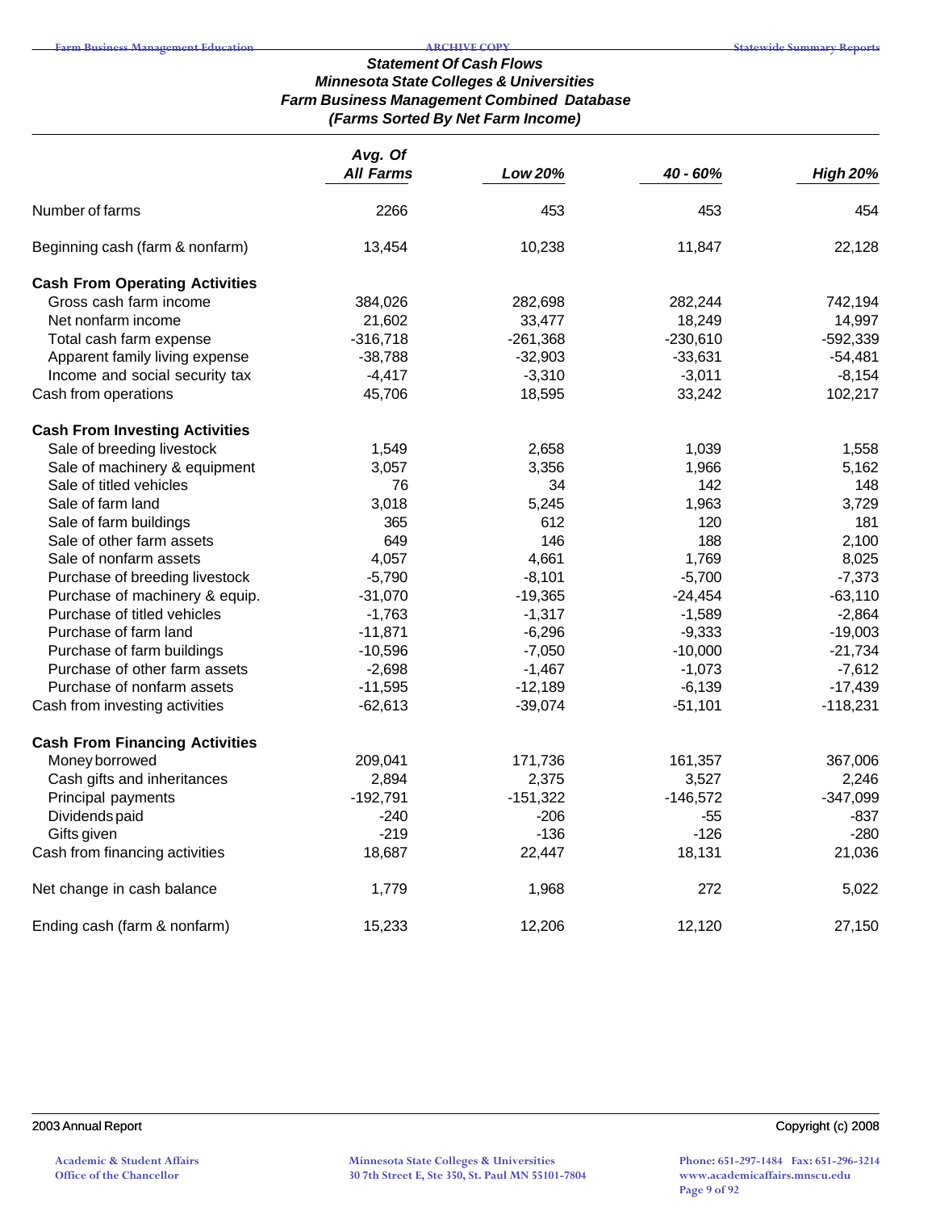### Statement Of Cash Flows
### Minnesota State Colleges & Universities
### Farm Business Management Combined Database
### (Farms Sorted By Net Farm Income)

| | Avg. Of All Farms | Low 20% | 40 - 60% | High 20% |
|---|---|---|---|---|
| Number of farms | 2266 | 453 | 453 | 454 |
| Beginning cash (farm & nonfarm) | 13,454 | 10,238 | 11,847 | 22,128 |
| **Cash From Operating Activities** | | | | |
| Gross cash farm income | 384,026 | 282,698 | 282,244 | 742,194 |
| Net nonfarm income | 21,602 | 33,477 | 18,249 | 14,997 |
| Total cash farm expense | -316,718 | -261,368 | -230,610 | -592,339 |
| Apparent family living expense | -38,788 | -32,903 | -33,631 | -54,481 |
| Income and social security tax | -4,417 | -3,310 | -3,011 | -8,154 |
| Cash from operations | 45,706 | 18,595 | 33,242 | 102,217 |
| **Cash From Investing Activities** | | | | |
| Sale of breeding livestock | 1,549 | 2,658 | 1,039 | 1,558 |
| Sale of machinery & equipment | 3,057 | 3,356 | 1,966 | 5,162 |
| Sale of titled vehicles | 76 | 34 | 142 | 148 |
| Sale of farm land | 3,018 | 5,245 | 1,963 | 3,729 |
| Sale of farm buildings | 365 | 612 | 120 | 181 |
| Sale of other farm assets | 649 | 146 | 188 | 2,100 |
| Sale of nonfarm assets | 4,057 | 4,661 | 1,769 | 8,025 |
| Purchase of breeding livestock | -5,790 | -8,101 | -5,700 | -7,373 |
| Purchase of machinery & equip. | -31,070 | -19,365 | -24,454 | -63,110 |
| Purchase of titled vehicles | -1,763 | -1,317 | -1,589 | -2,864 |
| Purchase of farm land | -11,871 | -6,296 | -9,333 | -19,003 |
| Purchase of farm buildings | -10,596 | -7,050 | -10,000 | -21,734 |
| Purchase of other farm assets | -2,698 | -1,467 | -1,073 | -7,612 |
| Purchase of nonfarm assets | -11,595 | -12,189 | -6,139 | -17,439 |
| Cash from investing activities | -62,613 | -39,074 | -51,101 | -118,231 |
| **Cash From Financing Activities** | | | | |
| Money borrowed | 209,041 | 171,736 | 161,357 | 367,006 |
| Cash gifts and inheritances | 2,894 | 2,375 | 3,527 | 2,246 |
| Principal payments | -192,791 | -151,322 | -146,572 | -347,099 |
| Dividends paid | -240 | -206 | -55 | -837 |
| Gifts given | -219 | -136 | -126 | -280 |
| Cash from financing activities | 18,687 | 22,447 | 18,131 | 21,036 |
| Net change in cash balance | 1,779 | 1,968 | 272 | 5,022 |
| Ending cash (farm & nonfarm) | 15,233 | 12,206 | 12,120 | 27,150 |

2003 Annual Report | Copyright (c) 2008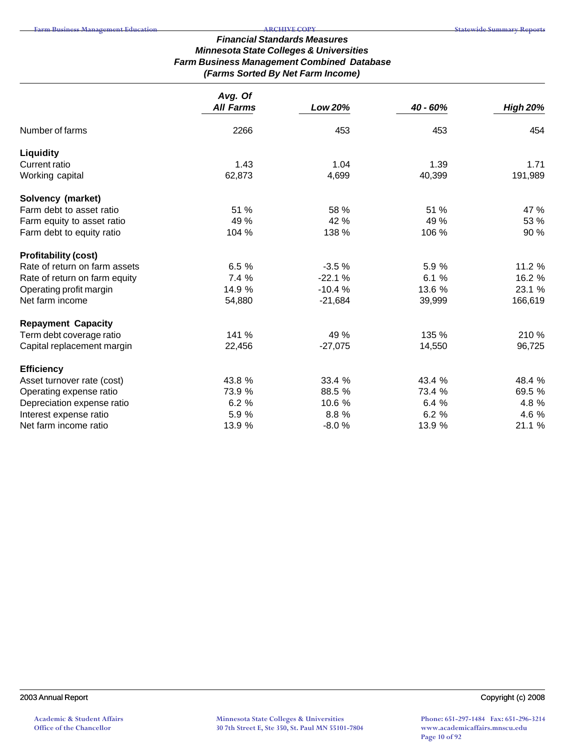***Financial Standards Measures***
***Minnesota State Colleges & Universities***
***Farm Business Management Combined Database***
***(Farms Sorted By Net Farm Income)***

| | *Avg. Of All Farms* | *Low 20%* | *40 - 60%* | *High 20%* |
|---|---|---|---|---|
| Number of farms | 2266 | 453 | 453 | 454 |
| **Liquidity** | | | | |
| Current ratio | 1.43 | 1.04 | 1.39 | 1.71 |
| Working capital | 62,873 | 4,699 | 40,399 | 191,989 |
| **Solvency (market)** | | | | |
| Farm debt to asset ratio | 51 % | 58 % | 51 % | 47 % |
| Farm equity to asset ratio | 49 % | 42 % | 49 % | 53 % |
| Farm debt to equity ratio | 104 % | 138 % | 106 % | 90 % |
| **Profitability (cost)** | | | | |
| Rate of return on farm assets | 6.5 % | -3.5 % | 5.9 % | 11.2 % |
| Rate of return on farm equity | 7.4 % | -22.1 % | 6.1 % | 16.2 % |
| Operating profit margin | 14.9 % | -10.4 % | 13.6 % | 23.1 % |
| Net farm income | 54,880 | -21,684 | 39,999 | 166,619 |
| **Repayment Capacity** | | | | |
| Term debt coverage ratio | 141 % | 49 % | 135 % | 210 % |
| Capital replacement margin | 22,456 | -27,075 | 14,550 | 96,725 |
| **Efficiency** | | | | |
| Asset turnover rate (cost) | 43.8 % | 33.4 % | 43.4 % | 48.4 % |
| Operating expense ratio | 73.9 % | 88.5 % | 73.4 % | 69.5 % |
| Depreciation expense ratio | 6.2 % | 10.6 % | 6.4 % | 4.8 % |
| Interest expense ratio | 5.9 % | 8.8 % | 6.2 % | 4.6 % |
| Net farm income ratio | 13.9 % | -8.0 % | 13.9 % | 21.1 % |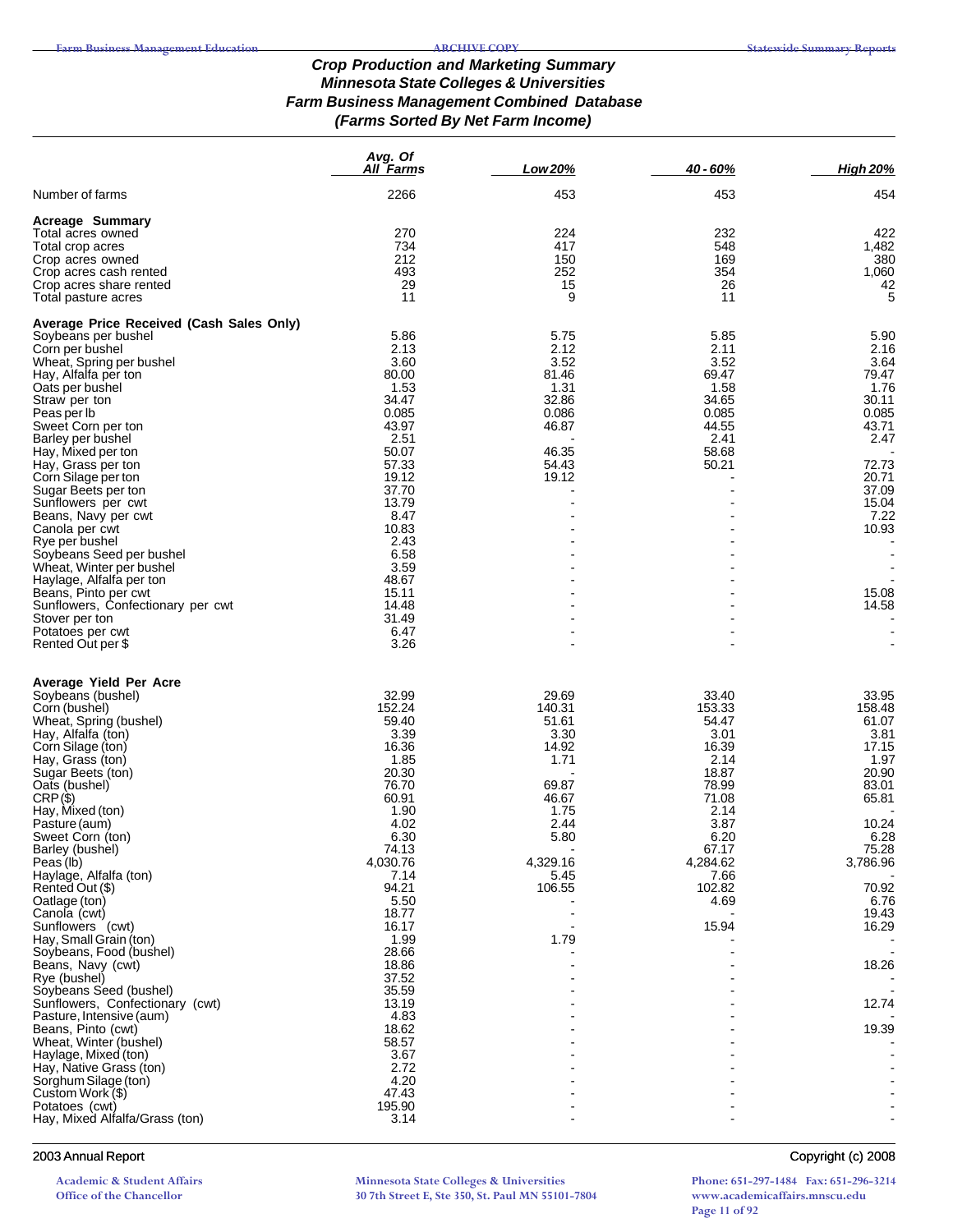# Crop Production and Marketing Summary
## Minnesota State Colleges & Universities
## Farm Business Management Combined Database
## (Farms Sorted By Net Farm Income)

| | Avg. Of All Farms | Low 20% | 40 - 60% | High 20% |
|---|---|---|---|---|
| Number of farms | 2266 | 453 | 453 | 454 |
| **Acreage Summary** | | | | |
| Total acres owned | 270 | 224 | 232 | 422 |
| Total crop acres | 734 | 417 | 548 | 1,482 |
| Crop acres owned | 212 | 150 | 169 | 380 |
| Crop acres cash rented | 493 | 252 | 354 | 1,060 |
| Crop acres share rented | 29 | 15 | 26 | 42 |
| Total pasture acres | 11 | 9 | 11 | 5 |
| **Average Price Received (Cash Sales Only)** | | | | |
| Soybeans per bushel | 5.86 | 5.75 | 5.85 | 5.90 |
| Corn per bushel | 2.13 | 2.12 | 2.11 | 2.16 |
| Wheat, Spring per bushel | 3.60 | 3.52 | 3.52 | 3.64 |
| Hay, Alfalfa per ton | 80.00 | 81.46 | 69.47 | 79.47 |
| Oats per bushel | 1.53 | 1.31 | 1.58 | 1.76 |
| Straw per ton | 34.47 | 32.86 | 34.65 | 30.11 |
| Peas per lb | 0.085 | 0.086 | 0.085 | 0.085 |
| Sweet Corn per ton | 43.97 | 46.87 | 44.55 | 43.71 |
| Barley per bushel | 2.51 | - | 2.41 | 2.47 |
| Hay, Mixed per ton | 50.07 | 46.35 | 58.68 | - |
| Hay, Grass per ton | 57.33 | 54.43 | 50.21 | 72.73 |
| Corn Silage per ton | 19.12 | 19.12 | - | 20.71 |
| Sugar Beets per ton | 37.70 | - | - | 37.09 |
| Sunflowers per cwt | 13.79 | - | - | 15.04 |
| Beans, Navy per cwt | 8.47 | - | - | 7.22 |
| Canola per cwt | 10.83 | - | - | 10.93 |
| Rye per bushel | 2.43 | - | - | - |
| Soybeans Seed per bushel | 6.58 | - | - | - |
| Wheat, Winter per bushel | 3.59 | - | - | - |
| Haylage, Alfalfa per ton | 48.67 | - | - | - |
| Beans, Pinto per cwt | 15.11 | - | - | 15.08 |
| Sunflowers, Confectionary per cwt | 14.48 | - | - | 14.58 |
| Stover per ton | 31.49 | - | - | - |
| Potatoes per cwt | 6.47 | - | - | - |
| Rented Out per $ | 3.26 | - | - | - |
| **Average Yield Per Acre** | | | | |
| Soybeans (bushel) | 32.99 | 29.69 | 33.40 | 33.95 |
| Corn (bushel) | 152.24 | 140.31 | 153.33 | 158.48 |
| Wheat, Spring (bushel) | 59.40 | 51.61 | 54.47 | 61.07 |
| Hay, Alfalfa (ton) | 3.39 | 3.30 | 3.01 | 3.81 |
| Corn Silage (ton) | 16.36 | 14.92 | 16.39 | 17.15 |
| Hay, Grass (ton) | 1.85 | 1.71 | 2.14 | 1.97 |
| Sugar Beets (ton) | 20.30 | - | 18.87 | 20.90 |
| Oats (bushel) | 76.70 | 69.87 | 78.99 | 83.01 |
| CRP ($) | 60.91 | 46.67 | 71.08 | 65.81 |
| Hay, Mixed (ton) | 1.90 | 1.75 | 2.14 | - |
| Pasture (aum) | 4.02 | 2.44 | 3.87 | 10.24 |
| Sweet Corn (ton) | 6.30 | 5.80 | 6.20 | 6.28 |
| Barley (bushel) | 74.13 | - | 67.17 | 75.28 |
| Peas (lb) | 4,030.76 | 4,329.16 | 4,284.62 | 3,786.96 |
| Haylage, Alfalfa (ton) | 7.14 | 5.45 | 7.66 | - |
| Rented Out ($) | 94.21 | 106.55 | 102.82 | 70.92 |
| Oatlage (ton) | 5.50 | - | 4.69 | 6.76 |
| Canola (cwt) | 18.77 | - | - | 19.43 |
| Sunflowers (cwt) | 16.17 | - | 15.94 | 16.29 |
| Hay, Small Grain (ton) | 1.99 | 1.79 | - | - |
| Soybeans, Food (bushel) | 28.66 | - | - | - |
| Beans, Navy (cwt) | 18.86 | - | - | 18.26 |
| Rye (bushel) | 37.52 | - | - | - |
| Soybeans Seed (bushel) | 35.59 | - | - | - |
| Sunflowers, Confectionary (cwt) | 13.19 | - | - | 12.74 |
| Pasture, Intensive (aum) | 4.83 | - | - | - |
| Beans, Pinto (cwt) | 18.62 | - | - | 19.39 |
| Wheat, Winter (bushel) | 58.57 | - | - | - |
| Haylage, Mixed (ton) | 3.67 | - | - | - |
| Hay, Native Grass (ton) | 2.72 | - | - | - |
| Sorghum Silage (ton) | 4.20 | - | - | - |
| Custom Work ($) | 47.43 | - | - | - |
| Potatoes (cwt) | 195.90 | - | - | - |
| Hay, Mixed Alfalfa/Grass (ton) | 3.14 | - | - | - |

2003 Annual Report — Copyright (c) 2008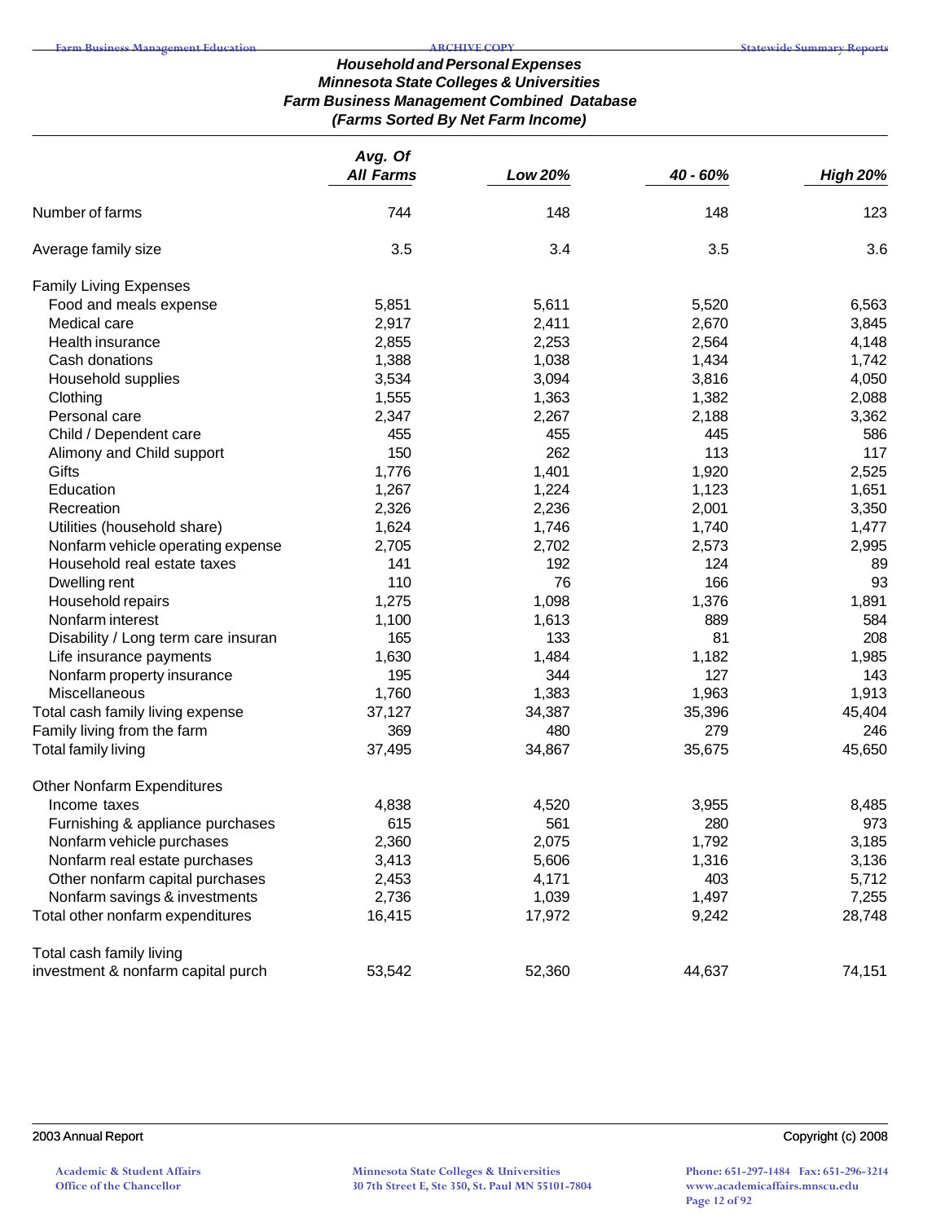### Household and Personal Expenses
### Minnesota State Colleges & Universities
### Farm Business Management Combined Database
### (Farms Sorted By Net Farm Income)

| | Avg. Of All Farms | Low 20% | 40 - 60% | High 20% |
|---|---|---|---|---|
| Number of farms | 744 | 148 | 148 | 123 |
| Average family size | 3.5 | 3.4 | 3.5 | 3.6 |
| Family Living Expenses | | | | |
| Food and meals expense | 5,851 | 5,611 | 5,520 | 6,563 |
| Medical care | 2,917 | 2,411 | 2,670 | 3,845 |
| Health insurance | 2,855 | 2,253 | 2,564 | 4,148 |
| Cash donations | 1,388 | 1,038 | 1,434 | 1,742 |
| Household supplies | 3,534 | 3,094 | 3,816 | 4,050 |
| Clothing | 1,555 | 1,363 | 1,382 | 2,088 |
| Personal care | 2,347 | 2,267 | 2,188 | 3,362 |
| Child / Dependent care | 455 | 455 | 445 | 586 |
| Alimony and Child support | 150 | 262 | 113 | 117 |
| Gifts | 1,776 | 1,401 | 1,920 | 2,525 |
| Education | 1,267 | 1,224 | 1,123 | 1,651 |
| Recreation | 2,326 | 2,236 | 2,001 | 3,350 |
| Utilities (household share) | 1,624 | 1,746 | 1,740 | 1,477 |
| Nonfarm vehicle operating expense | 2,705 | 2,702 | 2,573 | 2,995 |
| Household real estate taxes | 141 | 192 | 124 | 89 |
| Dwelling rent | 110 | 76 | 166 | 93 |
| Household repairs | 1,275 | 1,098 | 1,376 | 1,891 |
| Nonfarm interest | 1,100 | 1,613 | 889 | 584 |
| Disability / Long term care insuran | 165 | 133 | 81 | 208 |
| Life insurance payments | 1,630 | 1,484 | 1,182 | 1,985 |
| Nonfarm property insurance | 195 | 344 | 127 | 143 |
| Miscellaneous | 1,760 | 1,383 | 1,963 | 1,913 |
| Total cash family living expense | 37,127 | 34,387 | 35,396 | 45,404 |
| Family living from the farm | 369 | 480 | 279 | 246 |
| Total family living | 37,495 | 34,867 | 35,675 | 45,650 |
| Other Nonfarm Expenditures | | | | |
| Income taxes | 4,838 | 4,520 | 3,955 | 8,485 |
| Furnishing & appliance purchases | 615 | 561 | 280 | 973 |
| Nonfarm vehicle purchases | 2,360 | 2,075 | 1,792 | 3,185 |
| Nonfarm real estate purchases | 3,413 | 5,606 | 1,316 | 3,136 |
| Other nonfarm capital purchases | 2,453 | 4,171 | 403 | 5,712 |
| Nonfarm savings & investments | 2,736 | 1,039 | 1,497 | 7,255 |
| Total other nonfarm expenditures | 16,415 | 17,972 | 9,242 | 28,748 |
| Total cash family living investment & nonfarm capital purch | 53,542 | 52,360 | 44,637 | 74,151 |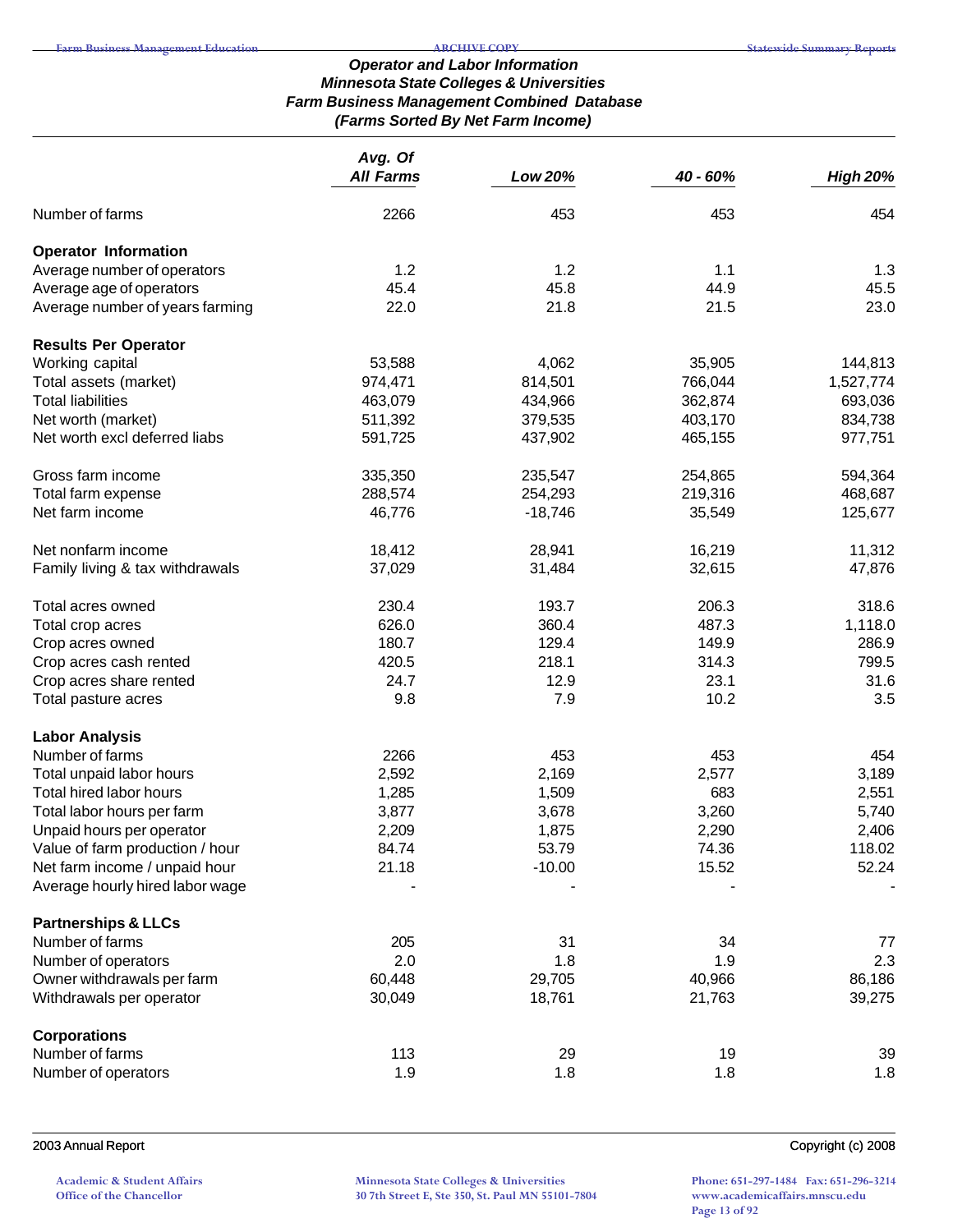### *Operator and Labor Information*
### *Minnesota State Colleges & Universities*
### *Farm Business Management Combined Database*
### *(Farms Sorted By Net Farm Income)*

| | *Avg. Of All Farms* | *Low 20%* | *40 - 60%* | *High 20%* |
|---|---|---|---|---|
| Number of farms | 2266 | 453 | 453 | 454 |
| **Operator Information** | | | | |
| Average number of operators | 1.2 | 1.2 | 1.1 | 1.3 |
| Average age of operators | 45.4 | 45.8 | 44.9 | 45.5 |
| Average number of years farming | 22.0 | 21.8 | 21.5 | 23.0 |
| **Results Per Operator** | | | | |
| Working capital | 53,588 | 4,062 | 35,905 | 144,813 |
| Total assets (market) | 974,471 | 814,501 | 766,044 | 1,527,774 |
| Total liabilities | 463,079 | 434,966 | 362,874 | 693,036 |
| Net worth (market) | 511,392 | 379,535 | 403,170 | 834,738 |
| Net worth excl deferred liabs | 591,725 | 437,902 | 465,155 | 977,751 |
| Gross farm income | 335,350 | 235,547 | 254,865 | 594,364 |
| Total farm expense | 288,574 | 254,293 | 219,316 | 468,687 |
| Net farm income | 46,776 | -18,746 | 35,549 | 125,677 |
| Net nonfarm income | 18,412 | 28,941 | 16,219 | 11,312 |
| Family living & tax withdrawals | 37,029 | 31,484 | 32,615 | 47,876 |
| Total acres owned | 230.4 | 193.7 | 206.3 | 318.6 |
| Total crop acres | 626.0 | 360.4 | 487.3 | 1,118.0 |
| Crop acres owned | 180.7 | 129.4 | 149.9 | 286.9 |
| Crop acres cash rented | 420.5 | 218.1 | 314.3 | 799.5 |
| Crop acres share rented | 24.7 | 12.9 | 23.1 | 31.6 |
| Total pasture acres | 9.8 | 7.9 | 10.2 | 3.5 |
| **Labor Analysis** | | | | |
| Number of farms | 2266 | 453 | 453 | 454 |
| Total unpaid labor hours | 2,592 | 2,169 | 2,577 | 3,189 |
| Total hired labor hours | 1,285 | 1,509 | 683 | 2,551 |
| Total labor hours per farm | 3,877 | 3,678 | 3,260 | 5,740 |
| Unpaid hours per operator | 2,209 | 1,875 | 2,290 | 2,406 |
| Value of farm production / hour | 84.74 | 53.79 | 74.36 | 118.02 |
| Net farm income / unpaid hour | 21.18 | -10.00 | 15.52 | 52.24 |
| Average hourly hired labor wage | - | - | - | - |
| **Partnerships & LLCs** | | | | |
| Number of farms | 205 | 31 | 34 | 77 |
| Number of operators | 2.0 | 1.8 | 1.9 | 2.3 |
| Owner withdrawals per farm | 60,448 | 29,705 | 40,966 | 86,186 |
| Withdrawals per operator | 30,049 | 18,761 | 21,763 | 39,275 |
| **Corporations** | | | | |
| Number of farms | 113 | 29 | 19 | 39 |
| Number of operators | 1.9 | 1.8 | 1.8 | 1.8 |

2003 Annual Report  Copyright (c) 2008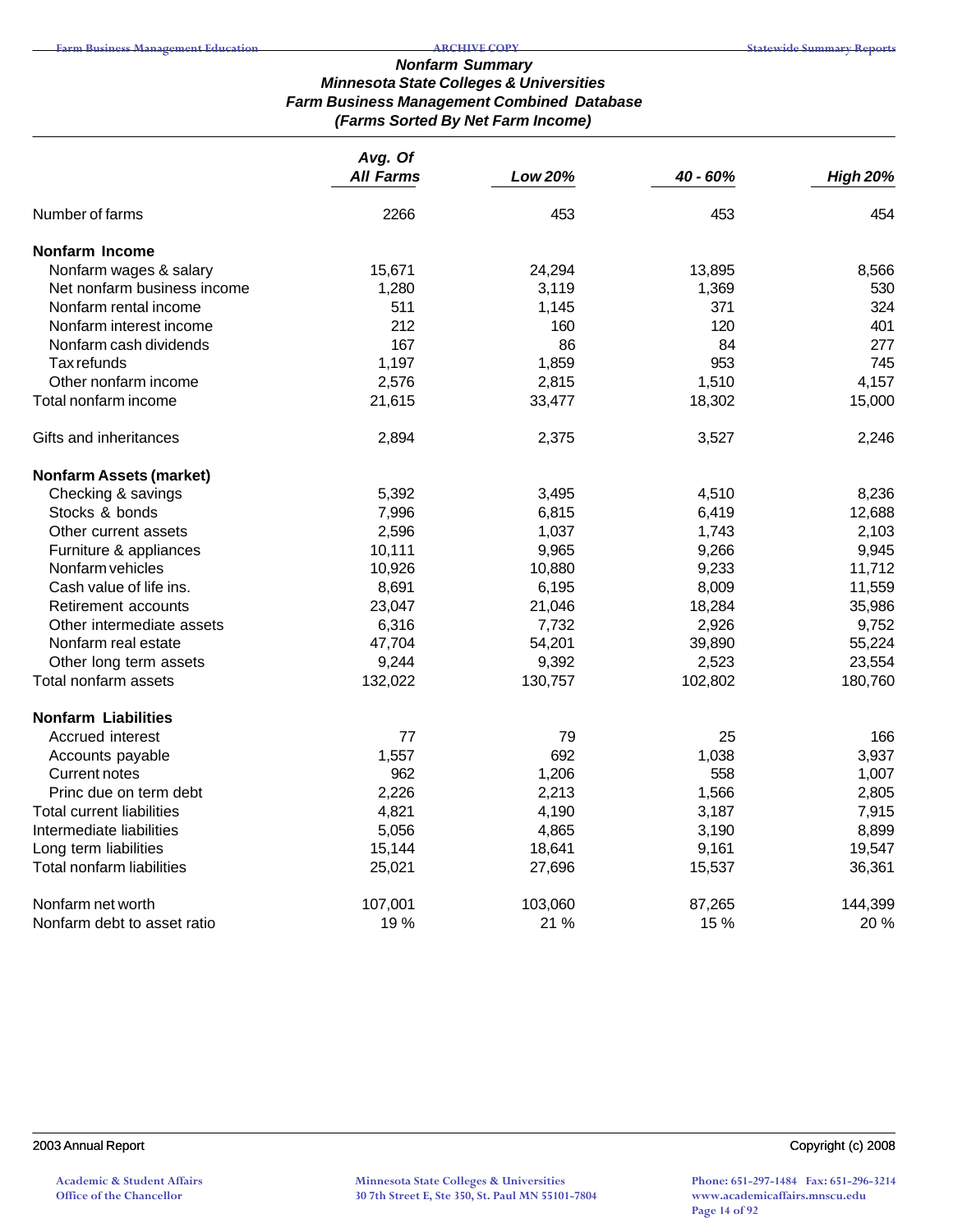## Nonfarm Summary
### Minnesota State Colleges & Universities
### Farm Business Management Combined Database
### (Farms Sorted By Net Farm Income)

| | Avg. Of All Farms | Low 20% | 40 - 60% | High 20% |
|---|---|---|---|---|
| Number of farms | 2266 | 453 | 453 | 454 |
| **Nonfarm Income** | | | | |
| Nonfarm wages & salary | 15,671 | 24,294 | 13,895 | 8,566 |
| Net nonfarm business income | 1,280 | 3,119 | 1,369 | 530 |
| Nonfarm rental income | 511 | 1,145 | 371 | 324 |
| Nonfarm interest income | 212 | 160 | 120 | 401 |
| Nonfarm cash dividends | 167 | 86 | 84 | 277 |
| Tax refunds | 1,197 | 1,859 | 953 | 745 |
| Other nonfarm income | 2,576 | 2,815 | 1,510 | 4,157 |
| Total nonfarm income | 21,615 | 33,477 | 18,302 | 15,000 |
| Gifts and inheritances | 2,894 | 2,375 | 3,527 | 2,246 |
| **Nonfarm Assets (market)** | | | | |
| Checking & savings | 5,392 | 3,495 | 4,510 | 8,236 |
| Stocks & bonds | 7,996 | 6,815 | 6,419 | 12,688 |
| Other current assets | 2,596 | 1,037 | 1,743 | 2,103 |
| Furniture & appliances | 10,111 | 9,965 | 9,266 | 9,945 |
| Nonfarm vehicles | 10,926 | 10,880 | 9,233 | 11,712 |
| Cash value of life ins. | 8,691 | 6,195 | 8,009 | 11,559 |
| Retirement accounts | 23,047 | 21,046 | 18,284 | 35,986 |
| Other intermediate assets | 6,316 | 7,732 | 2,926 | 9,752 |
| Nonfarm real estate | 47,704 | 54,201 | 39,890 | 55,224 |
| Other long term assets | 9,244 | 9,392 | 2,523 | 23,554 |
| Total nonfarm assets | 132,022 | 130,757 | 102,802 | 180,760 |
| **Nonfarm Liabilities** | | | | |
| Accrued interest | 77 | 79 | 25 | 166 |
| Accounts payable | 1,557 | 692 | 1,038 | 3,937 |
| Current notes | 962 | 1,206 | 558 | 1,007 |
| Princ due on term debt | 2,226 | 2,213 | 1,566 | 2,805 |
| Total current liabilities | 4,821 | 4,190 | 3,187 | 7,915 |
| Intermediate liabilities | 5,056 | 4,865 | 3,190 | 8,899 |
| Long term liabilities | 15,144 | 18,641 | 9,161 | 19,547 |
| Total nonfarm liabilities | 25,021 | 27,696 | 15,537 | 36,361 |
| Nonfarm net worth | 107,001 | 103,060 | 87,265 | 144,399 |
| Nonfarm debt to asset ratio | 19 % | 21 % | 15 % | 20 % |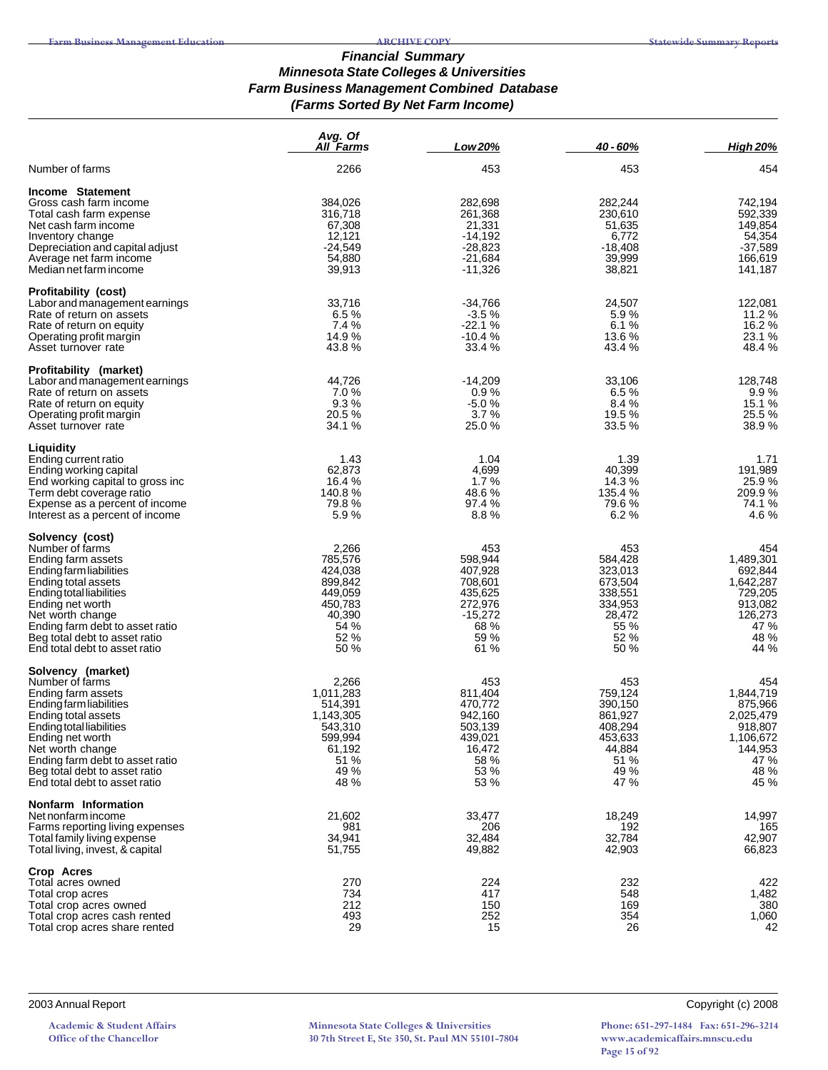# Financial Summary
## Minnesota State Colleges & Universities
## Farm Business Management Combined Database
## (Farms Sorted By Net Farm Income)

| | Avg. Of All Farms | Low 20% | 40 - 60% | High 20% |
|---|---|---|---|---|
| Number of farms | 2266 | 453 | 453 | 454 |
| **Income Statement** | | | | |
| Gross cash farm income | 384,026 | 282,698 | 282,244 | 742,194 |
| Total cash farm expense | 316,718 | 261,368 | 230,610 | 592,339 |
| Net cash farm income | 67,308 | 21,331 | 51,635 | 149,854 |
| Inventory change | 12,121 | -14,192 | 6,772 | 54,354 |
| Depreciation and capital adjust | -24,549 | -28,823 | -18,408 | -37,589 |
| Average net farm income | 54,880 | -21,684 | 39,999 | 166,619 |
| Median net farm income | 39,913 | -11,326 | 38,821 | 141,187 |
| **Profitability (cost)** | | | | |
| Labor and management earnings | 33,716 | -34,766 | 24,507 | 122,081 |
| Rate of return on assets | 6.5 % | -3.5 % | 5.9 % | 11.2 % |
| Rate of return on equity | 7.4 % | -22.1 % | 6.1 % | 16.2 % |
| Operating profit margin | 14.9 % | -10.4 % | 13.6 % | 23.1 % |
| Asset turnover rate | 43.8 % | 33.4 % | 43.4 % | 48.4 % |
| **Profitability (market)** | | | | |
| Labor and management earnings | 44,726 | -14,209 | 33,106 | 128,748 |
| Rate of return on assets | 7.0 % | 0.9 % | 6.5 % | 9.9 % |
| Rate of return on equity | 9.3 % | -5.0 % | 8.4 % | 15.1 % |
| Operating profit margin | 20.5 % | 3.7 % | 19.5 % | 25.5 % |
| Asset turnover rate | 34.1 % | 25.0 % | 33.5 % | 38.9 % |
| **Liquidity** | | | | |
| Ending current ratio | 1.43 | 1.04 | 1.39 | 1.71 |
| Ending working capital | 62,873 | 4,699 | 40,399 | 191,989 |
| End working capital to gross inc | 16.4 % | 1.7 % | 14.3 % | 25.9 % |
| Term debt coverage ratio | 140.8 % | 48.6 % | 135.4 % | 209.9 % |
| Expense as a percent of income | 79.8 % | 97.4 % | 79.6 % | 74.1 % |
| Interest as a percent of income | 5.9 % | 8.8 % | 6.2 % | 4.6 % |
| **Solvency (cost)** | | | | |
| Number of farms | 2,266 | 453 | 453 | 454 |
| Ending farm assets | 785,576 | 598,944 | 584,428 | 1,489,301 |
| Ending farm liabilities | 424,038 | 407,928 | 323,013 | 692,844 |
| Ending total assets | 899,842 | 708,601 | 673,504 | 1,642,287 |
| Ending total liabilities | 449,059 | 435,625 | 338,551 | 729,205 |
| Ending net worth | 450,783 | 272,976 | 334,953 | 913,082 |
| Net worth change | 40,390 | -15,272 | 28,472 | 126,273 |
| Ending farm debt to asset ratio | 54 % | 68 % | 55 % | 47 % |
| Beg total debt to asset ratio | 52 % | 59 % | 52 % | 48 % |
| End total debt to asset ratio | 50 % | 61 % | 50 % | 44 % |
| **Solvency (market)** | | | | |
| Number of farms | 2,266 | 453 | 453 | 454 |
| Ending farm assets | 1,011,283 | 811,404 | 759,124 | 1,844,719 |
| Ending farm liabilities | 514,391 | 470,772 | 390,150 | 875,966 |
| Ending total assets | 1,143,305 | 942,160 | 861,927 | 2,025,479 |
| Ending total liabilities | 543,310 | 503,139 | 408,294 | 918,807 |
| Ending net worth | 599,994 | 439,021 | 453,633 | 1,106,672 |
| Net worth change | 61,192 | 16,472 | 44,884 | 144,953 |
| Ending farm debt to asset ratio | 51 % | 58 % | 51 % | 47 % |
| Beg total debt to asset ratio | 49 % | 53 % | 49 % | 48 % |
| End total debt to asset ratio | 48 % | 53 % | 47 % | 45 % |
| **Nonfarm Information** | | | | |
| Net nonfarm income | 21,602 | 33,477 | 18,249 | 14,997 |
| Farms reporting living expenses | 981 | 206 | 192 | 165 |
| Total family living expense | 34,941 | 32,484 | 32,784 | 42,907 |
| Total living, invest, & capital | 51,755 | 49,882 | 42,903 | 66,823 |
| **Crop Acres** | | | | |
| Total acres owned | 270 | 224 | 232 | 422 |
| Total crop acres | 734 | 417 | 548 | 1,482 |
| Total crop acres owned | 212 | 150 | 169 | 380 |
| Total crop acres cash rented | 493 | 252 | 354 | 1,060 |
| Total crop acres share rented | 29 | 15 | 26 | 42 |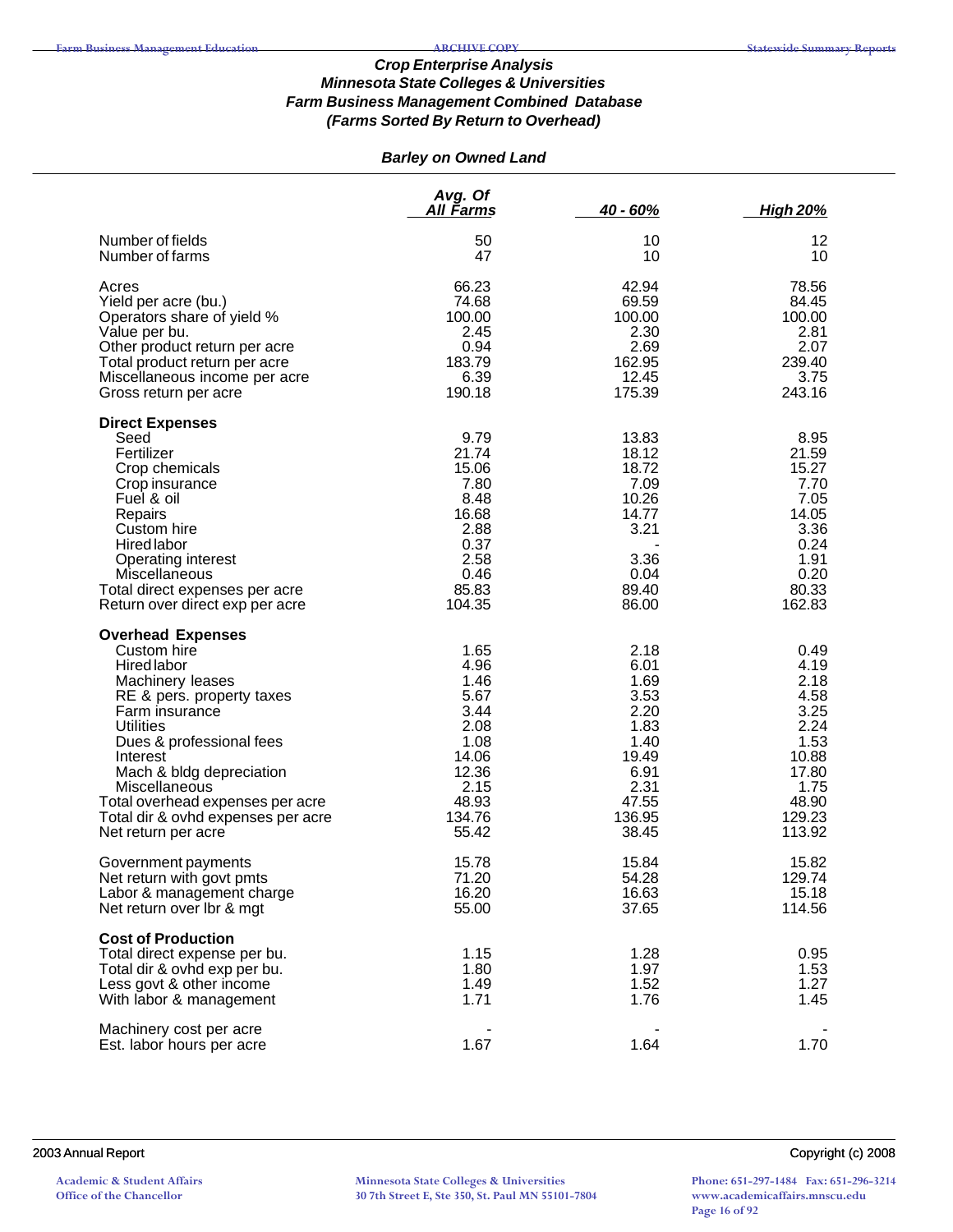### *Crop Enterprise Analysis*
### *Minnesota State Colleges & Universities*
### *Farm Business Management Combined Database*
### *(Farms Sorted By Return to Overhead)*

#### *Barley on Owned Land*

| | Avg. Of All Farms | 40 - 60% | High 20% |
|---|---|---|---|
| Number of fields | 50 | 10 | 12 |
| Number of farms | 47 | 10 | 10 |
| Acres | 66.23 | 42.94 | 78.56 |
| Yield per acre (bu.) | 74.68 | 69.59 | 84.45 |
| Operators share of yield % | 100.00 | 100.00 | 100.00 |
| Value per bu. | 2.45 | 2.30 | 2.81 |
| Other product return per acre | 0.94 | 2.69 | 2.07 |
| Total product return per acre | 183.79 | 162.95 | 239.40 |
| Miscellaneous income per acre | 6.39 | 12.45 | 3.75 |
| Gross return per acre | 190.18 | 175.39 | 243.16 |
| **Direct Expenses** | | | |
| Seed | 9.79 | 13.83 | 8.95 |
| Fertilizer | 21.74 | 18.12 | 21.59 |
| Crop chemicals | 15.06 | 18.72 | 15.27 |
| Crop insurance | 7.80 | 7.09 | 7.70 |
| Fuel & oil | 8.48 | 10.26 | 7.05 |
| Repairs | 16.68 | 14.77 | 14.05 |
| Custom hire | 2.88 | 3.21 | 3.36 |
| Hired labor | 0.37 | - | 0.24 |
| Operating interest | 2.58 | 3.36 | 1.91 |
| Miscellaneous | 0.46 | 0.04 | 0.20 |
| Total direct expenses per acre | 85.83 | 89.40 | 80.33 |
| Return over direct exp per acre | 104.35 | 86.00 | 162.83 |
| **Overhead Expenses** | | | |
| Custom hire | 1.65 | 2.18 | 0.49 |
| Hired labor | 4.96 | 6.01 | 4.19 |
| Machinery leases | 1.46 | 1.69 | 2.18 |
| RE & pers. property taxes | 5.67 | 3.53 | 4.58 |
| Farm insurance | 3.44 | 2.20 | 3.25 |
| Utilities | 2.08 | 1.83 | 2.24 |
| Dues & professional fees | 1.08 | 1.40 | 1.53 |
| Interest | 14.06 | 19.49 | 10.88 |
| Mach & bldg depreciation | 12.36 | 6.91 | 17.80 |
| Miscellaneous | 2.15 | 2.31 | 1.75 |
| Total overhead expenses per acre | 48.93 | 47.55 | 48.90 |
| Total dir & ovhd expenses per acre | 134.76 | 136.95 | 129.23 |
| Net return per acre | 55.42 | 38.45 | 113.92 |
| Government payments | 15.78 | 15.84 | 15.82 |
| Net return with govt pmts | 71.20 | 54.28 | 129.74 |
| Labor & management charge | 16.20 | 16.63 | 15.18 |
| Net return over lbr & mgt | 55.00 | 37.65 | 114.56 |
| **Cost of Production** | | | |
| Total direct expense per bu. | 1.15 | 1.28 | 0.95 |
| Total dir & ovhd exp per bu. | 1.80 | 1.97 | 1.53 |
| Less govt & other income | 1.49 | 1.52 | 1.27 |
| With labor & management | 1.71 | 1.76 | 1.45 |
| Machinery cost per acre | - | - | - |
| Est. labor hours per acre | 1.67 | 1.64 | 1.70 |

2003 Annual Report — Copyright (c) 2008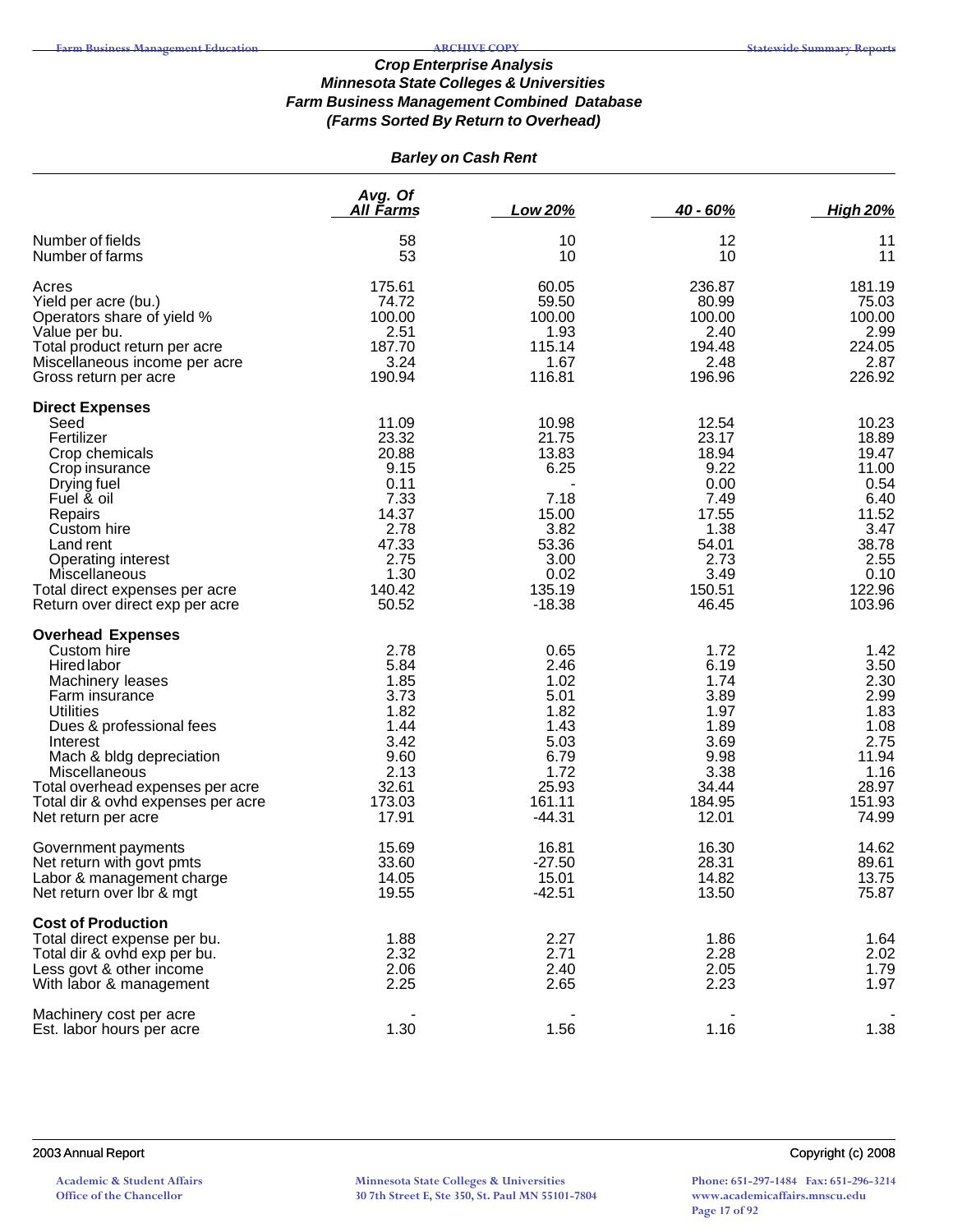### *Crop Enterprise Analysis*
### *Minnesota State Colleges & Universities*
### *Farm Business Management Combined Database*
### *(Farms Sorted By Return to Overhead)*

#### *Barley on Cash Rent*

| | Avg. Of All Farms | Low 20% | 40 - 60% | High 20% |
|---|---|---|---|---|
| Number of fields | 58 | 10 | 12 | 11 |
| Number of farms | 53 | 10 | 10 | 11 |
| Acres | 175.61 | 60.05 | 236.87 | 181.19 |
| Yield per acre (bu.) | 74.72 | 59.50 | 80.99 | 75.03 |
| Operators share of yield % | 100.00 | 100.00 | 100.00 | 100.00 |
| Value per bu. | 2.51 | 1.93 | 2.40 | 2.99 |
| Total product return per acre | 187.70 | 115.14 | 194.48 | 224.05 |
| Miscellaneous income per acre | 3.24 | 1.67 | 2.48 | 2.87 |
| Gross return per acre | 190.94 | 116.81 | 196.96 | 226.92 |
| **Direct Expenses** | | | | |
| Seed | 11.09 | 10.98 | 12.54 | 10.23 |
| Fertilizer | 23.32 | 21.75 | 23.17 | 18.89 |
| Crop chemicals | 20.88 | 13.83 | 18.94 | 19.47 |
| Crop insurance | 9.15 | 6.25 | 9.22 | 11.00 |
| Drying fuel | 0.11 | - | 0.00 | 0.54 |
| Fuel & oil | 7.33 | 7.18 | 7.49 | 6.40 |
| Repairs | 14.37 | 15.00 | 17.55 | 11.52 |
| Custom hire | 2.78 | 3.82 | 1.38 | 3.47 |
| Land rent | 47.33 | 53.36 | 54.01 | 38.78 |
| Operating interest | 2.75 | 3.00 | 2.73 | 2.55 |
| Miscellaneous | 1.30 | 0.02 | 3.49 | 0.10 |
| Total direct expenses per acre | 140.42 | 135.19 | 150.51 | 122.96 |
| Return over direct exp per acre | 50.52 | -18.38 | 46.45 | 103.96 |
| **Overhead Expenses** | | | | |
| Custom hire | 2.78 | 0.65 | 1.72 | 1.42 |
| Hired labor | 5.84 | 2.46 | 6.19 | 3.50 |
| Machinery leases | 1.85 | 1.02 | 1.74 | 2.30 |
| Farm insurance | 3.73 | 5.01 | 3.89 | 2.99 |
| Utilities | 1.82 | 1.82 | 1.97 | 1.83 |
| Dues & professional fees | 1.44 | 1.43 | 1.89 | 1.08 |
| Interest | 3.42 | 5.03 | 3.69 | 2.75 |
| Mach & bldg depreciation | 9.60 | 6.79 | 9.98 | 11.94 |
| Miscellaneous | 2.13 | 1.72 | 3.38 | 1.16 |
| Total overhead expenses per acre | 32.61 | 25.93 | 34.44 | 28.97 |
| Total dir & ovhd expenses per acre | 173.03 | 161.11 | 184.95 | 151.93 |
| Net return per acre | 17.91 | -44.31 | 12.01 | 74.99 |
| Government payments | 15.69 | 16.81 | 16.30 | 14.62 |
| Net return with govt pmts | 33.60 | -27.50 | 28.31 | 89.61 |
| Labor & management charge | 14.05 | 15.01 | 14.82 | 13.75 |
| Net return over lbr & mgt | 19.55 | -42.51 | 13.50 | 75.87 |
| **Cost of Production** | | | | |
| Total direct expense per bu. | 1.88 | 2.27 | 1.86 | 1.64 |
| Total dir & ovhd exp per bu. | 2.32 | 2.71 | 2.28 | 2.02 |
| Less govt & other income | 2.06 | 2.40 | 2.05 | 1.79 |
| With labor & management | 2.25 | 2.65 | 2.23 | 1.97 |
| Machinery cost per acre | - | - | - | - |
| Est. labor hours per acre | 1.30 | 1.56 | 1.16 | 1.38 |

2003 Annual Report

Copyright (c) 2008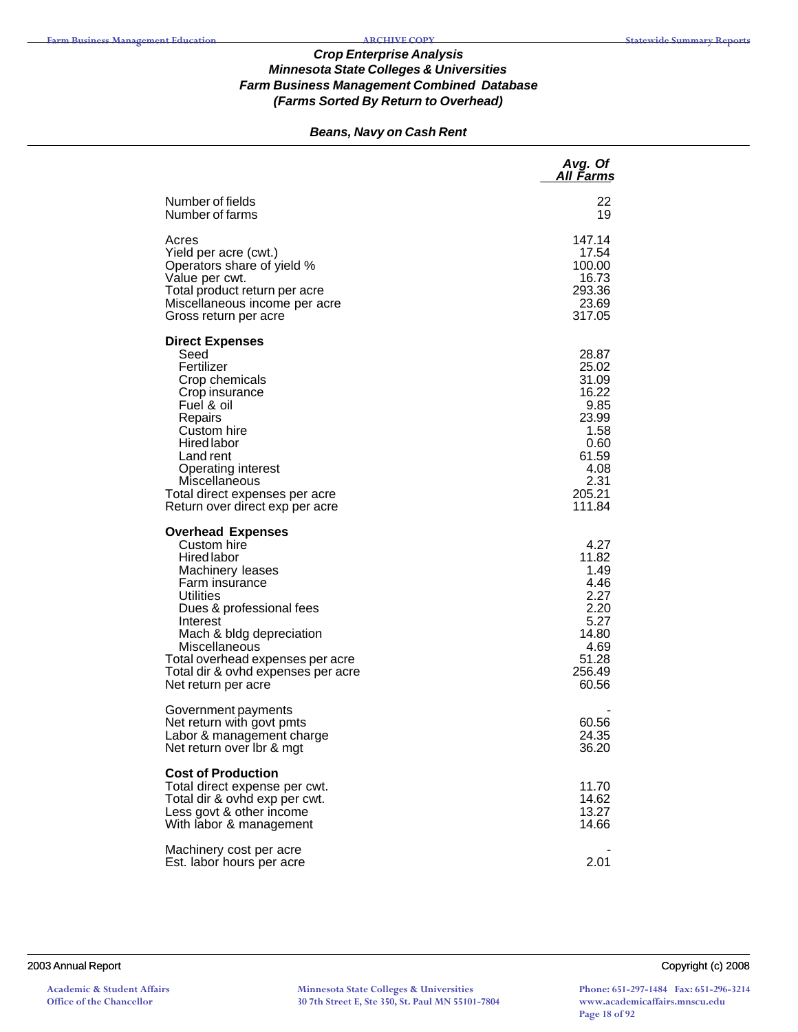### *Crop Enterprise Analysis*
### *Minnesota State Colleges & Universities*
### *Farm Business Management Combined Database*
### *(Farms Sorted By Return to Overhead)*

#### *Beans, Navy on Cash Rent*

| | Avg. Of All Farms |
|---|---|
| Number of fields | 22 |
| Number of farms | 19 |
| | |
| Acres | 147.14 |
| Yield per acre (cwt.) | 17.54 |
| Operators share of yield % | 100.00 |
| Value per cwt. | 16.73 |
| Total product return per acre | 293.36 |
| Miscellaneous income per acre | 23.69 |
| Gross return per acre | 317.05 |
| | |
| **Direct Expenses** | |
| Seed | 28.87 |
| Fertilizer | 25.02 |
| Crop chemicals | 31.09 |
| Crop insurance | 16.22 |
| Fuel & oil | 9.85 |
| Repairs | 23.99 |
| Custom hire | 1.58 |
| Hired labor | 0.60 |
| Land rent | 61.59 |
| Operating interest | 4.08 |
| Miscellaneous | 2.31 |
| Total direct expenses per acre | 205.21 |
| Return over direct exp per acre | 111.84 |
| | |
| **Overhead Expenses** | |
| Custom hire | 4.27 |
| Hired labor | 11.82 |
| Machinery leases | 1.49 |
| Farm insurance | 4.46 |
| Utilities | 2.27 |
| Dues & professional fees | 2.20 |
| Interest | 5.27 |
| Mach & bldg depreciation | 14.80 |
| Miscellaneous | 4.69 |
| Total overhead expenses per acre | 51.28 |
| Total dir & ovhd expenses per acre | 256.49 |
| Net return per acre | 60.56 |
| | |
| Government payments | - |
| Net return with govt pmts | 60.56 |
| Labor & management charge | 24.35 |
| Net return over lbr & mgt | 36.20 |
| | |
| **Cost of Production** | |
| Total direct expense per cwt. | 11.70 |
| Total dir & ovhd exp per cwt. | 14.62 |
| Less govt & other income | 13.27 |
| With labor & management | 14.66 |
| | |
| Machinery cost per acre | - |
| Est. labor hours per acre | 2.01 |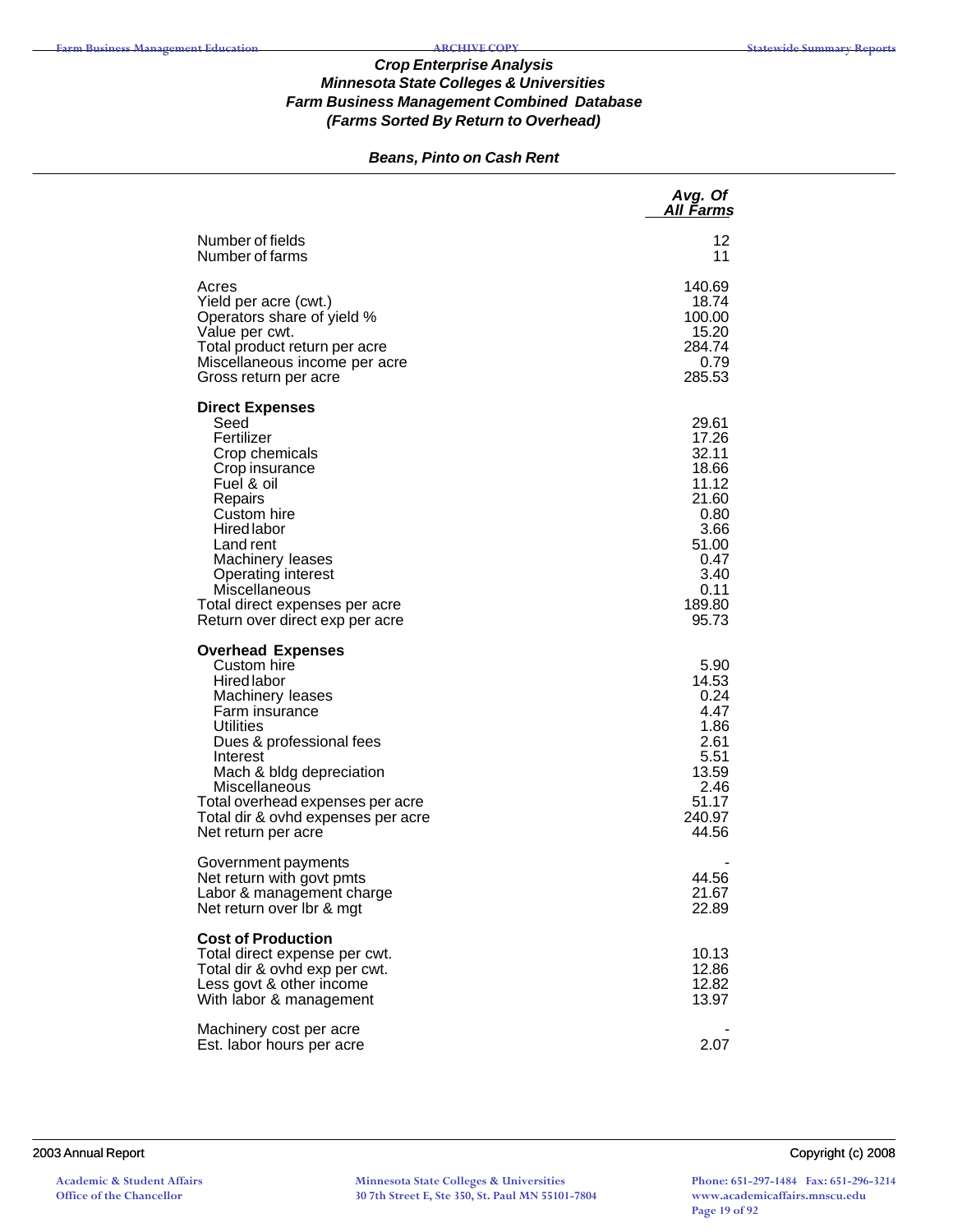### *Crop Enterprise Analysis*
### *Minnesota State Colleges & Universities*
### *Farm Business Management Combined Database*
### *(Farms Sorted By Return to Overhead)*

#### *Beans, Pinto on Cash Rent*

| | *Avg. Of All Farms* |
|---|---|
| Number of fields | 12 |
| Number of farms | 11 |
| | |
| Acres | 140.69 |
| Yield per acre (cwt.) | 18.74 |
| Operators share of yield % | 100.00 |
| Value per cwt. | 15.20 |
| Total product return per acre | 284.74 |
| Miscellaneous income per acre | 0.79 |
| Gross return per acre | 285.53 |
| | |
| **Direct Expenses** | |
| Seed | 29.61 |
| Fertilizer | 17.26 |
| Crop chemicals | 32.11 |
| Crop insurance | 18.66 |
| Fuel & oil | 11.12 |
| Repairs | 21.60 |
| Custom hire | 0.80 |
| Hired labor | 3.66 |
| Land rent | 51.00 |
| Machinery leases | 0.47 |
| Operating interest | 3.40 |
| Miscellaneous | 0.11 |
| Total direct expenses per acre | 189.80 |
| Return over direct exp per acre | 95.73 |
| | |
| **Overhead Expenses** | |
| Custom hire | 5.90 |
| Hired labor | 14.53 |
| Machinery leases | 0.24 |
| Farm insurance | 4.47 |
| Utilities | 1.86 |
| Dues & professional fees | 2.61 |
| Interest | 5.51 |
| Mach & bldg depreciation | 13.59 |
| Miscellaneous | 2.46 |
| Total overhead expenses per acre | 51.17 |
| Total dir & ovhd expenses per acre | 240.97 |
| Net return per acre | 44.56 |
| | |
| Government payments | - |
| Net return with govt pmts | 44.56 |
| Labor & management charge | 21.67 |
| Net return over lbr & mgt | 22.89 |
| | |
| **Cost of Production** | |
| Total direct expense per cwt. | 10.13 |
| Total dir & ovhd exp per cwt. | 12.86 |
| Less govt & other income | 12.82 |
| With labor & management | 13.97 |
| | |
| Machinery cost per acre | - |
| Est. labor hours per acre | 2.07 |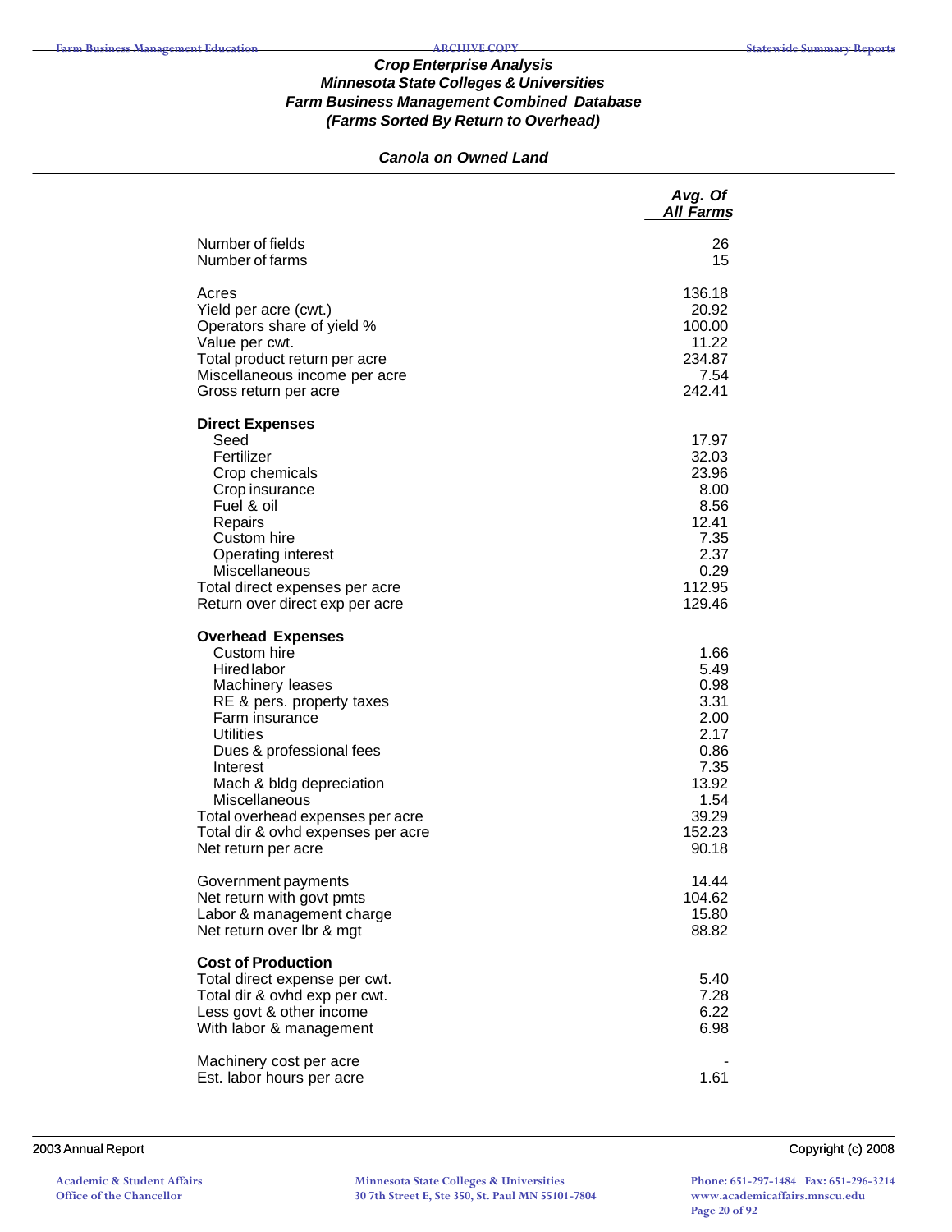### *Crop Enterprise Analysis*
### *Minnesota State Colleges & Universities*
### *Farm Business Management Combined Database*
### *(Farms Sorted By Return to Overhead)*

#### *Canola on Owned Land*

| | *Avg. Of All Farms* |
|---|---|
| Number of fields | 26 |
| Number of farms | 15 |
| | |
| Acres | 136.18 |
| Yield per acre (cwt.) | 20.92 |
| Operators share of yield % | 100.00 |
| Value per cwt. | 11.22 |
| Total product return per acre | 234.87 |
| Miscellaneous income per acre | 7.54 |
| Gross return per acre | 242.41 |
| | |
| **Direct Expenses** | |
| Seed | 17.97 |
| Fertilizer | 32.03 |
| Crop chemicals | 23.96 |
| Crop insurance | 8.00 |
| Fuel & oil | 8.56 |
| Repairs | 12.41 |
| Custom hire | 7.35 |
| Operating interest | 2.37 |
| Miscellaneous | 0.29 |
| Total direct expenses per acre | 112.95 |
| Return over direct exp per acre | 129.46 |
| | |
| **Overhead Expenses** | |
| Custom hire | 1.66 |
| Hired labor | 5.49 |
| Machinery leases | 0.98 |
| RE & pers. property taxes | 3.31 |
| Farm insurance | 2.00 |
| Utilities | 2.17 |
| Dues & professional fees | 0.86 |
| Interest | 7.35 |
| Mach & bldg depreciation | 13.92 |
| Miscellaneous | 1.54 |
| Total overhead expenses per acre | 39.29 |
| Total dir & ovhd expenses per acre | 152.23 |
| Net return per acre | 90.18 |
| | |
| Government payments | 14.44 |
| Net return with govt pmts | 104.62 |
| Labor & management charge | 15.80 |
| Net return over lbr & mgt | 88.82 |
| | |
| **Cost of Production** | |
| Total direct expense per cwt. | 5.40 |
| Total dir & ovhd exp per cwt. | 7.28 |
| Less govt & other income | 6.22 |
| With labor & management | 6.98 |
| | |
| Machinery cost per acre | - |
| Est. labor hours per acre | 1.61 |

2003 Annual Report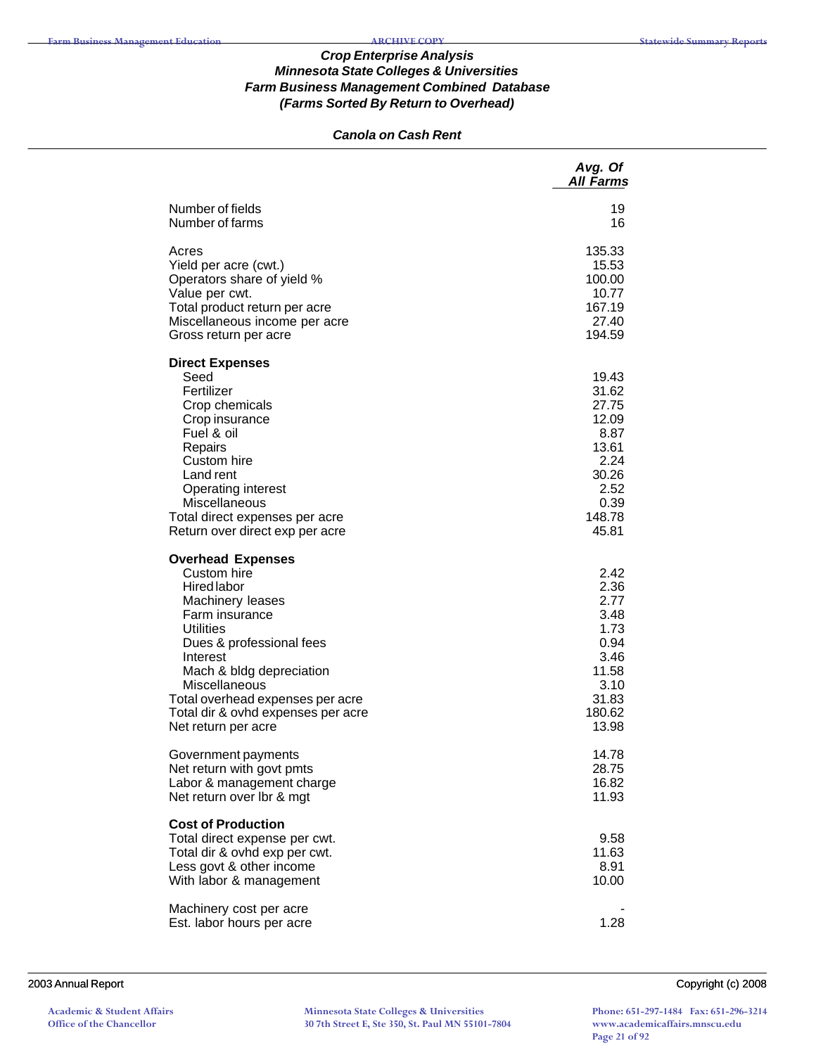### *Crop Enterprise Analysis*
### *Minnesota State Colleges & Universities*
### *Farm Business Management Combined Database*
### *(Farms Sorted By Return to Overhead)*

#### *Canola on Cash Rent*

| | *Avg. Of All Farms* |
|---|---|
| Number of fields | 19 |
| Number of farms | 16 |
| | |
| Acres | 135.33 |
| Yield per acre (cwt.) | 15.53 |
| Operators share of yield % | 100.00 |
| Value per cwt. | 10.77 |
| Total product return per acre | 167.19 |
| Miscellaneous income per acre | 27.40 |
| Gross return per acre | 194.59 |
| | |
| **Direct Expenses** | |
| Seed | 19.43 |
| Fertilizer | 31.62 |
| Crop chemicals | 27.75 |
| Crop insurance | 12.09 |
| Fuel & oil | 8.87 |
| Repairs | 13.61 |
| Custom hire | 2.24 |
| Land rent | 30.26 |
| Operating interest | 2.52 |
| Miscellaneous | 0.39 |
| Total direct expenses per acre | 148.78 |
| Return over direct exp per acre | 45.81 |
| | |
| **Overhead Expenses** | |
| Custom hire | 2.42 |
| Hired labor | 2.36 |
| Machinery leases | 2.77 |
| Farm insurance | 3.48 |
| Utilities | 1.73 |
| Dues & professional fees | 0.94 |
| Interest | 3.46 |
| Mach & bldg depreciation | 11.58 |
| Miscellaneous | 3.10 |
| Total overhead expenses per acre | 31.83 |
| Total dir & ovhd expenses per acre | 180.62 |
| Net return per acre | 13.98 |
| | |
| Government payments | 14.78 |
| Net return with govt pmts | 28.75 |
| Labor & management charge | 16.82 |
| Net return over lbr & mgt | 11.93 |
| | |
| **Cost of Production** | |
| Total direct expense per cwt. | 9.58 |
| Total dir & ovhd exp per cwt. | 11.63 |
| Less govt & other income | 8.91 |
| With labor & management | 10.00 |
| | |
| Machinery cost per acre | - |
| Est. labor hours per acre | 1.28 |

2003 Annual Report

Copyright (c) 2008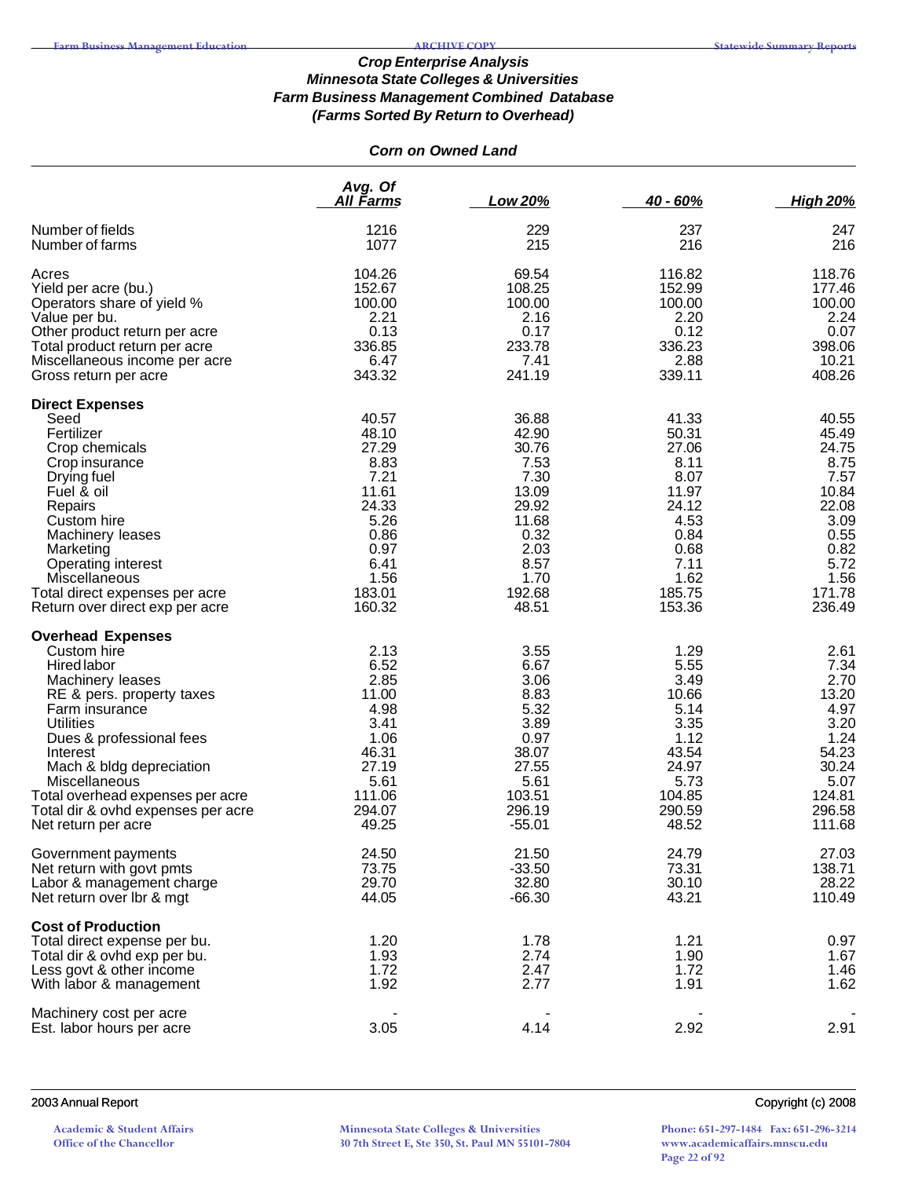### *Crop Enterprise Analysis*
### *Minnesota State Colleges & Universities*
### *Farm Business Management Combined Database*
### *(Farms Sorted By Return to Overhead)*

#### *Corn on Owned Land*

| | Avg. Of All Farms | Low 20% | 40 - 60% | High 20% |
|---|---|---|---|---|
| Number of fields | 1216 | 229 | 237 | 247 |
| Number of farms | 1077 | 215 | 216 | 216 |
| | | | | |
| Acres | 104.26 | 69.54 | 116.82 | 118.76 |
| Yield per acre (bu.) | 152.67 | 108.25 | 152.99 | 177.46 |
| Operators share of yield % | 100.00 | 100.00 | 100.00 | 100.00 |
| Value per bu. | 2.21 | 2.16 | 2.20 | 2.24 |
| Other product return per acre | 0.13 | 0.17 | 0.12 | 0.07 |
| Total product return per acre | 336.85 | 233.78 | 336.23 | 398.06 |
| Miscellaneous income per acre | 6.47 | 7.41 | 2.88 | 10.21 |
| Gross return per acre | 343.32 | 241.19 | 339.11 | 408.26 |
| **Direct Expenses** | | | | |
| Seed | 40.57 | 36.88 | 41.33 | 40.55 |
| Fertilizer | 48.10 | 42.90 | 50.31 | 45.49 |
| Crop chemicals | 27.29 | 30.76 | 27.06 | 24.75 |
| Crop insurance | 8.83 | 7.53 | 8.11 | 8.75 |
| Drying fuel | 7.21 | 7.30 | 8.07 | 7.57 |
| Fuel & oil | 11.61 | 13.09 | 11.97 | 10.84 |
| Repairs | 24.33 | 29.92 | 24.12 | 22.08 |
| Custom hire | 5.26 | 11.68 | 4.53 | 3.09 |
| Machinery leases | 0.86 | 0.32 | 0.84 | 0.55 |
| Marketing | 0.97 | 2.03 | 0.68 | 0.82 |
| Operating interest | 6.41 | 8.57 | 7.11 | 5.72 |
| Miscellaneous | 1.56 | 1.70 | 1.62 | 1.56 |
| Total direct expenses per acre | 183.01 | 192.68 | 185.75 | 171.78 |
| Return over direct exp per acre | 160.32 | 48.51 | 153.36 | 236.49 |
| **Overhead Expenses** | | | | |
| Custom hire | 2.13 | 3.55 | 1.29 | 2.61 |
| Hired labor | 6.52 | 6.67 | 5.55 | 7.34 |
| Machinery leases | 2.85 | 3.06 | 3.49 | 2.70 |
| RE & pers. property taxes | 11.00 | 8.83 | 10.66 | 13.20 |
| Farm insurance | 4.98 | 5.32 | 5.14 | 4.97 |
| Utilities | 3.41 | 3.89 | 3.35 | 3.20 |
| Dues & professional fees | 1.06 | 0.97 | 1.12 | 1.24 |
| Interest | 46.31 | 38.07 | 43.54 | 54.23 |
| Mach & bldg depreciation | 27.19 | 27.55 | 24.97 | 30.24 |
| Miscellaneous | 5.61 | 5.61 | 5.73 | 5.07 |
| Total overhead expenses per acre | 111.06 | 103.51 | 104.85 | 124.81 |
| Total dir & ovhd expenses per acre | 294.07 | 296.19 | 290.59 | 296.58 |
| Net return per acre | 49.25 | -55.01 | 48.52 | 111.68 |
| | | | | |
| Government payments | 24.50 | 21.50 | 24.79 | 27.03 |
| Net return with govt pmts | 73.75 | -33.50 | 73.31 | 138.71 |
| Labor & management charge | 29.70 | 32.80 | 30.10 | 28.22 |
| Net return over lbr & mgt | 44.05 | -66.30 | 43.21 | 110.49 |
| **Cost of Production** | | | | |
| Total direct expense per bu. | 1.20 | 1.78 | 1.21 | 0.97 |
| Total dir & ovhd exp per bu. | 1.93 | 2.74 | 1.90 | 1.67 |
| Less govt & other income | 1.72 | 2.47 | 1.72 | 1.46 |
| With labor & management | 1.92 | 2.77 | 1.91 | 1.62 |
| | | | | |
| Machinery cost per acre | - | - | - | - |
| Est. labor hours per acre | 3.05 | 4.14 | 2.92 | 2.91 |

2003 Annual Report — Copyright (c) 2008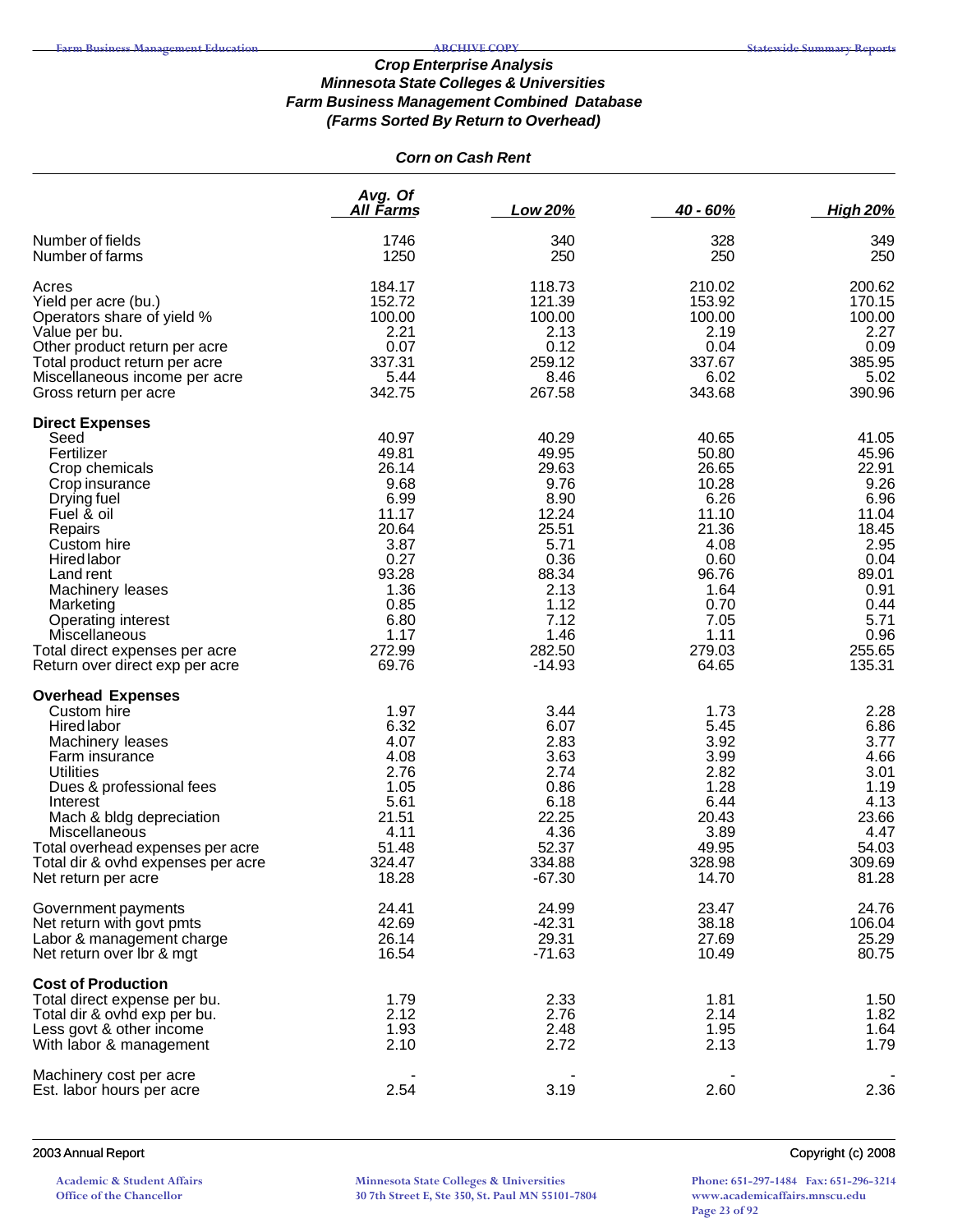### *Crop Enterprise Analysis*
### *Minnesota State Colleges & Universities*
### *Farm Business Management Combined Database*
### *(Farms Sorted By Return to Overhead)*

#### *Corn on Cash Rent*

| | Avg. Of All Farms | Low 20% | 40 - 60% | High 20% |
|---|---|---|---|---|
| Number of fields | 1746 | 340 | 328 | 349 |
| Number of farms | 1250 | 250 | 250 | 250 |
| Acres | 184.17 | 118.73 | 210.02 | 200.62 |
| Yield per acre (bu.) | 152.72 | 121.39 | 153.92 | 170.15 |
| Operators share of yield % | 100.00 | 100.00 | 100.00 | 100.00 |
| Value per bu. | 2.21 | 2.13 | 2.19 | 2.27 |
| Other product return per acre | 0.07 | 0.12 | 0.04 | 0.09 |
| Total product return per acre | 337.31 | 259.12 | 337.67 | 385.95 |
| Miscellaneous income per acre | 5.44 | 8.46 | 6.02 | 5.02 |
| Gross return per acre | 342.75 | 267.58 | 343.68 | 390.96 |
| **Direct Expenses** | | | | |
| Seed | 40.97 | 40.29 | 40.65 | 41.05 |
| Fertilizer | 49.81 | 49.95 | 50.80 | 45.96 |
| Crop chemicals | 26.14 | 29.63 | 26.65 | 22.91 |
| Crop insurance | 9.68 | 9.76 | 10.28 | 9.26 |
| Drying fuel | 6.99 | 8.90 | 6.26 | 6.96 |
| Fuel & oil | 11.17 | 12.24 | 11.10 | 11.04 |
| Repairs | 20.64 | 25.51 | 21.36 | 18.45 |
| Custom hire | 3.87 | 5.71 | 4.08 | 2.95 |
| Hired labor | 0.27 | 0.36 | 0.60 | 0.04 |
| Land rent | 93.28 | 88.34 | 96.76 | 89.01 |
| Machinery leases | 1.36 | 2.13 | 1.64 | 0.91 |
| Marketing | 0.85 | 1.12 | 0.70 | 0.44 |
| Operating interest | 6.80 | 7.12 | 7.05 | 5.71 |
| Miscellaneous | 1.17 | 1.46 | 1.11 | 0.96 |
| Total direct expenses per acre | 272.99 | 282.50 | 279.03 | 255.65 |
| Return over direct exp per acre | 69.76 | -14.93 | 64.65 | 135.31 |
| **Overhead Expenses** | | | | |
| Custom hire | 1.97 | 3.44 | 1.73 | 2.28 |
| Hired labor | 6.32 | 6.07 | 5.45 | 6.86 |
| Machinery leases | 4.07 | 2.83 | 3.92 | 3.77 |
| Farm insurance | 4.08 | 3.63 | 3.99 | 4.66 |
| Utilities | 2.76 | 2.74 | 2.82 | 3.01 |
| Dues & professional fees | 1.05 | 0.86 | 1.28 | 1.19 |
| Interest | 5.61 | 6.18 | 6.44 | 4.13 |
| Mach & bldg depreciation | 21.51 | 22.25 | 20.43 | 23.66 |
| Miscellaneous | 4.11 | 4.36 | 3.89 | 4.47 |
| Total overhead expenses per acre | 51.48 | 52.37 | 49.95 | 54.03 |
| Total dir & ovhd expenses per acre | 324.47 | 334.88 | 328.98 | 309.69 |
| Net return per acre | 18.28 | -67.30 | 14.70 | 81.28 |
| Government payments | 24.41 | 24.99 | 23.47 | 24.76 |
| Net return with govt pmts | 42.69 | -42.31 | 38.18 | 106.04 |
| Labor & management charge | 26.14 | 29.31 | 27.69 | 25.29 |
| Net return over lbr & mgt | 16.54 | -71.63 | 10.49 | 80.75 |
| **Cost of Production** | | | | |
| Total direct expense per bu. | 1.79 | 2.33 | 1.81 | 1.50 |
| Total dir & ovhd exp per bu. | 2.12 | 2.76 | 2.14 | 1.82 |
| Less govt & other income | 1.93 | 2.48 | 1.95 | 1.64 |
| With labor & management | 2.10 | 2.72 | 2.13 | 1.79 |
| Machinery cost per acre | - | - | - | - |
| Est. labor hours per acre | 2.54 | 3.19 | 2.60 | 2.36 |

2003 Annual Report — Copyright (c) 2008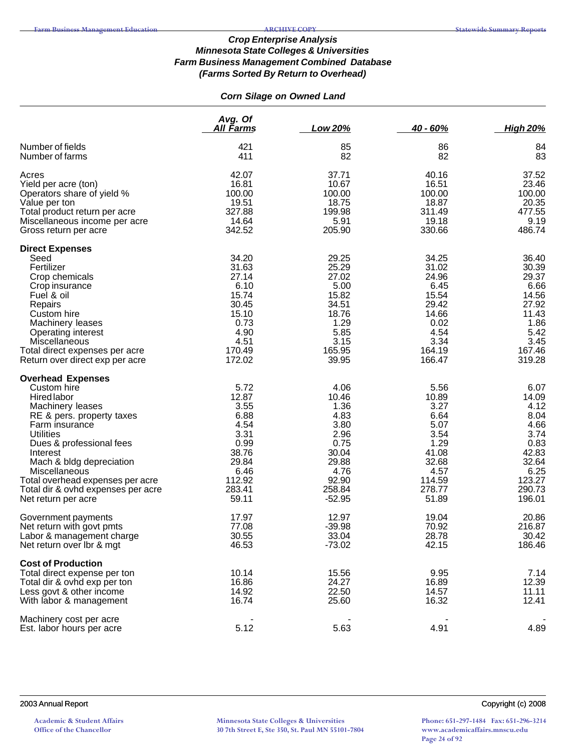### Crop Enterprise Analysis
### Minnesota State Colleges & Universities
### Farm Business Management Combined Database
### (Farms Sorted By Return to Overhead)

#### Corn Silage on Owned Land

| | Avg. Of All Farms | Low 20% | 40 - 60% | High 20% |
|---|---|---|---|---|
| Number of fields | 421 | 85 | 86 | 84 |
| Number of farms | 411 | 82 | 82 | 83 |
| Acres | 42.07 | 37.71 | 40.16 | 37.52 |
| Yield per acre (ton) | 16.81 | 10.67 | 16.51 | 23.46 |
| Operators share of yield % | 100.00 | 100.00 | 100.00 | 100.00 |
| Value per ton | 19.51 | 18.75 | 18.87 | 20.35 |
| Total product return per acre | 327.88 | 199.98 | 311.49 | 477.55 |
| Miscellaneous income per acre | 14.64 | 5.91 | 19.18 | 9.19 |
| Gross return per acre | 342.52 | 205.90 | 330.66 | 486.74 |
| **Direct Expenses** | | | | |
| Seed | 34.20 | 29.25 | 34.25 | 36.40 |
| Fertilizer | 31.63 | 25.29 | 31.02 | 30.39 |
| Crop chemicals | 27.14 | 27.02 | 24.96 | 29.37 |
| Crop insurance | 6.10 | 5.00 | 6.45 | 6.66 |
| Fuel & oil | 15.74 | 15.82 | 15.54 | 14.56 |
| Repairs | 30.45 | 34.51 | 29.42 | 27.92 |
| Custom hire | 15.10 | 18.76 | 14.66 | 11.43 |
| Machinery leases | 0.73 | 1.29 | 0.02 | 1.86 |
| Operating interest | 4.90 | 5.85 | 4.54 | 5.42 |
| Miscellaneous | 4.51 | 3.15 | 3.34 | 3.45 |
| Total direct expenses per acre | 170.49 | 165.95 | 164.19 | 167.46 |
| Return over direct exp per acre | 172.02 | 39.95 | 166.47 | 319.28 |
| **Overhead Expenses** | | | | |
| Custom hire | 5.72 | 4.06 | 5.56 | 6.07 |
| Hired labor | 12.87 | 10.46 | 10.89 | 14.09 |
| Machinery leases | 3.55 | 1.36 | 3.27 | 4.12 |
| RE & pers. property taxes | 6.88 | 4.83 | 6.64 | 8.04 |
| Farm insurance | 4.54 | 3.80 | 5.07 | 4.66 |
| Utilities | 3.31 | 2.96 | 3.54 | 3.74 |
| Dues & professional fees | 0.99 | 0.75 | 1.29 | 0.83 |
| Interest | 38.76 | 30.04 | 41.08 | 42.83 |
| Mach & bldg depreciation | 29.84 | 29.88 | 32.68 | 32.64 |
| Miscellaneous | 6.46 | 4.76 | 4.57 | 6.25 |
| Total overhead expenses per acre | 112.92 | 92.90 | 114.59 | 123.27 |
| Total dir & ovhd expenses per acre | 283.41 | 258.84 | 278.77 | 290.73 |
| Net return per acre | 59.11 | -52.95 | 51.89 | 196.01 |
| Government payments | 17.97 | 12.97 | 19.04 | 20.86 |
| Net return with govt pmts | 77.08 | -39.98 | 70.92 | 216.87 |
| Labor & management charge | 30.55 | 33.04 | 28.78 | 30.42 |
| Net return over lbr & mgt | 46.53 | -73.02 | 42.15 | 186.46 |
| **Cost of Production** | | | | |
| Total direct expense per ton | 10.14 | 15.56 | 9.95 | 7.14 |
| Total dir & ovhd exp per ton | 16.86 | 24.27 | 16.89 | 12.39 |
| Less govt & other income | 14.92 | 22.50 | 14.57 | 11.11 |
| With labor & management | 16.74 | 25.60 | 16.32 | 12.41 |
| Machinery cost per acre | - | - | - | - |
| Est. labor hours per acre | 5.12 | 5.63 | 4.91 | 4.89 |

2003 Annual Report — Copyright (c) 2008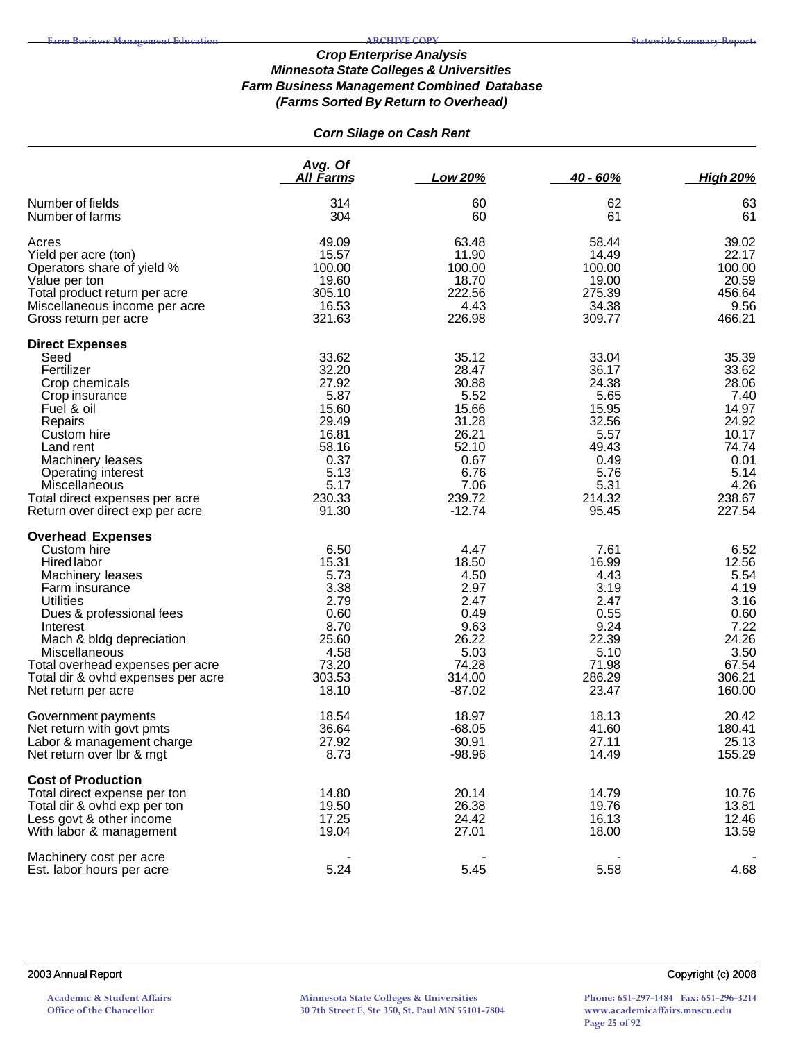### *Crop Enterprise Analysis*
### *Minnesota State Colleges & Universities*
### *Farm Business Management Combined Database*
### *(Farms Sorted By Return to Overhead)*

#### *Corn Silage on Cash Rent*

| | Avg. Of All Farms | Low 20% | 40 - 60% | High 20% |
|---|---|---|---|---|
| Number of fields | 314 | 60 | 62 | 63 |
| Number of farms | 304 | 60 | 61 | 61 |
| Acres | 49.09 | 63.48 | 58.44 | 39.02 |
| Yield per acre (ton) | 15.57 | 11.90 | 14.49 | 22.17 |
| Operators share of yield % | 100.00 | 100.00 | 100.00 | 100.00 |
| Value per ton | 19.60 | 18.70 | 19.00 | 20.59 |
| Total product return per acre | 305.10 | 222.56 | 275.39 | 456.64 |
| Miscellaneous income per acre | 16.53 | 4.43 | 34.38 | 9.56 |
| Gross return per acre | 321.63 | 226.98 | 309.77 | 466.21 |
| **Direct Expenses** | | | | |
| Seed | 33.62 | 35.12 | 33.04 | 35.39 |
| Fertilizer | 32.20 | 28.47 | 36.17 | 33.62 |
| Crop chemicals | 27.92 | 30.88 | 24.38 | 28.06 |
| Crop insurance | 5.87 | 5.52 | 5.65 | 7.40 |
| Fuel & oil | 15.60 | 15.66 | 15.95 | 14.97 |
| Repairs | 29.49 | 31.28 | 32.56 | 24.92 |
| Custom hire | 16.81 | 26.21 | 5.57 | 10.17 |
| Land rent | 58.16 | 52.10 | 49.43 | 74.74 |
| Machinery leases | 0.37 | 0.67 | 0.49 | 0.01 |
| Operating interest | 5.13 | 6.76 | 5.76 | 5.14 |
| Miscellaneous | 5.17 | 7.06 | 5.31 | 4.26 |
| Total direct expenses per acre | 230.33 | 239.72 | 214.32 | 238.67 |
| Return over direct exp per acre | 91.30 | -12.74 | 95.45 | 227.54 |
| **Overhead Expenses** | | | | |
| Custom hire | 6.50 | 4.47 | 7.61 | 6.52 |
| Hired labor | 15.31 | 18.50 | 16.99 | 12.56 |
| Machinery leases | 5.73 | 4.50 | 4.43 | 5.54 |
| Farm insurance | 3.38 | 2.97 | 3.19 | 4.19 |
| Utilities | 2.79 | 2.47 | 2.47 | 3.16 |
| Dues & professional fees | 0.60 | 0.49 | 0.55 | 0.60 |
| Interest | 8.70 | 9.63 | 9.24 | 7.22 |
| Mach & bldg depreciation | 25.60 | 26.22 | 22.39 | 24.26 |
| Miscellaneous | 4.58 | 5.03 | 5.10 | 3.50 |
| Total overhead expenses per acre | 73.20 | 74.28 | 71.98 | 67.54 |
| Total dir & ovhd expenses per acre | 303.53 | 314.00 | 286.29 | 306.21 |
| Net return per acre | 18.10 | -87.02 | 23.47 | 160.00 |
| Government payments | 18.54 | 18.97 | 18.13 | 20.42 |
| Net return with govt pmts | 36.64 | -68.05 | 41.60 | 180.41 |
| Labor & management charge | 27.92 | 30.91 | 27.11 | 25.13 |
| Net return over lbr & mgt | 8.73 | -98.96 | 14.49 | 155.29 |
| **Cost of Production** | | | | |
| Total direct expense per ton | 14.80 | 20.14 | 14.79 | 10.76 |
| Total dir & ovhd exp per ton | 19.50 | 26.38 | 19.76 | 13.81 |
| Less govt & other income | 17.25 | 24.42 | 16.13 | 12.46 |
| With labor & management | 19.04 | 27.01 | 18.00 | 13.59 |
| Machinery cost per acre | - | - | - | - |
| Est. labor hours per acre | 5.24 | 5.45 | 5.58 | 4.68 |

2003 Annual Report — Copyright (c) 2008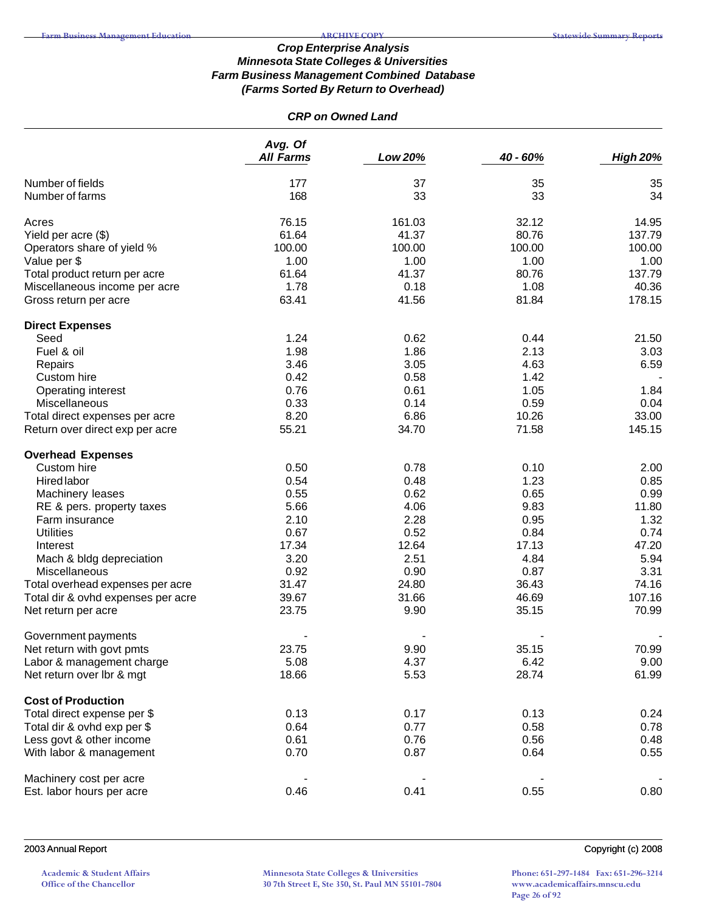### Crop Enterprise Analysis
### Minnesota State Colleges & Universities
### Farm Business Management Combined Database
### (Farms Sorted By Return to Overhead)

#### CRP on Owned Land

| | Avg. Of All Farms | Low 20% | 40 - 60% | High 20% |
|---|---|---|---|---|
| Number of fields | 177 | 37 | 35 | 35 |
| Number of farms | 168 | 33 | 33 | 34 |
| Acres | 76.15 | 161.03 | 32.12 | 14.95 |
| Yield per acre ($) | 61.64 | 41.37 | 80.76 | 137.79 |
| Operators share of yield % | 100.00 | 100.00 | 100.00 | 100.00 |
| Value per $ | 1.00 | 1.00 | 1.00 | 1.00 |
| Total product return per acre | 61.64 | 41.37 | 80.76 | 137.79 |
| Miscellaneous income per acre | 1.78 | 0.18 | 1.08 | 40.36 |
| Gross return per acre | 63.41 | 41.56 | 81.84 | 178.15 |
| **Direct Expenses** | | | | |
| Seed | 1.24 | 0.62 | 0.44 | 21.50 |
| Fuel & oil | 1.98 | 1.86 | 2.13 | 3.03 |
| Repairs | 3.46 | 3.05 | 4.63 | 6.59 |
| Custom hire | 0.42 | 0.58 | 1.42 | - |
| Operating interest | 0.76 | 0.61 | 1.05 | 1.84 |
| Miscellaneous | 0.33 | 0.14 | 0.59 | 0.04 |
| Total direct expenses per acre | 8.20 | 6.86 | 10.26 | 33.00 |
| Return over direct exp per acre | 55.21 | 34.70 | 71.58 | 145.15 |
| **Overhead Expenses** | | | | |
| Custom hire | 0.50 | 0.78 | 0.10 | 2.00 |
| Hired labor | 0.54 | 0.48 | 1.23 | 0.85 |
| Machinery leases | 0.55 | 0.62 | 0.65 | 0.99 |
| RE & pers. property taxes | 5.66 | 4.06 | 9.83 | 11.80 |
| Farm insurance | 2.10 | 2.28 | 0.95 | 1.32 |
| Utilities | 0.67 | 0.52 | 0.84 | 0.74 |
| Interest | 17.34 | 12.64 | 17.13 | 47.20 |
| Mach & bldg depreciation | 3.20 | 2.51 | 4.84 | 5.94 |
| Miscellaneous | 0.92 | 0.90 | 0.87 | 3.31 |
| Total overhead expenses per acre | 31.47 | 24.80 | 36.43 | 74.16 |
| Total dir & ovhd expenses per acre | 39.67 | 31.66 | 46.69 | 107.16 |
| Net return per acre | 23.75 | 9.90 | 35.15 | 70.99 |
| Government payments | - | - | - | - |
| Net return with govt pmts | 23.75 | 9.90 | 35.15 | 70.99 |
| Labor & management charge | 5.08 | 4.37 | 6.42 | 9.00 |
| Net return over lbr & mgt | 18.66 | 5.53 | 28.74 | 61.99 |
| **Cost of Production** | | | | |
| Total direct expense per $ | 0.13 | 0.17 | 0.13 | 0.24 |
| Total dir & ovhd exp per $ | 0.64 | 0.77 | 0.58 | 0.78 |
| Less govt & other income | 0.61 | 0.76 | 0.56 | 0.48 |
| With labor & management | 0.70 | 0.87 | 0.64 | 0.55 |
| Machinery cost per acre | - | - | - | - |
| Est. labor hours per acre | 0.46 | 0.41 | 0.55 | 0.80 |

2003 Annual Report — Copyright (c) 2008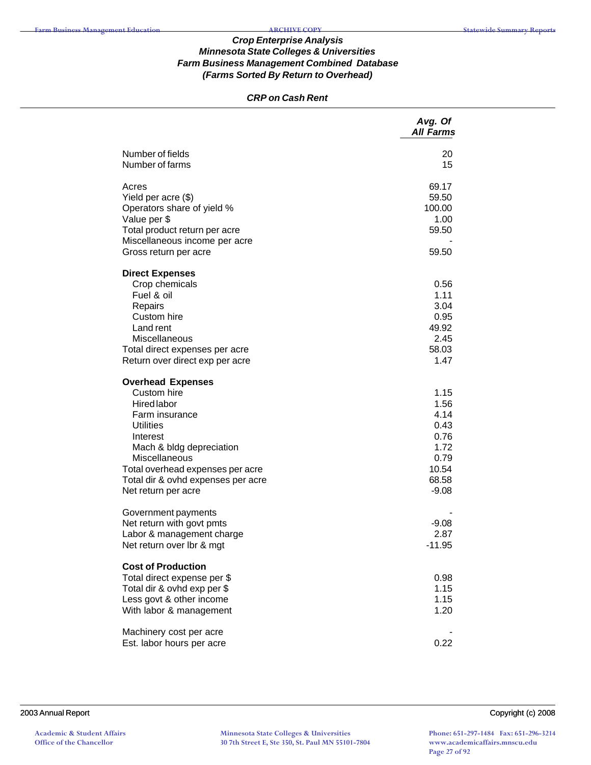### Crop Enterprise Analysis
### Minnesota State Colleges & Universities
### Farm Business Management Combined Database
### (Farms Sorted By Return to Overhead)

#### CRP on Cash Rent

| | Avg. Of All Farms |
|---|---|
| Number of fields | 20 |
| Number of farms | 15 |
| | |
| Acres | 69.17 |
| Yield per acre ($) | 59.50 |
| Operators share of yield % | 100.00 |
| Value per $ | 1.00 |
| Total product return per acre | 59.50 |
| Miscellaneous income per acre | - |
| Gross return per acre | 59.50 |
| | |
| **Direct Expenses** | |
| Crop chemicals | 0.56 |
| Fuel & oil | 1.11 |
| Repairs | 3.04 |
| Custom hire | 0.95 |
| Land rent | 49.92 |
| Miscellaneous | 2.45 |
| Total direct expenses per acre | 58.03 |
| Return over direct exp per acre | 1.47 |
| | |
| **Overhead Expenses** | |
| Custom hire | 1.15 |
| Hired labor | 1.56 |
| Farm insurance | 4.14 |
| Utilities | 0.43 |
| Interest | 0.76 |
| Mach & bldg depreciation | 1.72 |
| Miscellaneous | 0.79 |
| Total overhead expenses per acre | 10.54 |
| Total dir & ovhd expenses per acre | 68.58 |
| Net return per acre | -9.08 |
| | |
| Government payments | - |
| Net return with govt pmts | -9.08 |
| Labor & management charge | 2.87 |
| Net return over lbr & mgt | -11.95 |
| | |
| **Cost of Production** | |
| Total direct expense per $ | 0.98 |
| Total dir & ovhd exp per $ | 1.15 |
| Less govt & other income | 1.15 |
| With labor & management | 1.20 |
| | |
| Machinery cost per acre | - |
| Est. labor hours per acre | 0.22 |

2003 Annual Report

Copyright (c) 2008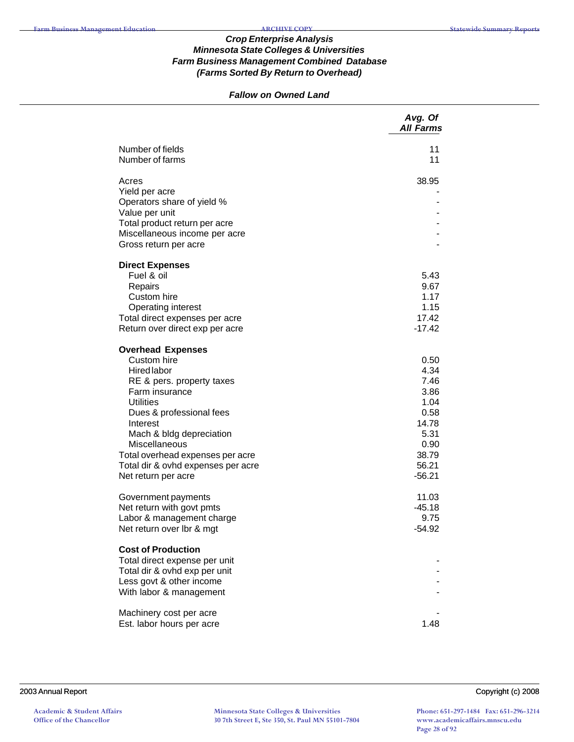### Crop Enterprise Analysis
### Minnesota State Colleges & Universities
### Farm Business Management Combined Database
### (Farms Sorted By Return to Overhead)

#### *Fallow on Owned Land*

| | Avg. Of All Farms |
|---|---|
| Number of fields | 11 |
| Number of farms | 11 |
| | |
| Acres | 38.95 |
| Yield per acre | - |
| Operators share of yield % | - |
| Value per unit | - |
| Total product return per acre | - |
| Miscellaneous income per acre | - |
| Gross return per acre | - |
| | |
| **Direct Expenses** | |
| Fuel & oil | 5.43 |
| Repairs | 9.67 |
| Custom hire | 1.17 |
| Operating interest | 1.15 |
| Total direct expenses per acre | 17.42 |
| Return over direct exp per acre | -17.42 |
| | |
| **Overhead Expenses** | |
| Custom hire | 0.50 |
| Hired labor | 4.34 |
| RE & pers. property taxes | 7.46 |
| Farm insurance | 3.86 |
| Utilities | 1.04 |
| Dues & professional fees | 0.58 |
| Interest | 14.78 |
| Mach & bldg depreciation | 5.31 |
| Miscellaneous | 0.90 |
| Total overhead expenses per acre | 38.79 |
| Total dir & ovhd expenses per acre | 56.21 |
| Net return per acre | -56.21 |
| | |
| Government payments | 11.03 |
| Net return with govt pmts | -45.18 |
| Labor & management charge | 9.75 |
| Net return over lbr & mgt | -54.92 |
| | |
| **Cost of Production** | |
| Total direct expense per unit | - |
| Total dir & ovhd exp per unit | - |
| Less govt & other income | - |
| With labor & management | - |
| | |
| Machinery cost per acre | - |
| Est. labor hours per acre | 1.48 |

2003 Annual Report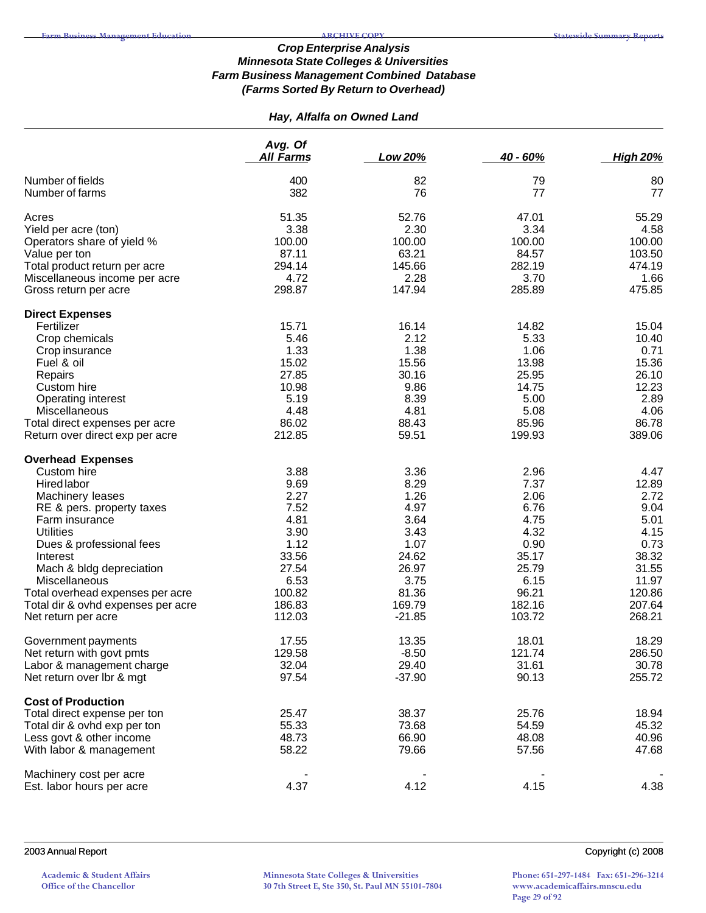### *Crop Enterprise Analysis*
### *Minnesota State Colleges & Universities*
### *Farm Business Management Combined Database*
### *(Farms Sorted By Return to Overhead)*

#### *Hay, Alfalfa on Owned Land*

| | *Avg. Of All Farms* | *Low 20%* | *40 - 60%* | *High 20%* |
|---|---|---|---|---|
| Number of fields | 400 | 82 | 79 | 80 |
| Number of farms | 382 | 76 | 77 | 77 |
| Acres | 51.35 | 52.76 | 47.01 | 55.29 |
| Yield per acre (ton) | 3.38 | 2.30 | 3.34 | 4.58 |
| Operators share of yield % | 100.00 | 100.00 | 100.00 | 100.00 |
| Value per ton | 87.11 | 63.21 | 84.57 | 103.50 |
| Total product return per acre | 294.14 | 145.66 | 282.19 | 474.19 |
| Miscellaneous income per acre | 4.72 | 2.28 | 3.70 | 1.66 |
| Gross return per acre | 298.87 | 147.94 | 285.89 | 475.85 |
| **Direct Expenses** | | | | |
| Fertilizer | 15.71 | 16.14 | 14.82 | 15.04 |
| Crop chemicals | 5.46 | 2.12 | 5.33 | 10.40 |
| Crop insurance | 1.33 | 1.38 | 1.06 | 0.71 |
| Fuel & oil | 15.02 | 15.56 | 13.98 | 15.36 |
| Repairs | 27.85 | 30.16 | 25.95 | 26.10 |
| Custom hire | 10.98 | 9.86 | 14.75 | 12.23 |
| Operating interest | 5.19 | 8.39 | 5.00 | 2.89 |
| Miscellaneous | 4.48 | 4.81 | 5.08 | 4.06 |
| Total direct expenses per acre | 86.02 | 88.43 | 85.96 | 86.78 |
| Return over direct exp per acre | 212.85 | 59.51 | 199.93 | 389.06 |
| **Overhead Expenses** | | | | |
| Custom hire | 3.88 | 3.36 | 2.96 | 4.47 |
| Hired labor | 9.69 | 8.29 | 7.37 | 12.89 |
| Machinery leases | 2.27 | 1.26 | 2.06 | 2.72 |
| RE & pers. property taxes | 7.52 | 4.97 | 6.76 | 9.04 |
| Farm insurance | 4.81 | 3.64 | 4.75 | 5.01 |
| Utilities | 3.90 | 3.43 | 4.32 | 4.15 |
| Dues & professional fees | 1.12 | 1.07 | 0.90 | 0.73 |
| Interest | 33.56 | 24.62 | 35.17 | 38.32 |
| Mach & bldg depreciation | 27.54 | 26.97 | 25.79 | 31.55 |
| Miscellaneous | 6.53 | 3.75 | 6.15 | 11.97 |
| Total overhead expenses per acre | 100.82 | 81.36 | 96.21 | 120.86 |
| Total dir & ovhd expenses per acre | 186.83 | 169.79 | 182.16 | 207.64 |
| Net return per acre | 112.03 | -21.85 | 103.72 | 268.21 |
| Government payments | 17.55 | 13.35 | 18.01 | 18.29 |
| Net return with govt pmts | 129.58 | -8.50 | 121.74 | 286.50 |
| Labor & management charge | 32.04 | 29.40 | 31.61 | 30.78 |
| Net return over lbr & mgt | 97.54 | -37.90 | 90.13 | 255.72 |
| **Cost of Production** | | | | |
| Total direct expense per ton | 25.47 | 38.37 | 25.76 | 18.94 |
| Total dir & ovhd exp per ton | 55.33 | 73.68 | 54.59 | 45.32 |
| Less govt & other income | 48.73 | 66.90 | 48.08 | 40.96 |
| With labor & management | 58.22 | 79.66 | 57.56 | 47.68 |
| Machinery cost per acre | - | - | - | - |
| Est. labor hours per acre | 4.37 | 4.12 | 4.15 | 4.38 |

2003 Annual Report

Copyright (c) 2008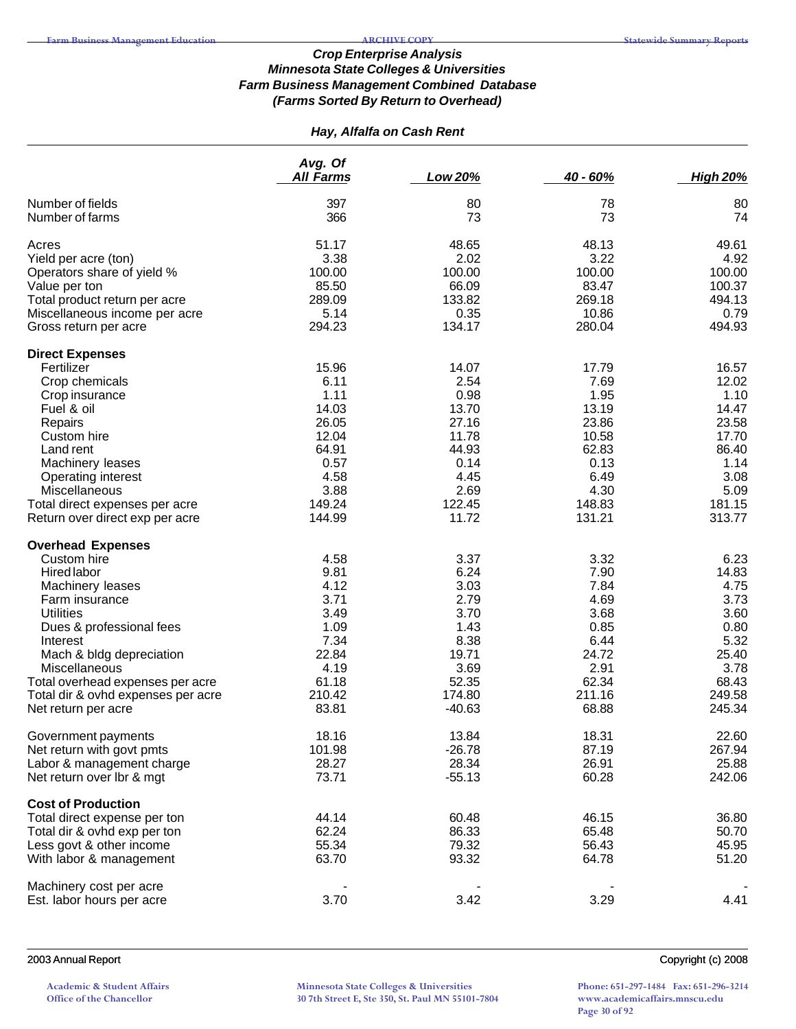### *Crop Enterprise Analysis*
### *Minnesota State Colleges & Universities*
### *Farm Business Management Combined Database*
### *(Farms Sorted By Return to Overhead)*

#### *Hay, Alfalfa on Cash Rent*

| | *Avg. Of All Farms* | *Low 20%* | *40 - 60%* | *High 20%* |
|---|---|---|---|---|
| Number of fields | 397 | 80 | 78 | 80 |
| Number of farms | 366 | 73 | 73 | 74 |
| Acres | 51.17 | 48.65 | 48.13 | 49.61 |
| Yield per acre (ton) | 3.38 | 2.02 | 3.22 | 4.92 |
| Operators share of yield % | 100.00 | 100.00 | 100.00 | 100.00 |
| Value per ton | 85.50 | 66.09 | 83.47 | 100.37 |
| Total product return per acre | 289.09 | 133.82 | 269.18 | 494.13 |
| Miscellaneous income per acre | 5.14 | 0.35 | 10.86 | 0.79 |
| Gross return per acre | 294.23 | 134.17 | 280.04 | 494.93 |
| **Direct Expenses** | | | | |
| Fertilizer | 15.96 | 14.07 | 17.79 | 16.57 |
| Crop chemicals | 6.11 | 2.54 | 7.69 | 12.02 |
| Crop insurance | 1.11 | 0.98 | 1.95 | 1.10 |
| Fuel & oil | 14.03 | 13.70 | 13.19 | 14.47 |
| Repairs | 26.05 | 27.16 | 23.86 | 23.58 |
| Custom hire | 12.04 | 11.78 | 10.58 | 17.70 |
| Land rent | 64.91 | 44.93 | 62.83 | 86.40 |
| Machinery leases | 0.57 | 0.14 | 0.13 | 1.14 |
| Operating interest | 4.58 | 4.45 | 6.49 | 3.08 |
| Miscellaneous | 3.88 | 2.69 | 4.30 | 5.09 |
| Total direct expenses per acre | 149.24 | 122.45 | 148.83 | 181.15 |
| Return over direct exp per acre | 144.99 | 11.72 | 131.21 | 313.77 |
| **Overhead Expenses** | | | | |
| Custom hire | 4.58 | 3.37 | 3.32 | 6.23 |
| Hired labor | 9.81 | 6.24 | 7.90 | 14.83 |
| Machinery leases | 4.12 | 3.03 | 7.84 | 4.75 |
| Farm insurance | 3.71 | 2.79 | 4.69 | 3.73 |
| Utilities | 3.49 | 3.70 | 3.68 | 3.60 |
| Dues & professional fees | 1.09 | 1.43 | 0.85 | 0.80 |
| Interest | 7.34 | 8.38 | 6.44 | 5.32 |
| Mach & bldg depreciation | 22.84 | 19.71 | 24.72 | 25.40 |
| Miscellaneous | 4.19 | 3.69 | 2.91 | 3.78 |
| Total overhead expenses per acre | 61.18 | 52.35 | 62.34 | 68.43 |
| Total dir & ovhd expenses per acre | 210.42 | 174.80 | 211.16 | 249.58 |
| Net return per acre | 83.81 | -40.63 | 68.88 | 245.34 |
| Government payments | 18.16 | 13.84 | 18.31 | 22.60 |
| Net return with govt pmts | 101.98 | -26.78 | 87.19 | 267.94 |
| Labor & management charge | 28.27 | 28.34 | 26.91 | 25.88 |
| Net return over lbr & mgt | 73.71 | -55.13 | 60.28 | 242.06 |
| **Cost of Production** | | | | |
| Total direct expense per ton | 44.14 | 60.48 | 46.15 | 36.80 |
| Total dir & ovhd exp per ton | 62.24 | 86.33 | 65.48 | 50.70 |
| Less govt & other income | 55.34 | 79.32 | 56.43 | 45.95 |
| With labor & management | 63.70 | 93.32 | 64.78 | 51.20 |
| Machinery cost per acre | - | - | - | - |
| Est. labor hours per acre | 3.70 | 3.42 | 3.29 | 4.41 |

2003 Annual Report

Copyright (c) 2008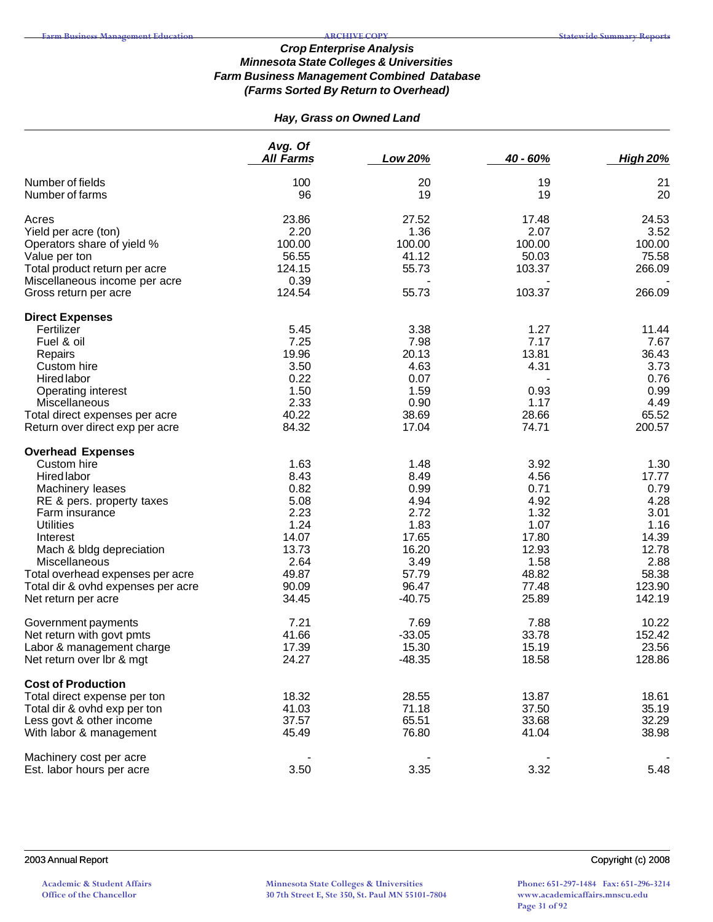### Crop Enterprise Analysis
### Minnesota State Colleges & Universities
### Farm Business Management Combined Database
### (Farms Sorted By Return to Overhead)

#### Hay, Grass on Owned Land

| | Avg. Of All Farms | Low 20% | 40 - 60% | High 20% |
|---|---|---|---|---|
| Number of fields | 100 | 20 | 19 | 21 |
| Number of farms | 96 | 19 | 19 | 20 |
| | | | | |
| Acres | 23.86 | 27.52 | 17.48 | 24.53 |
| Yield per acre (ton) | 2.20 | 1.36 | 2.07 | 3.52 |
| Operators share of yield % | 100.00 | 100.00 | 100.00 | 100.00 |
| Value per ton | 56.55 | 41.12 | 50.03 | 75.58 |
| Total product return per acre | 124.15 | 55.73 | 103.37 | 266.09 |
| Miscellaneous income per acre | 0.39 | - | - | - |
| Gross return per acre | 124.54 | 55.73 | 103.37 | 266.09 |
| | | | | |
| **Direct Expenses** | | | | |
| Fertilizer | 5.45 | 3.38 | 1.27 | 11.44 |
| Fuel & oil | 7.25 | 7.98 | 7.17 | 7.67 |
| Repairs | 19.96 | 20.13 | 13.81 | 36.43 |
| Custom hire | 3.50 | 4.63 | 4.31 | 3.73 |
| Hired labor | 0.22 | 0.07 | - | 0.76 |
| Operating interest | 1.50 | 1.59 | 0.93 | 0.99 |
| Miscellaneous | 2.33 | 0.90 | 1.17 | 4.49 |
| Total direct expenses per acre | 40.22 | 38.69 | 28.66 | 65.52 |
| Return over direct exp per acre | 84.32 | 17.04 | 74.71 | 200.57 |
| | | | | |
| **Overhead Expenses** | | | | |
| Custom hire | 1.63 | 1.48 | 3.92 | 1.30 |
| Hired labor | 8.43 | 8.49 | 4.56 | 17.77 |
| Machinery leases | 0.82 | 0.99 | 0.71 | 0.79 |
| RE & pers. property taxes | 5.08 | 4.94 | 4.92 | 4.28 |
| Farm insurance | 2.23 | 2.72 | 1.32 | 3.01 |
| Utilities | 1.24 | 1.83 | 1.07 | 1.16 |
| Interest | 14.07 | 17.65 | 17.80 | 14.39 |
| Mach & bldg depreciation | 13.73 | 16.20 | 12.93 | 12.78 |
| Miscellaneous | 2.64 | 3.49 | 1.58 | 2.88 |
| Total overhead expenses per acre | 49.87 | 57.79 | 48.82 | 58.38 |
| Total dir & ovhd expenses per acre | 90.09 | 96.47 | 77.48 | 123.90 |
| Net return per acre | 34.45 | -40.75 | 25.89 | 142.19 |
| | | | | |
| Government payments | 7.21 | 7.69 | 7.88 | 10.22 |
| Net return with govt pmts | 41.66 | -33.05 | 33.78 | 152.42 |
| Labor & management charge | 17.39 | 15.30 | 15.19 | 23.56 |
| Net return over lbr & mgt | 24.27 | -48.35 | 18.58 | 128.86 |
| | | | | |
| **Cost of Production** | | | | |
| Total direct expense per ton | 18.32 | 28.55 | 13.87 | 18.61 |
| Total dir & ovhd exp per ton | 41.03 | 71.18 | 37.50 | 35.19 |
| Less govt & other income | 37.57 | 65.51 | 33.68 | 32.29 |
| With labor & management | 45.49 | 76.80 | 41.04 | 38.98 |
| | | | | |
| Machinery cost per acre | - | - | - | - |
| Est. labor hours per acre | 3.50 | 3.35 | 3.32 | 5.48 |

2003 Annual Report

Copyright (c) 2008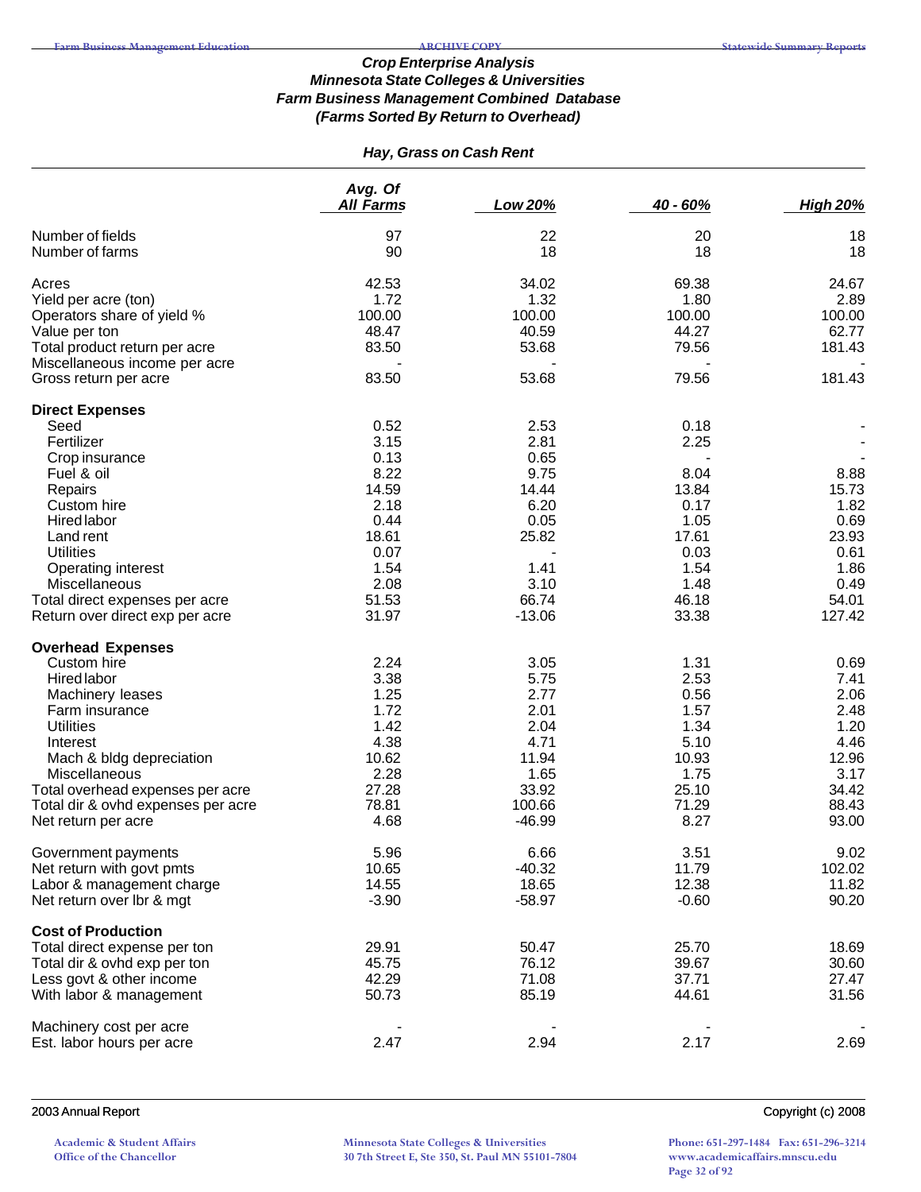# *Crop Enterprise Analysis*
## *Minnesota State Colleges & Universities*
## *Farm Business Management Combined Database*
## *(Farms Sorted By Return to Overhead)*

### *Hay, Grass on Cash Rent*

| | Avg. Of All Farms | Low 20% | 40 - 60% | High 20% |
|---|---|---|---|---|
| Number of fields | 97 | 22 | 20 | 18 |
| Number of farms | 90 | 18 | 18 | 18 |
| Acres | 42.53 | 34.02 | 69.38 | 24.67 |
| Yield per acre (ton) | 1.72 | 1.32 | 1.80 | 2.89 |
| Operators share of yield % | 100.00 | 100.00 | 100.00 | 100.00 |
| Value per ton | 48.47 | 40.59 | 44.27 | 62.77 |
| Total product return per acre | 83.50 | 53.68 | 79.56 | 181.43 |
| Miscellaneous income per acre | - | - | - | - |
| Gross return per acre | 83.50 | 53.68 | 79.56 | 181.43 |
| **Direct Expenses** | | | | |
| Seed | 0.52 | 2.53 | 0.18 | - |
| Fertilizer | 3.15 | 2.81 | 2.25 | - |
| Crop insurance | 0.13 | 0.65 | - | - |
| Fuel & oil | 8.22 | 9.75 | 8.04 | 8.88 |
| Repairs | 14.59 | 14.44 | 13.84 | 15.73 |
| Custom hire | 2.18 | 6.20 | 0.17 | 1.82 |
| Hired labor | 0.44 | 0.05 | 1.05 | 0.69 |
| Land rent | 18.61 | 25.82 | 17.61 | 23.93 |
| Utilities | 0.07 | - | 0.03 | 0.61 |
| Operating interest | 1.54 | 1.41 | 1.54 | 1.86 |
| Miscellaneous | 2.08 | 3.10 | 1.48 | 0.49 |
| Total direct expenses per acre | 51.53 | 66.74 | 46.18 | 54.01 |
| Return over direct exp per acre | 31.97 | -13.06 | 33.38 | 127.42 |
| **Overhead Expenses** | | | | |
| Custom hire | 2.24 | 3.05 | 1.31 | 0.69 |
| Hired labor | 3.38 | 5.75 | 2.53 | 7.41 |
| Machinery leases | 1.25 | 2.77 | 0.56 | 2.06 |
| Farm insurance | 1.72 | 2.01 | 1.57 | 2.48 |
| Utilities | 1.42 | 2.04 | 1.34 | 1.20 |
| Interest | 4.38 | 4.71 | 5.10 | 4.46 |
| Mach & bldg depreciation | 10.62 | 11.94 | 10.93 | 12.96 |
| Miscellaneous | 2.28 | 1.65 | 1.75 | 3.17 |
| Total overhead expenses per acre | 27.28 | 33.92 | 25.10 | 34.42 |
| Total dir & ovhd expenses per acre | 78.81 | 100.66 | 71.29 | 88.43 |
| Net return per acre | 4.68 | -46.99 | 8.27 | 93.00 |
| Government payments | 5.96 | 6.66 | 3.51 | 9.02 |
| Net return with govt pmts | 10.65 | -40.32 | 11.79 | 102.02 |
| Labor & management charge | 14.55 | 18.65 | 12.38 | 11.82 |
| Net return over lbr & mgt | -3.90 | -58.97 | -0.60 | 90.20 |
| **Cost of Production** | | | | |
| Total direct expense per ton | 29.91 | 50.47 | 25.70 | 18.69 |
| Total dir & ovhd exp per ton | 45.75 | 76.12 | 39.67 | 30.60 |
| Less govt & other income | 42.29 | 71.08 | 37.71 | 27.47 |
| With labor & management | 50.73 | 85.19 | 44.61 | 31.56 |
| Machinery cost per acre | - | - | - | - |
| Est. labor hours per acre | 2.47 | 2.94 | 2.17 | 2.69 |

2003 Annual Report | Copyright (c) 2008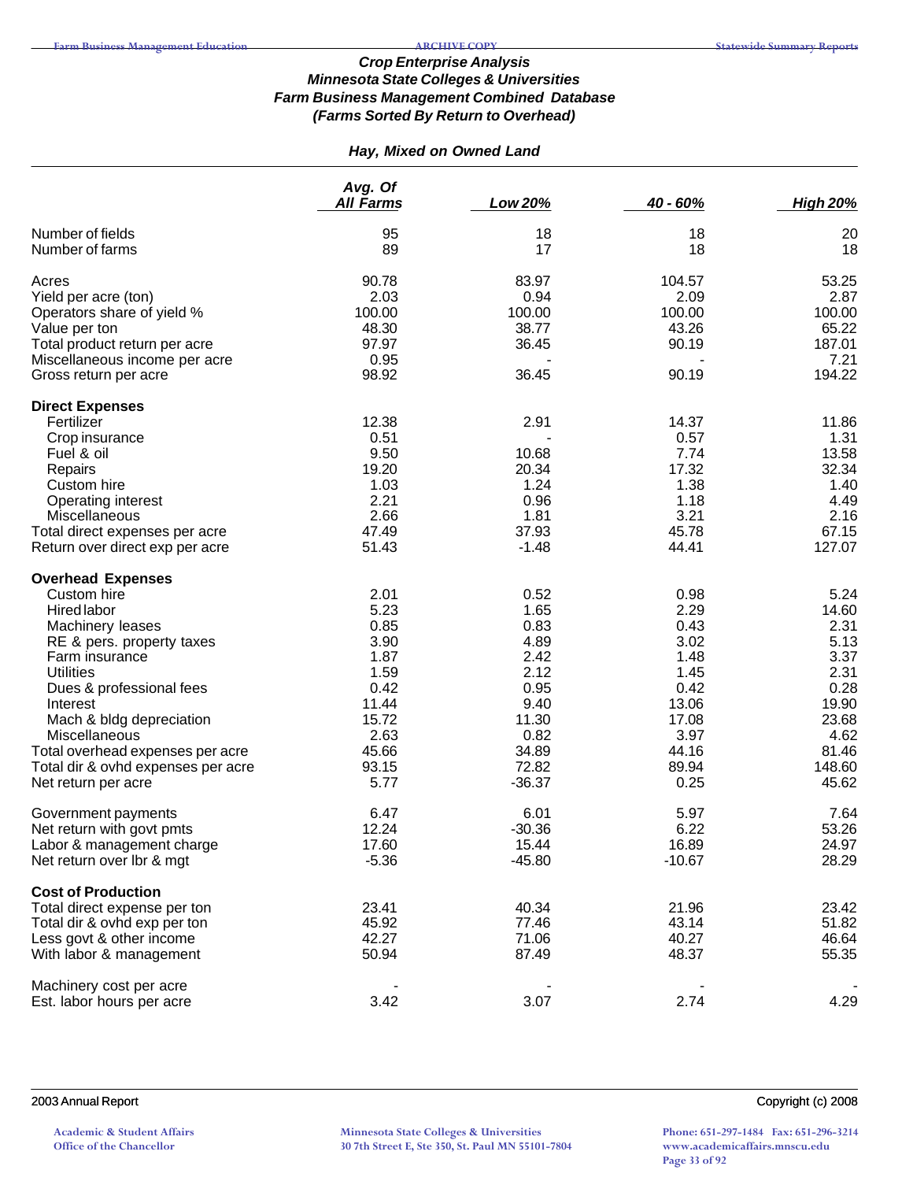### *Crop Enterprise Analysis*
### *Minnesota State Colleges & Universities*
### *Farm Business Management Combined Database*
### *(Farms Sorted By Return to Overhead)*

#### *Hay, Mixed on Owned Land*

| | Avg. Of All Farms | Low 20% | 40 - 60% | High 20% |
|---|---|---|---|---|
| Number of fields | 95 | 18 | 18 | 20 |
| Number of farms | 89 | 17 | 18 | 18 |
| Acres | 90.78 | 83.97 | 104.57 | 53.25 |
| Yield per acre (ton) | 2.03 | 0.94 | 2.09 | 2.87 |
| Operators share of yield % | 100.00 | 100.00 | 100.00 | 100.00 |
| Value per ton | 48.30 | 38.77 | 43.26 | 65.22 |
| Total product return per acre | 97.97 | 36.45 | 90.19 | 187.01 |
| Miscellaneous income per acre | 0.95 | - | - | 7.21 |
| Gross return per acre | 98.92 | 36.45 | 90.19 | 194.22 |
| **Direct Expenses** | | | | |
| Fertilizer | 12.38 | 2.91 | 14.37 | 11.86 |
| Crop insurance | 0.51 | - | 0.57 | 1.31 |
| Fuel & oil | 9.50 | 10.68 | 7.74 | 13.58 |
| Repairs | 19.20 | 20.34 | 17.32 | 32.34 |
| Custom hire | 1.03 | 1.24 | 1.38 | 1.40 |
| Operating interest | 2.21 | 0.96 | 1.18 | 4.49 |
| Miscellaneous | 2.66 | 1.81 | 3.21 | 2.16 |
| Total direct expenses per acre | 47.49 | 37.93 | 45.78 | 67.15 |
| Return over direct exp per acre | 51.43 | -1.48 | 44.41 | 127.07 |
| **Overhead Expenses** | | | | |
| Custom hire | 2.01 | 0.52 | 0.98 | 5.24 |
| Hired labor | 5.23 | 1.65 | 2.29 | 14.60 |
| Machinery leases | 0.85 | 0.83 | 0.43 | 2.31 |
| RE & pers. property taxes | 3.90 | 4.89 | 3.02 | 5.13 |
| Farm insurance | 1.87 | 2.42 | 1.48 | 3.37 |
| Utilities | 1.59 | 2.12 | 1.45 | 2.31 |
| Dues & professional fees | 0.42 | 0.95 | 0.42 | 0.28 |
| Interest | 11.44 | 9.40 | 13.06 | 19.90 |
| Mach & bldg depreciation | 15.72 | 11.30 | 17.08 | 23.68 |
| Miscellaneous | 2.63 | 0.82 | 3.97 | 4.62 |
| Total overhead expenses per acre | 45.66 | 34.89 | 44.16 | 81.46 |
| Total dir & ovhd expenses per acre | 93.15 | 72.82 | 89.94 | 148.60 |
| Net return per acre | 5.77 | -36.37 | 0.25 | 45.62 |
| Government payments | 6.47 | 6.01 | 5.97 | 7.64 |
| Net return with govt pmts | 12.24 | -30.36 | 6.22 | 53.26 |
| Labor & management charge | 17.60 | 15.44 | 16.89 | 24.97 |
| Net return over lbr & mgt | -5.36 | -45.80 | -10.67 | 28.29 |
| **Cost of Production** | | | | |
| Total direct expense per ton | 23.41 | 40.34 | 21.96 | 23.42 |
| Total dir & ovhd exp per ton | 45.92 | 77.46 | 43.14 | 51.82 |
| Less govt & other income | 42.27 | 71.06 | 40.27 | 46.64 |
| With labor & management | 50.94 | 87.49 | 48.37 | 55.35 |
| Machinery cost per acre | - | - | - | - |
| Est. labor hours per acre | 3.42 | 3.07 | 2.74 | 4.29 |

2003 Annual Report Copyright (c) 2008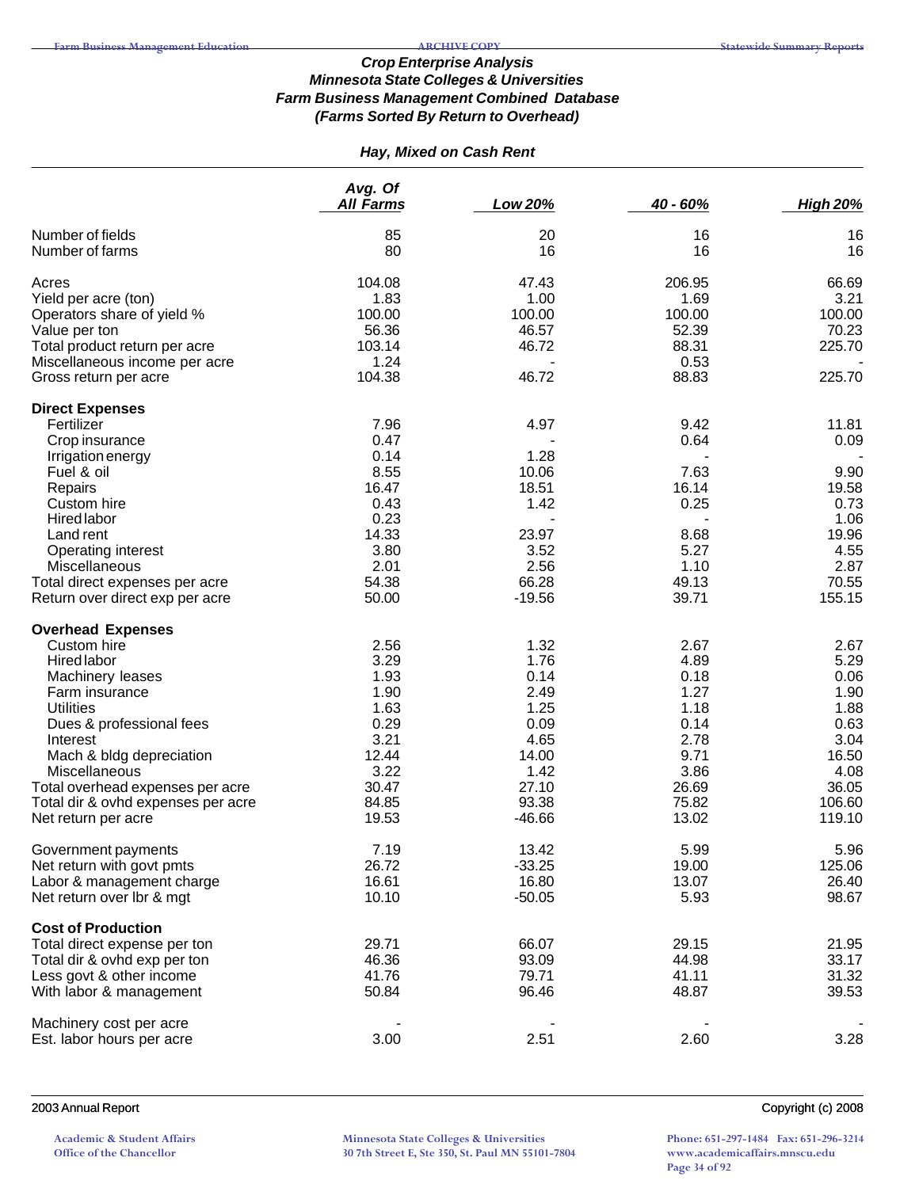### *Crop Enterprise Analysis*
### *Minnesota State Colleges & Universities*
### *Farm Business Management Combined Database*
### *(Farms Sorted By Return to Overhead)*

#### *Hay, Mixed on Cash Rent*

| | Avg. Of All Farms | Low 20% | 40 - 60% | High 20% |
|---|---|---|---|---|
| Number of fields | 85 | 20 | 16 | 16 |
| Number of farms | 80 | 16 | 16 | 16 |
| | | | | |
| Acres | 104.08 | 47.43 | 206.95 | 66.69 |
| Yield per acre (ton) | 1.83 | 1.00 | 1.69 | 3.21 |
| Operators share of yield % | 100.00 | 100.00 | 100.00 | 100.00 |
| Value per ton | 56.36 | 46.57 | 52.39 | 70.23 |
| Total product return per acre | 103.14 | 46.72 | 88.31 | 225.70 |
| Miscellaneous income per acre | 1.24 | - | 0.53 | - |
| Gross return per acre | 104.38 | 46.72 | 88.83 | 225.70 |
| | | | | |
| **Direct Expenses** | | | | |
| Fertilizer | 7.96 | 4.97 | 9.42 | 11.81 |
| Crop insurance | 0.47 | - | 0.64 | 0.09 |
| Irrigation energy | 0.14 | 1.28 | - | - |
| Fuel & oil | 8.55 | 10.06 | 7.63 | 9.90 |
| Repairs | 16.47 | 18.51 | 16.14 | 19.58 |
| Custom hire | 0.43 | 1.42 | 0.25 | 0.73 |
| Hired labor | 0.23 | - | - | 1.06 |
| Land rent | 14.33 | 23.97 | 8.68 | 19.96 |
| Operating interest | 3.80 | 3.52 | 5.27 | 4.55 |
| Miscellaneous | 2.01 | 2.56 | 1.10 | 2.87 |
| Total direct expenses per acre | 54.38 | 66.28 | 49.13 | 70.55 |
| Return over direct exp per acre | 50.00 | -19.56 | 39.71 | 155.15 |
| | | | | |
| **Overhead Expenses** | | | | |
| Custom hire | 2.56 | 1.32 | 2.67 | 2.67 |
| Hired labor | 3.29 | 1.76 | 4.89 | 5.29 |
| Machinery leases | 1.93 | 0.14 | 0.18 | 0.06 |
| Farm insurance | 1.90 | 2.49 | 1.27 | 1.90 |
| Utilities | 1.63 | 1.25 | 1.18 | 1.88 |
| Dues & professional fees | 0.29 | 0.09 | 0.14 | 0.63 |
| Interest | 3.21 | 4.65 | 2.78 | 3.04 |
| Mach & bldg depreciation | 12.44 | 14.00 | 9.71 | 16.50 |
| Miscellaneous | 3.22 | 1.42 | 3.86 | 4.08 |
| Total overhead expenses per acre | 30.47 | 27.10 | 26.69 | 36.05 |
| Total dir & ovhd expenses per acre | 84.85 | 93.38 | 75.82 | 106.60 |
| Net return per acre | 19.53 | -46.66 | 13.02 | 119.10 |
| | | | | |
| Government payments | 7.19 | 13.42 | 5.99 | 5.96 |
| Net return with govt pmts | 26.72 | -33.25 | 19.00 | 125.06 |
| Labor & management charge | 16.61 | 16.80 | 13.07 | 26.40 |
| Net return over lbr & mgt | 10.10 | -50.05 | 5.93 | 98.67 |
| | | | | |
| **Cost of Production** | | | | |
| Total direct expense per ton | 29.71 | 66.07 | 29.15 | 21.95 |
| Total dir & ovhd exp per ton | 46.36 | 93.09 | 44.98 | 33.17 |
| Less govt & other income | 41.76 | 79.71 | 41.11 | 31.32 |
| With labor & management | 50.84 | 96.46 | 48.87 | 39.53 |
| | | | | |
| Machinery cost per acre | - | - | - | - |
| Est. labor hours per acre | 3.00 | 2.51 | 2.60 | 3.28 |

2003 Annual Report

Copyright (c) 2008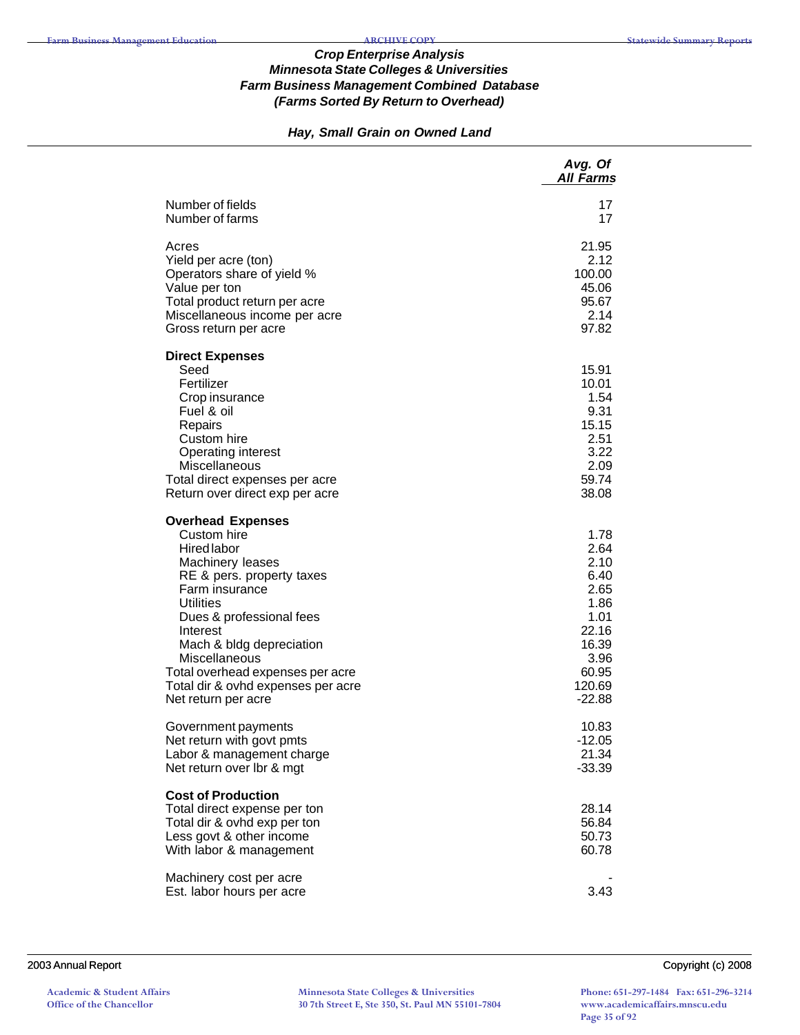### *Crop Enterprise Analysis*
### *Minnesota State Colleges & Universities*
### *Farm Business Management Combined Database*
### *(Farms Sorted By Return to Overhead)*

#### *Hay, Small Grain on Owned Land*

| | *Avg. Of All Farms* |
|---|---|
| Number of fields | 17 |
| Number of farms | 17 |
| | |
| Acres | 21.95 |
| Yield per acre (ton) | 2.12 |
| Operators share of yield % | 100.00 |
| Value per ton | 45.06 |
| Total product return per acre | 95.67 |
| Miscellaneous income per acre | 2.14 |
| Gross return per acre | 97.82 |
| | |
| **Direct Expenses** | |
| Seed | 15.91 |
| Fertilizer | 10.01 |
| Crop insurance | 1.54 |
| Fuel & oil | 9.31 |
| Repairs | 15.15 |
| Custom hire | 2.51 |
| Operating interest | 3.22 |
| Miscellaneous | 2.09 |
| Total direct expenses per acre | 59.74 |
| Return over direct exp per acre | 38.08 |
| | |
| **Overhead Expenses** | |
| Custom hire | 1.78 |
| Hired labor | 2.64 |
| Machinery leases | 2.10 |
| RE & pers. property taxes | 6.40 |
| Farm insurance | 2.65 |
| Utilities | 1.86 |
| Dues & professional fees | 1.01 |
| Interest | 22.16 |
| Mach & bldg depreciation | 16.39 |
| Miscellaneous | 3.96 |
| Total overhead expenses per acre | 60.95 |
| Total dir & ovhd expenses per acre | 120.69 |
| Net return per acre | -22.88 |
| | |
| Government payments | 10.83 |
| Net return with govt pmts | -12.05 |
| Labor & management charge | 21.34 |
| Net return over lbr & mgt | -33.39 |
| | |
| **Cost of Production** | |
| Total direct expense per ton | 28.14 |
| Total dir & ovhd exp per ton | 56.84 |
| Less govt & other income | 50.73 |
| With labor & management | 60.78 |
| | |
| Machinery cost per acre | - |
| Est. labor hours per acre | 3.43 |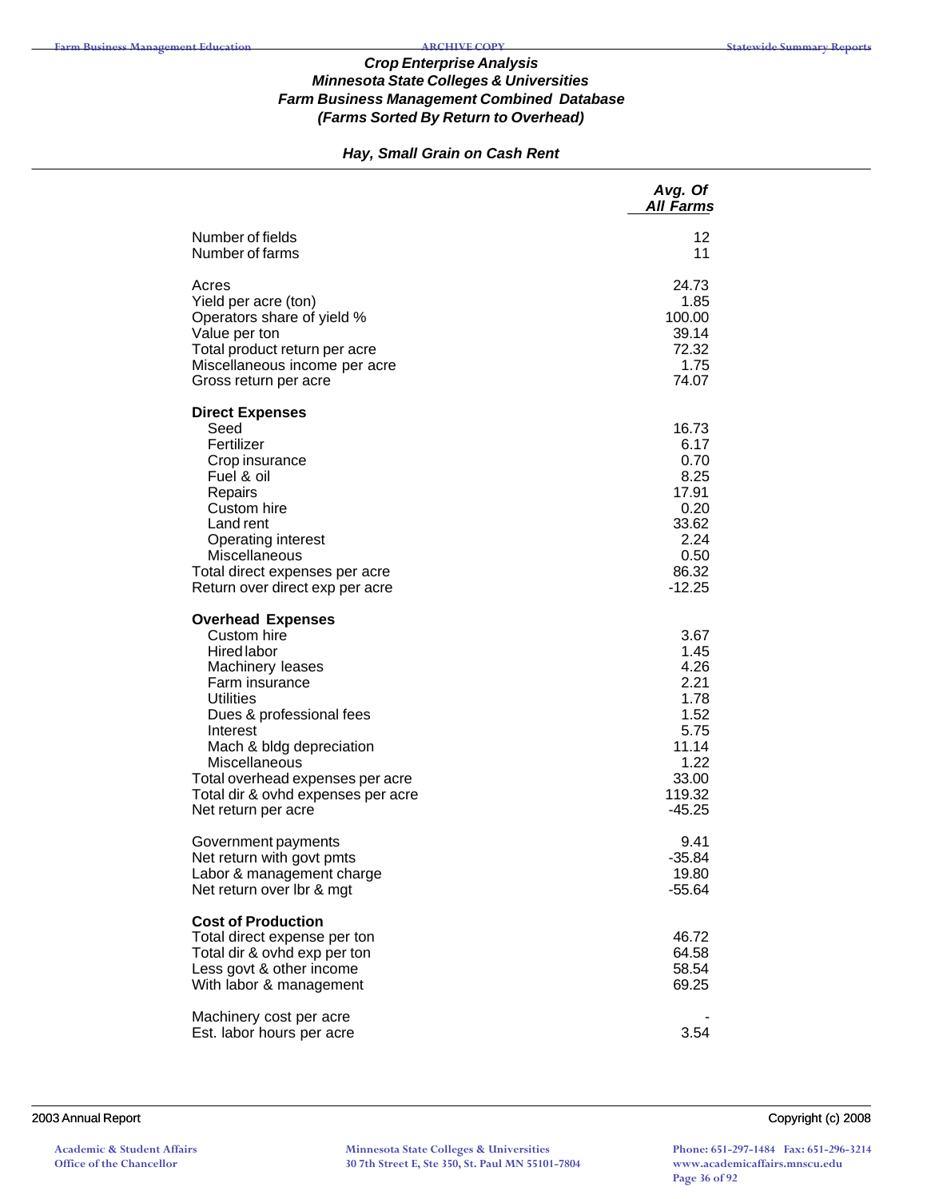### *Crop Enterprise Analysis*
### *Minnesota State Colleges & Universities*
### *Farm Business Management Combined Database*
### *(Farms Sorted By Return to Overhead)*

#### *Hay, Small Grain on Cash Rent*

| | *Avg. Of All Farms* |
|---|---|
| Number of fields | 12 |
| Number of farms | 11 |
| | |
| Acres | 24.73 |
| Yield per acre (ton) | 1.85 |
| Operators share of yield % | 100.00 |
| Value per ton | 39.14 |
| Total product return per acre | 72.32 |
| Miscellaneous income per acre | 1.75 |
| Gross return per acre | 74.07 |
| | |
| **Direct Expenses** | |
| Seed | 16.73 |
| Fertilizer | 6.17 |
| Crop insurance | 0.70 |
| Fuel & oil | 8.25 |
| Repairs | 17.91 |
| Custom hire | 0.20 |
| Land rent | 33.62 |
| Operating interest | 2.24 |
| Miscellaneous | 0.50 |
| Total direct expenses per acre | 86.32 |
| Return over direct exp per acre | -12.25 |
| | |
| **Overhead Expenses** | |
| Custom hire | 3.67 |
| Hired labor | 1.45 |
| Machinery leases | 4.26 |
| Farm insurance | 2.21 |
| Utilities | 1.78 |
| Dues & professional fees | 1.52 |
| Interest | 5.75 |
| Mach & bldg depreciation | 11.14 |
| Miscellaneous | 1.22 |
| Total overhead expenses per acre | 33.00 |
| Total dir & ovhd expenses per acre | 119.32 |
| Net return per acre | -45.25 |
| | |
| Government payments | 9.41 |
| Net return with govt pmts | -35.84 |
| Labor & management charge | 19.80 |
| Net return over lbr & mgt | -55.64 |
| | |
| **Cost of Production** | |
| Total direct expense per ton | 46.72 |
| Total dir & ovhd exp per ton | 64.58 |
| Less govt & other income | 58.54 |
| With labor & management | 69.25 |
| | |
| Machinery cost per acre | - |
| Est. labor hours per acre | 3.54 |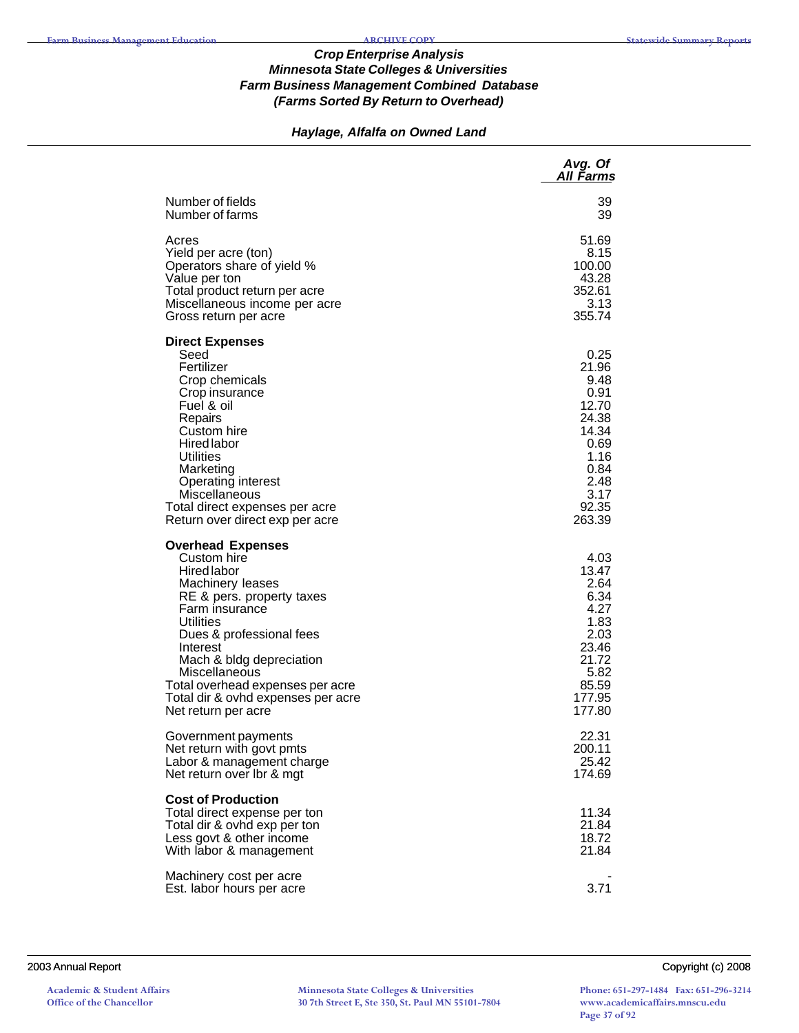### *Crop Enterprise Analysis*
### *Minnesota State Colleges & Universities*
### *Farm Business Management Combined Database*
### *(Farms Sorted By Return to Overhead)*

#### *Haylage, Alfalfa on Owned Land*

| | *Avg. Of All Farms* |
|---|---|
| Number of fields | 39 |
| Number of farms | 39 |
| | |
| Acres | 51.69 |
| Yield per acre (ton) | 8.15 |
| Operators share of yield % | 100.00 |
| Value per ton | 43.28 |
| Total product return per acre | 352.61 |
| Miscellaneous income per acre | 3.13 |
| Gross return per acre | 355.74 |
| | |
| **Direct Expenses** | |
| Seed | 0.25 |
| Fertilizer | 21.96 |
| Crop chemicals | 9.48 |
| Crop insurance | 0.91 |
| Fuel & oil | 12.70 |
| Repairs | 24.38 |
| Custom hire | 14.34 |
| Hired labor | 0.69 |
| Utilities | 1.16 |
| Marketing | 0.84 |
| Operating interest | 2.48 |
| Miscellaneous | 3.17 |
| Total direct expenses per acre | 92.35 |
| Return over direct exp per acre | 263.39 |
| | |
| **Overhead Expenses** | |
| Custom hire | 4.03 |
| Hired labor | 13.47 |
| Machinery leases | 2.64 |
| RE & pers. property taxes | 6.34 |
| Farm insurance | 4.27 |
| Utilities | 1.83 |
| Dues & professional fees | 2.03 |
| Interest | 23.46 |
| Mach & bldg depreciation | 21.72 |
| Miscellaneous | 5.82 |
| Total overhead expenses per acre | 85.59 |
| Total dir & ovhd expenses per acre | 177.95 |
| Net return per acre | 177.80 |
| | |
| Government payments | 22.31 |
| Net return with govt pmts | 200.11 |
| Labor & management charge | 25.42 |
| Net return over lbr & mgt | 174.69 |
| | |
| **Cost of Production** | |
| Total direct expense per ton | 11.34 |
| Total dir & ovhd exp per ton | 21.84 |
| Less govt & other income | 18.72 |
| With labor & management | 21.84 |
| | |
| Machinery cost per acre | - |
| Est. labor hours per acre | 3.71 |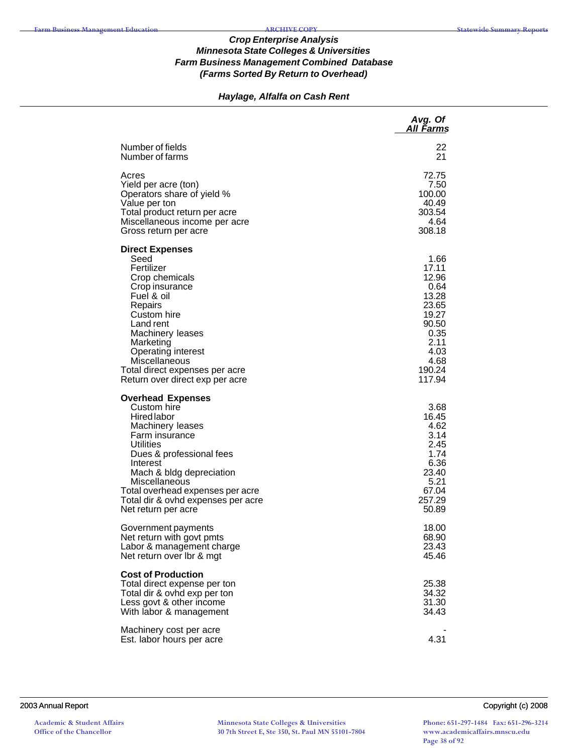### *Crop Enterprise Analysis*
### *Minnesota State Colleges & Universities*
### *Farm Business Management Combined Database*
### *(Farms Sorted By Return to Overhead)*

#### *Haylage, Alfalfa on Cash Rent*

| | *Avg. Of All Farms* |
|---|---|
| Number of fields | 22 |
| Number of farms | 21 |
| | |
| Acres | 72.75 |
| Yield per acre (ton) | 7.50 |
| Operators share of yield % | 100.00 |
| Value per ton | 40.49 |
| Total product return per acre | 303.54 |
| Miscellaneous income per acre | 4.64 |
| Gross return per acre | 308.18 |
| | |
| **Direct Expenses** | |
| Seed | 1.66 |
| Fertilizer | 17.11 |
| Crop chemicals | 12.96 |
| Crop insurance | 0.64 |
| Fuel & oil | 13.28 |
| Repairs | 23.65 |
| Custom hire | 19.27 |
| Land rent | 90.50 |
| Machinery leases | 0.35 |
| Marketing | 2.11 |
| Operating interest | 4.03 |
| Miscellaneous | 4.68 |
| Total direct expenses per acre | 190.24 |
| Return over direct exp per acre | 117.94 |
| | |
| **Overhead Expenses** | |
| Custom hire | 3.68 |
| Hired labor | 16.45 |
| Machinery leases | 4.62 |
| Farm insurance | 3.14 |
| Utilities | 2.45 |
| Dues & professional fees | 1.74 |
| Interest | 6.36 |
| Mach & bldg depreciation | 23.40 |
| Miscellaneous | 5.21 |
| Total overhead expenses per acre | 67.04 |
| Total dir & ovhd expenses per acre | 257.29 |
| Net return per acre | 50.89 |
| | |
| Government payments | 18.00 |
| Net return with govt pmts | 68.90 |
| Labor & management charge | 23.43 |
| Net return over lbr & mgt | 45.46 |
| | |
| **Cost of Production** | |
| Total direct expense per ton | 25.38 |
| Total dir & ovhd exp per ton | 34.32 |
| Less govt & other income | 31.30 |
| With labor & management | 34.43 |
| | |
| Machinery cost per acre | - |
| Est. labor hours per acre | 4.31 |

2003 Annual Report

Copyright (c) 2008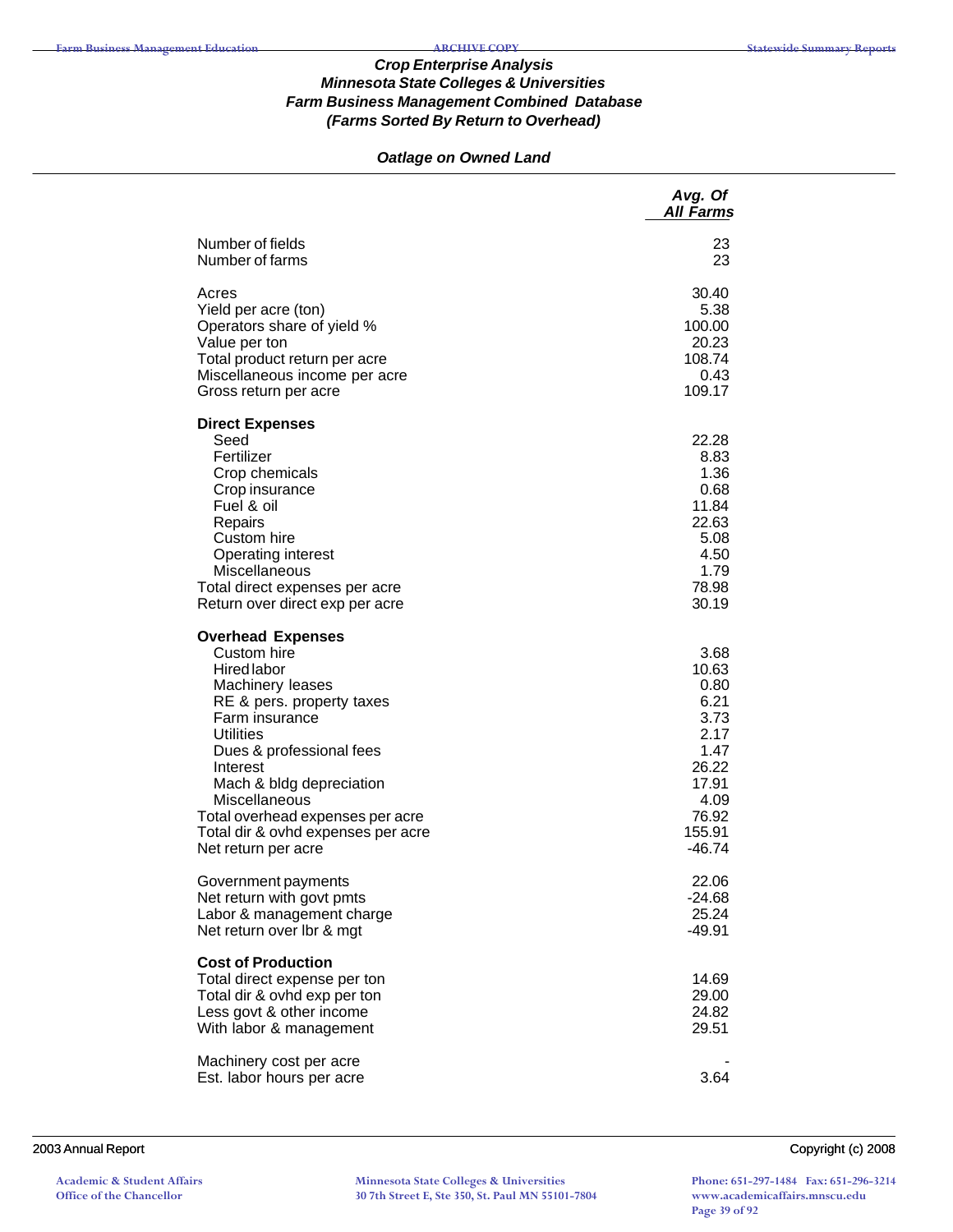### *Crop Enterprise Analysis*
### *Minnesota State Colleges & Universities*
### *Farm Business Management Combined Database*
### *(Farms Sorted By Return to Overhead)*

#### *Oatlage on Owned Land*

| | *Avg. Of All Farms* |
|---|---|
| Number of fields | 23 |
| Number of farms | 23 |
| | |
| Acres | 30.40 |
| Yield per acre (ton) | 5.38 |
| Operators share of yield % | 100.00 |
| Value per ton | 20.23 |
| Total product return per acre | 108.74 |
| Miscellaneous income per acre | 0.43 |
| Gross return per acre | 109.17 |
| | |
| **Direct Expenses** | |
| Seed | 22.28 |
| Fertilizer | 8.83 |
| Crop chemicals | 1.36 |
| Crop insurance | 0.68 |
| Fuel & oil | 11.84 |
| Repairs | 22.63 |
| Custom hire | 5.08 |
| Operating interest | 4.50 |
| Miscellaneous | 1.79 |
| Total direct expenses per acre | 78.98 |
| Return over direct exp per acre | 30.19 |
| | |
| **Overhead Expenses** | |
| Custom hire | 3.68 |
| Hired labor | 10.63 |
| Machinery leases | 0.80 |
| RE & pers. property taxes | 6.21 |
| Farm insurance | 3.73 |
| Utilities | 2.17 |
| Dues & professional fees | 1.47 |
| Interest | 26.22 |
| Mach & bldg depreciation | 17.91 |
| Miscellaneous | 4.09 |
| Total overhead expenses per acre | 76.92 |
| Total dir & ovhd expenses per acre | 155.91 |
| Net return per acre | -46.74 |
| | |
| Government payments | 22.06 |
| Net return with govt pmts | -24.68 |
| Labor & management charge | 25.24 |
| Net return over lbr & mgt | -49.91 |
| | |
| **Cost of Production** | |
| Total direct expense per ton | 14.69 |
| Total dir & ovhd exp per ton | 29.00 |
| Less govt & other income | 24.82 |
| With labor & management | 29.51 |
| | |
| Machinery cost per acre | - |
| Est. labor hours per acre | 3.64 |

2003 Annual Report Copyright (c) 2008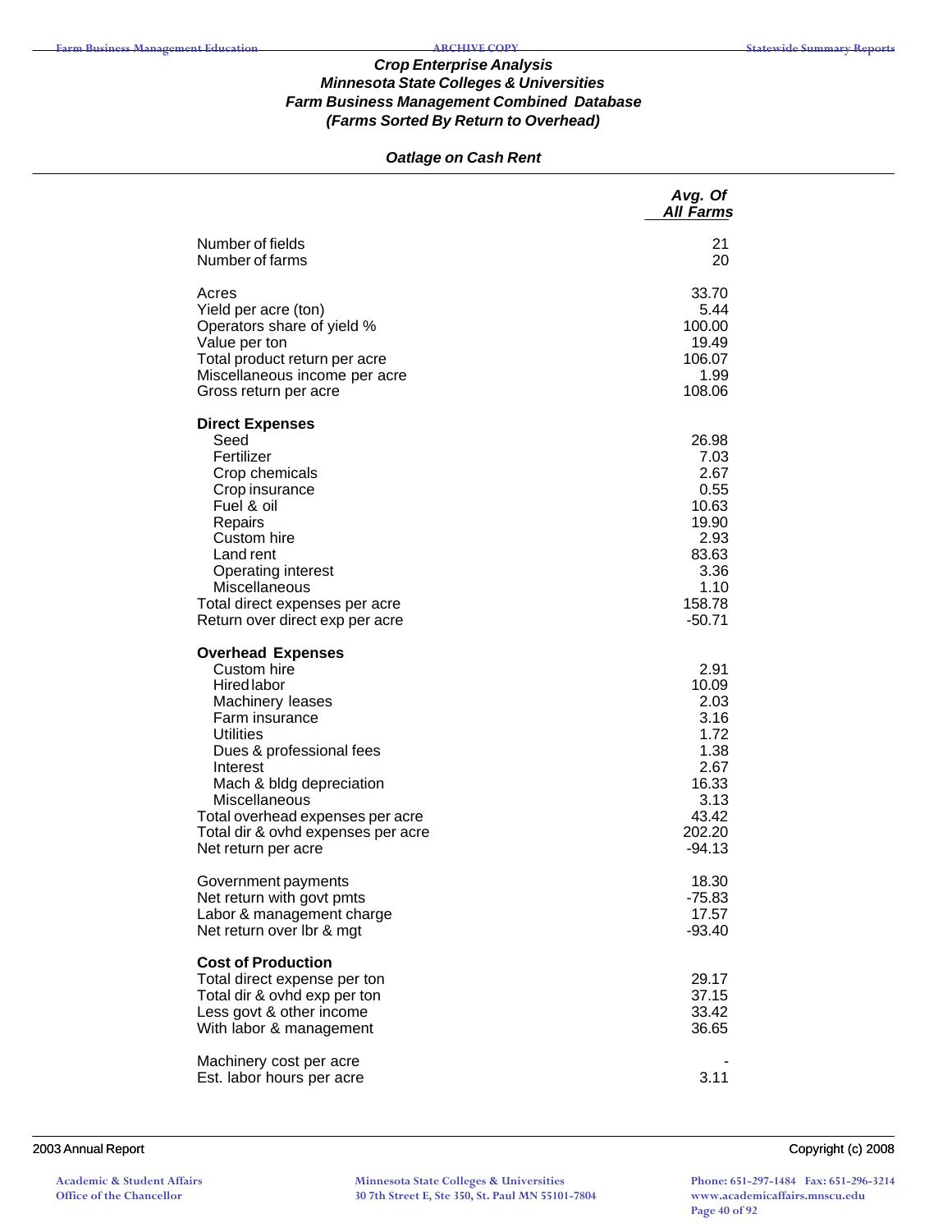### *Crop Enterprise Analysis*
### *Minnesota State Colleges & Universities*
### *Farm Business Management Combined Database*
### *(Farms Sorted By Return to Overhead)*

#### *Oatlage on Cash Rent*

| | *Avg. Of All Farms* |
|---|---|
| Number of fields | 21 |
| Number of farms | 20 |
| | |
| Acres | 33.70 |
| Yield per acre (ton) | 5.44 |
| Operators share of yield % | 100.00 |
| Value per ton | 19.49 |
| Total product return per acre | 106.07 |
| Miscellaneous income per acre | 1.99 |
| Gross return per acre | 108.06 |
| | |
| **Direct Expenses** | |
| Seed | 26.98 |
| Fertilizer | 7.03 |
| Crop chemicals | 2.67 |
| Crop insurance | 0.55 |
| Fuel & oil | 10.63 |
| Repairs | 19.90 |
| Custom hire | 2.93 |
| Land rent | 83.63 |
| Operating interest | 3.36 |
| Miscellaneous | 1.10 |
| Total direct expenses per acre | 158.78 |
| Return over direct exp per acre | -50.71 |
| | |
| **Overhead Expenses** | |
| Custom hire | 2.91 |
| Hired labor | 10.09 |
| Machinery leases | 2.03 |
| Farm insurance | 3.16 |
| Utilities | 1.72 |
| Dues & professional fees | 1.38 |
| Interest | 2.67 |
| Mach & bldg depreciation | 16.33 |
| Miscellaneous | 3.13 |
| Total overhead expenses per acre | 43.42 |
| Total dir & ovhd expenses per acre | 202.20 |
| Net return per acre | -94.13 |
| | |
| Government payments | 18.30 |
| Net return with govt pmts | -75.83 |
| Labor & management charge | 17.57 |
| Net return over lbr & mgt | -93.40 |
| | |
| **Cost of Production** | |
| Total direct expense per ton | 29.17 |
| Total dir & ovhd exp per ton | 37.15 |
| Less govt & other income | 33.42 |
| With labor & management | 36.65 |
| | |
| Machinery cost per acre | - |
| Est. labor hours per acre | 3.11 |

2003 Annual Report | Copyright (c) 2008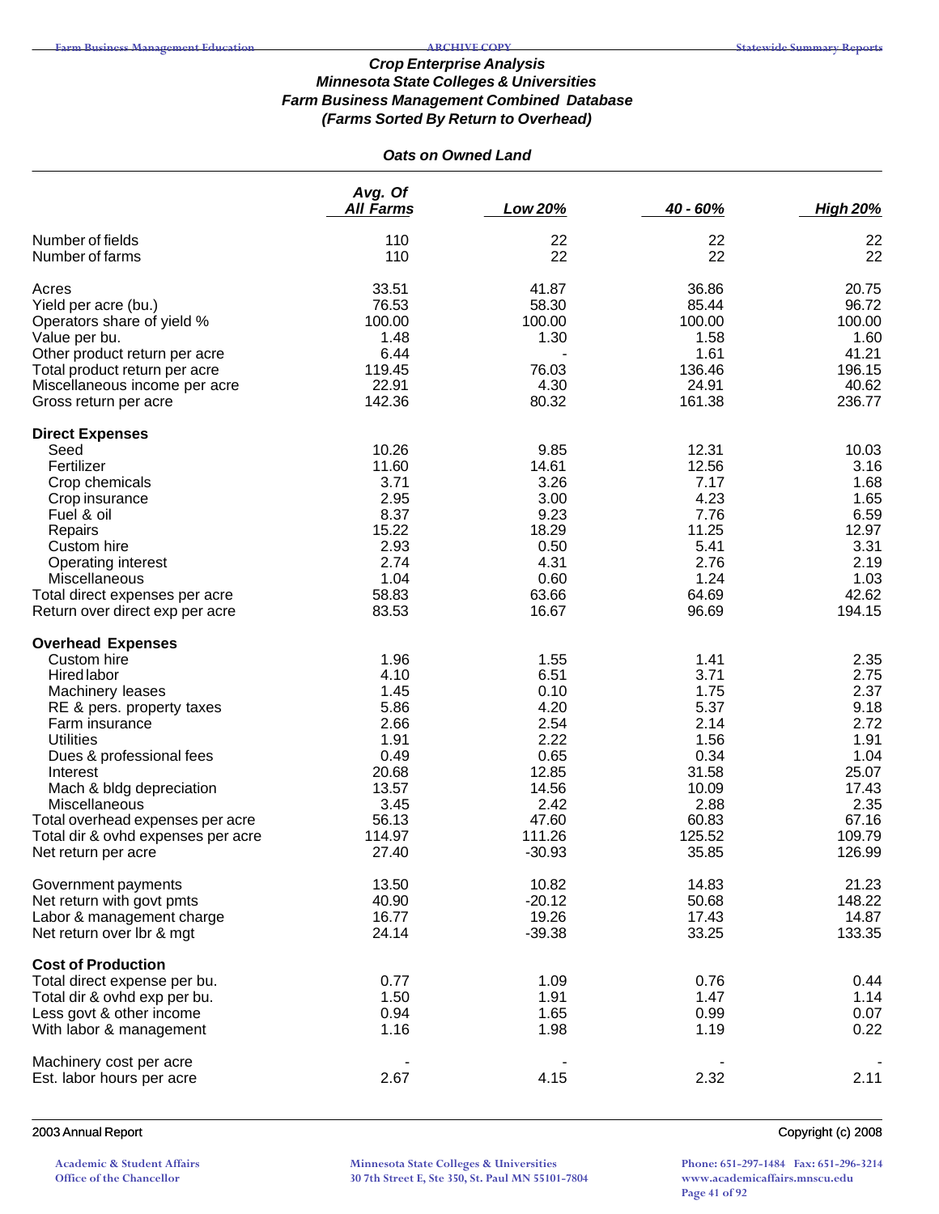### Crop Enterprise Analysis
### Minnesota State Colleges & Universities
### Farm Business Management Combined Database
### (Farms Sorted By Return to Overhead)

#### Oats on Owned Land

| | Avg. Of All Farms | Low 20% | 40 - 60% | High 20% |
|---|---|---|---|---|
| Number of fields | 110 | 22 | 22 | 22 |
| Number of farms | 110 | 22 | 22 | 22 |
| | | | | |
| Acres | 33.51 | 41.87 | 36.86 | 20.75 |
| Yield per acre (bu.) | 76.53 | 58.30 | 85.44 | 96.72 |
| Operators share of yield % | 100.00 | 100.00 | 100.00 | 100.00 |
| Value per bu. | 1.48 | 1.30 | 1.58 | 1.60 |
| Other product return per acre | 6.44 | - | 1.61 | 41.21 |
| Total product return per acre | 119.45 | 76.03 | 136.46 | 196.15 |
| Miscellaneous income per acre | 22.91 | 4.30 | 24.91 | 40.62 |
| Gross return per acre | 142.36 | 80.32 | 161.38 | 236.77 |
| | | | | |
| **Direct Expenses** | | | | |
| Seed | 10.26 | 9.85 | 12.31 | 10.03 |
| Fertilizer | 11.60 | 14.61 | 12.56 | 3.16 |
| Crop chemicals | 3.71 | 3.26 | 7.17 | 1.68 |
| Crop insurance | 2.95 | 3.00 | 4.23 | 1.65 |
| Fuel & oil | 8.37 | 9.23 | 7.76 | 6.59 |
| Repairs | 15.22 | 18.29 | 11.25 | 12.97 |
| Custom hire | 2.93 | 0.50 | 5.41 | 3.31 |
| Operating interest | 2.74 | 4.31 | 2.76 | 2.19 |
| Miscellaneous | 1.04 | 0.60 | 1.24 | 1.03 |
| Total direct expenses per acre | 58.83 | 63.66 | 64.69 | 42.62 |
| Return over direct exp per acre | 83.53 | 16.67 | 96.69 | 194.15 |
| | | | | |
| **Overhead Expenses** | | | | |
| Custom hire | 1.96 | 1.55 | 1.41 | 2.35 |
| Hired labor | 4.10 | 6.51 | 3.71 | 2.75 |
| Machinery leases | 1.45 | 0.10 | 1.75 | 2.37 |
| RE & pers. property taxes | 5.86 | 4.20 | 5.37 | 9.18 |
| Farm insurance | 2.66 | 2.54 | 2.14 | 2.72 |
| Utilities | 1.91 | 2.22 | 1.56 | 1.91 |
| Dues & professional fees | 0.49 | 0.65 | 0.34 | 1.04 |
| Interest | 20.68 | 12.85 | 31.58 | 25.07 |
| Mach & bldg depreciation | 13.57 | 14.56 | 10.09 | 17.43 |
| Miscellaneous | 3.45 | 2.42 | 2.88 | 2.35 |
| Total overhead expenses per acre | 56.13 | 47.60 | 60.83 | 67.16 |
| Total dir & ovhd expenses per acre | 114.97 | 111.26 | 125.52 | 109.79 |
| Net return per acre | 27.40 | -30.93 | 35.85 | 126.99 |
| | | | | |
| Government payments | 13.50 | 10.82 | 14.83 | 21.23 |
| Net return with govt pmts | 40.90 | -20.12 | 50.68 | 148.22 |
| Labor & management charge | 16.77 | 19.26 | 17.43 | 14.87 |
| Net return over lbr & mgt | 24.14 | -39.38 | 33.25 | 133.35 |
| | | | | |
| **Cost of Production** | | | | |
| Total direct expense per bu. | 0.77 | 1.09 | 0.76 | 0.44 |
| Total dir & ovhd exp per bu. | 1.50 | 1.91 | 1.47 | 1.14 |
| Less govt & other income | 0.94 | 1.65 | 0.99 | 0.07 |
| With labor & management | 1.16 | 1.98 | 1.19 | 0.22 |
| | | | | |
| Machinery cost per acre | - | - | - | - |
| Est. labor hours per acre | 2.67 | 4.15 | 2.32 | 2.11 |

2003 Annual Report

Copyright (c) 2008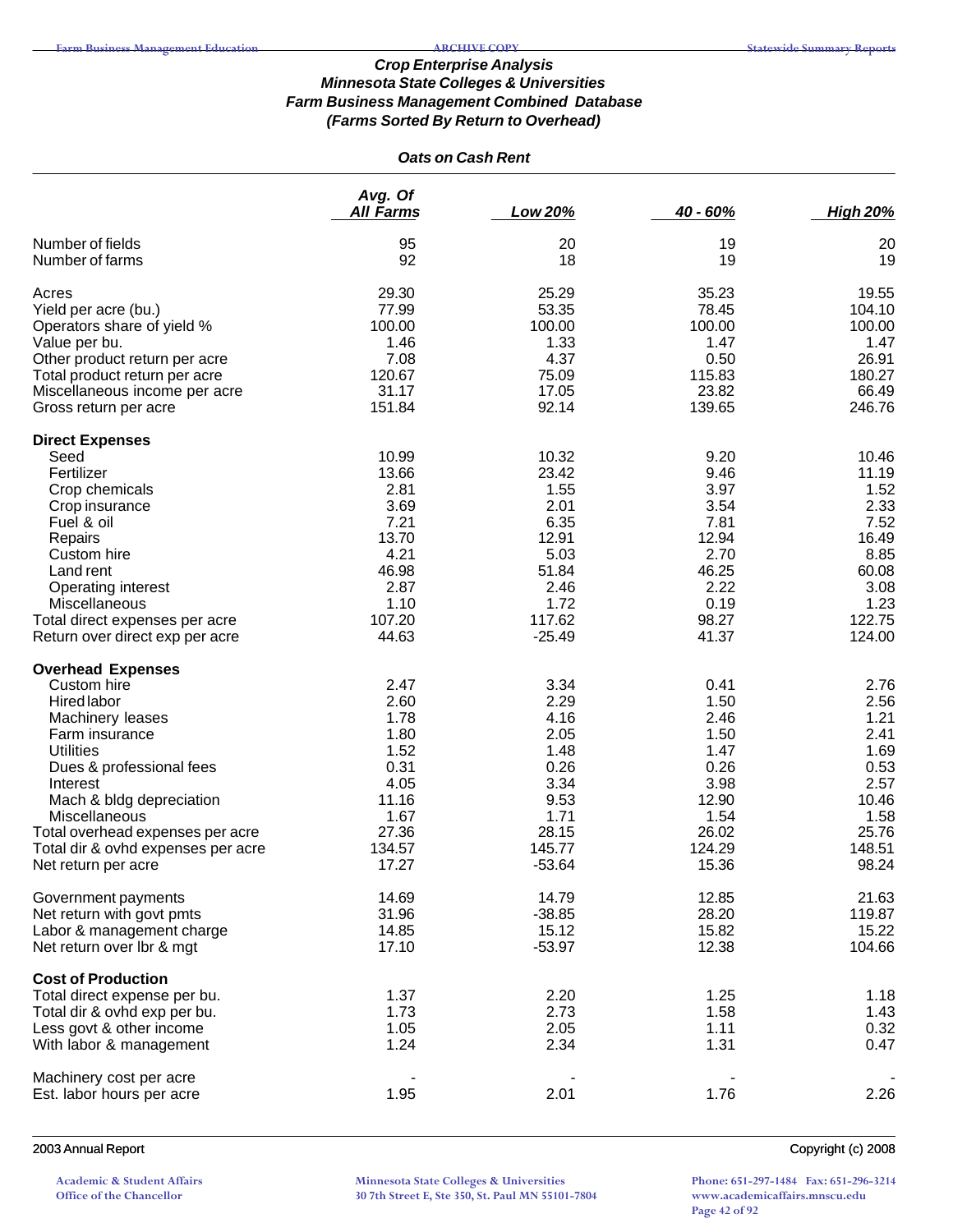### *Crop Enterprise Analysis*
### *Minnesota State Colleges & Universities*
### *Farm Business Management Combined Database*
### *(Farms Sorted By Return to Overhead)*

#### *Oats on Cash Rent*

| | Avg. Of All Farms | Low 20% | 40 - 60% | High 20% |
|---|---|---|---|---|
| Number of fields | 95 | 20 | 19 | 20 |
| Number of farms | 92 | 18 | 19 | 19 |
| Acres | 29.30 | 25.29 | 35.23 | 19.55 |
| Yield per acre (bu.) | 77.99 | 53.35 | 78.45 | 104.10 |
| Operators share of yield % | 100.00 | 100.00 | 100.00 | 100.00 |
| Value per bu. | 1.46 | 1.33 | 1.47 | 1.47 |
| Other product return per acre | 7.08 | 4.37 | 0.50 | 26.91 |
| Total product return per acre | 120.67 | 75.09 | 115.83 | 180.27 |
| Miscellaneous income per acre | 31.17 | 17.05 | 23.82 | 66.49 |
| Gross return per acre | 151.84 | 92.14 | 139.65 | 246.76 |
| **Direct Expenses** | | | | |
| Seed | 10.99 | 10.32 | 9.20 | 10.46 |
| Fertilizer | 13.66 | 23.42 | 9.46 | 11.19 |
| Crop chemicals | 2.81 | 1.55 | 3.97 | 1.52 |
| Crop insurance | 3.69 | 2.01 | 3.54 | 2.33 |
| Fuel & oil | 7.21 | 6.35 | 7.81 | 7.52 |
| Repairs | 13.70 | 12.91 | 12.94 | 16.49 |
| Custom hire | 4.21 | 5.03 | 2.70 | 8.85 |
| Land rent | 46.98 | 51.84 | 46.25 | 60.08 |
| Operating interest | 2.87 | 2.46 | 2.22 | 3.08 |
| Miscellaneous | 1.10 | 1.72 | 0.19 | 1.23 |
| Total direct expenses per acre | 107.20 | 117.62 | 98.27 | 122.75 |
| Return over direct exp per acre | 44.63 | -25.49 | 41.37 | 124.00 |
| **Overhead Expenses** | | | | |
| Custom hire | 2.47 | 3.34 | 0.41 | 2.76 |
| Hired labor | 2.60 | 2.29 | 1.50 | 2.56 |
| Machinery leases | 1.78 | 4.16 | 2.46 | 1.21 |
| Farm insurance | 1.80 | 2.05 | 1.50 | 2.41 |
| Utilities | 1.52 | 1.48 | 1.47 | 1.69 |
| Dues & professional fees | 0.31 | 0.26 | 0.26 | 0.53 |
| Interest | 4.05 | 3.34 | 3.98 | 2.57 |
| Mach & bldg depreciation | 11.16 | 9.53 | 12.90 | 10.46 |
| Miscellaneous | 1.67 | 1.71 | 1.54 | 1.58 |
| Total overhead expenses per acre | 27.36 | 28.15 | 26.02 | 25.76 |
| Total dir & ovhd expenses per acre | 134.57 | 145.77 | 124.29 | 148.51 |
| Net return per acre | 17.27 | -53.64 | 15.36 | 98.24 |
| Government payments | 14.69 | 14.79 | 12.85 | 21.63 |
| Net return with govt pmts | 31.96 | -38.85 | 28.20 | 119.87 |
| Labor & management charge | 14.85 | 15.12 | 15.82 | 15.22 |
| Net return over lbr & mgt | 17.10 | -53.97 | 12.38 | 104.66 |
| **Cost of Production** | | | | |
| Total direct expense per bu. | 1.37 | 2.20 | 1.25 | 1.18 |
| Total dir & ovhd exp per bu. | 1.73 | 2.73 | 1.58 | 1.43 |
| Less govt & other income | 1.05 | 2.05 | 1.11 | 0.32 |
| With labor & management | 1.24 | 2.34 | 1.31 | 0.47 |
| Machinery cost per acre | - | - | - | - |
| Est. labor hours per acre | 1.95 | 2.01 | 1.76 | 2.26 |

2003 Annual Report — Copyright (c) 2008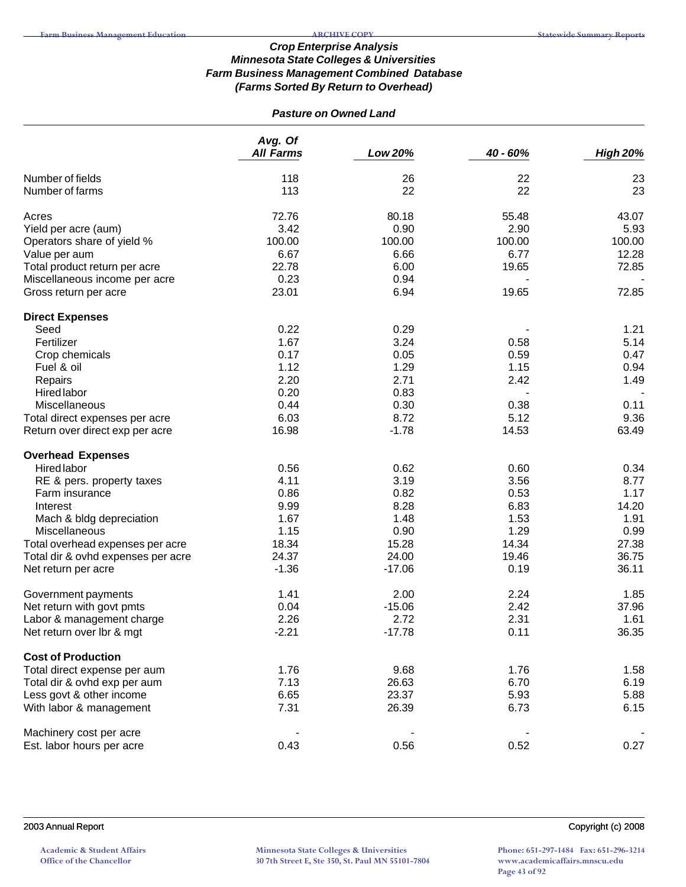# Crop Enterprise Analysis
## Minnesota State Colleges & Universities
## Farm Business Management Combined Database
## (Farms Sorted By Return to Overhead)

### Pasture on Owned Land

| | Avg. Of All Farms | Low 20% | 40 - 60% | High 20% |
|---|---|---|---|---|
| Number of fields | 118 | 26 | 22 | 23 |
| Number of farms | 113 | 22 | 22 | 23 |
| | | | | |
| Acres | 72.76 | 80.18 | 55.48 | 43.07 |
| Yield per acre (aum) | 3.42 | 0.90 | 2.90 | 5.93 |
| Operators share of yield % | 100.00 | 100.00 | 100.00 | 100.00 |
| Value per aum | 6.67 | 6.66 | 6.77 | 12.28 |
| Total product return per acre | 22.78 | 6.00 | 19.65 | 72.85 |
| Miscellaneous income per acre | 0.23 | 0.94 | - | - |
| Gross return per acre | 23.01 | 6.94 | 19.65 | 72.85 |
| | | | | |
| **Direct Expenses** | | | | |
| Seed | 0.22 | 0.29 | - | 1.21 |
| Fertilizer | 1.67 | 3.24 | 0.58 | 5.14 |
| Crop chemicals | 0.17 | 0.05 | 0.59 | 0.47 |
| Fuel & oil | 1.12 | 1.29 | 1.15 | 0.94 |
| Repairs | 2.20 | 2.71 | 2.42 | 1.49 |
| Hired labor | 0.20 | 0.83 | - | - |
| Miscellaneous | 0.44 | 0.30 | 0.38 | 0.11 |
| Total direct expenses per acre | 6.03 | 8.72 | 5.12 | 9.36 |
| Return over direct exp per acre | 16.98 | -1.78 | 14.53 | 63.49 |
| | | | | |
| **Overhead Expenses** | | | | |
| Hired labor | 0.56 | 0.62 | 0.60 | 0.34 |
| RE & pers. property taxes | 4.11 | 3.19 | 3.56 | 8.77 |
| Farm insurance | 0.86 | 0.82 | 0.53 | 1.17 |
| Interest | 9.99 | 8.28 | 6.83 | 14.20 |
| Mach & bldg depreciation | 1.67 | 1.48 | 1.53 | 1.91 |
| Miscellaneous | 1.15 | 0.90 | 1.29 | 0.99 |
| Total overhead expenses per acre | 18.34 | 15.28 | 14.34 | 27.38 |
| Total dir & ovhd expenses per acre | 24.37 | 24.00 | 19.46 | 36.75 |
| Net return per acre | -1.36 | -17.06 | 0.19 | 36.11 |
| | | | | |
| Government payments | 1.41 | 2.00 | 2.24 | 1.85 |
| Net return with govt pmts | 0.04 | -15.06 | 2.42 | 37.96 |
| Labor & management charge | 2.26 | 2.72 | 2.31 | 1.61 |
| Net return over lbr & mgt | -2.21 | -17.78 | 0.11 | 36.35 |
| | | | | |
| **Cost of Production** | | | | |
| Total direct expense per aum | 1.76 | 9.68 | 1.76 | 1.58 |
| Total dir & ovhd exp per aum | 7.13 | 26.63 | 6.70 | 6.19 |
| Less govt & other income | 6.65 | 23.37 | 5.93 | 5.88 |
| With labor & management | 7.31 | 26.39 | 6.73 | 6.15 |
| | | | | |
| Machinery cost per acre | - | - | - | - |
| Est. labor hours per acre | 0.43 | 0.56 | 0.52 | 0.27 |

2003 Annual Report Copyright (c) 2008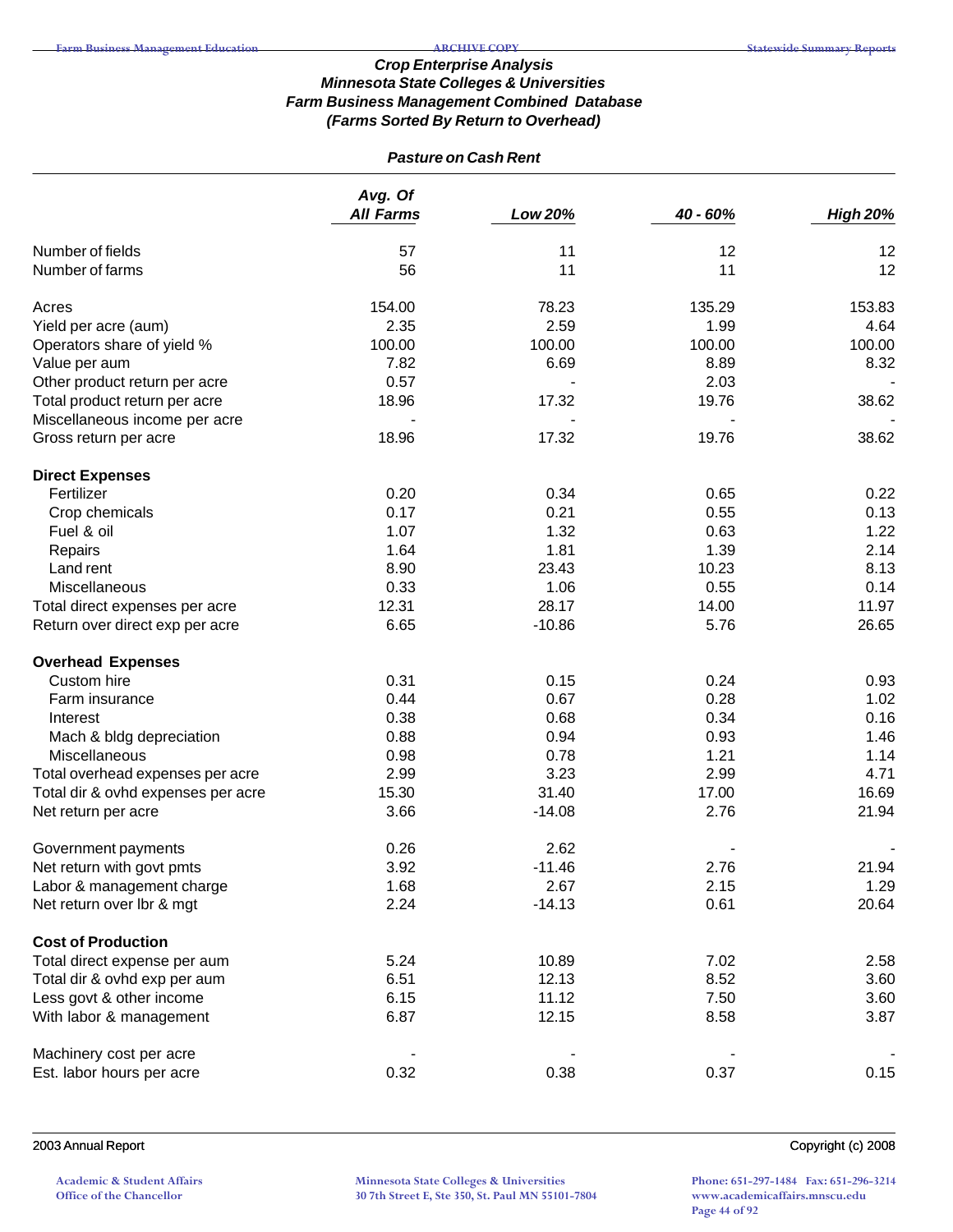### Crop Enterprise Analysis
### Minnesota State Colleges & Universities
### Farm Business Management Combined Database
### (Farms Sorted By Return to Overhead)

**Pasture on Cash Rent**

| | Avg. Of All Farms | Low 20% | 40 - 60% | High 20% |
|---|---|---|---|---|
| Number of fields | 57 | 11 | 12 | 12 |
| Number of farms | 56 | 11 | 11 | 12 |
| | | | | |
| Acres | 154.00 | 78.23 | 135.29 | 153.83 |
| Yield per acre (aum) | 2.35 | 2.59 | 1.99 | 4.64 |
| Operators share of yield % | 100.00 | 100.00 | 100.00 | 100.00 |
| Value per aum | 7.82 | 6.69 | 8.89 | 8.32 |
| Other product return per acre | 0.57 | - | 2.03 | - |
| Total product return per acre | 18.96 | 17.32 | 19.76 | 38.62 |
| Miscellaneous income per acre | - | - | - | - |
| Gross return per acre | 18.96 | 17.32 | 19.76 | 38.62 |
| | | | | |
| **Direct Expenses** | | | | |
| Fertilizer | 0.20 | 0.34 | 0.65 | 0.22 |
| Crop chemicals | 0.17 | 0.21 | 0.55 | 0.13 |
| Fuel & oil | 1.07 | 1.32 | 0.63 | 1.22 |
| Repairs | 1.64 | 1.81 | 1.39 | 2.14 |
| Land rent | 8.90 | 23.43 | 10.23 | 8.13 |
| Miscellaneous | 0.33 | 1.06 | 0.55 | 0.14 |
| Total direct expenses per acre | 12.31 | 28.17 | 14.00 | 11.97 |
| Return over direct exp per acre | 6.65 | -10.86 | 5.76 | 26.65 |
| | | | | |
| **Overhead Expenses** | | | | |
| Custom hire | 0.31 | 0.15 | 0.24 | 0.93 |
| Farm insurance | 0.44 | 0.67 | 0.28 | 1.02 |
| Interest | 0.38 | 0.68 | 0.34 | 0.16 |
| Mach & bldg depreciation | 0.88 | 0.94 | 0.93 | 1.46 |
| Miscellaneous | 0.98 | 0.78 | 1.21 | 1.14 |
| Total overhead expenses per acre | 2.99 | 3.23 | 2.99 | 4.71 |
| Total dir & ovhd expenses per acre | 15.30 | 31.40 | 17.00 | 16.69 |
| Net return per acre | 3.66 | -14.08 | 2.76 | 21.94 |
| | | | | |
| Government payments | 0.26 | 2.62 | - | - |
| Net return with govt pmts | 3.92 | -11.46 | 2.76 | 21.94 |
| Labor & management charge | 1.68 | 2.67 | 2.15 | 1.29 |
| Net return over lbr & mgt | 2.24 | -14.13 | 0.61 | 20.64 |
| | | | | |
| **Cost of Production** | | | | |
| Total direct expense per aum | 5.24 | 10.89 | 7.02 | 2.58 |
| Total dir & ovhd exp per aum | 6.51 | 12.13 | 8.52 | 3.60 |
| Less govt & other income | 6.15 | 11.12 | 7.50 | 3.60 |
| With labor & management | 6.87 | 12.15 | 8.58 | 3.87 |
| | | | | |
| Machinery cost per acre | - | - | - | - |
| Est. labor hours per acre | 0.32 | 0.38 | 0.37 | 0.15 |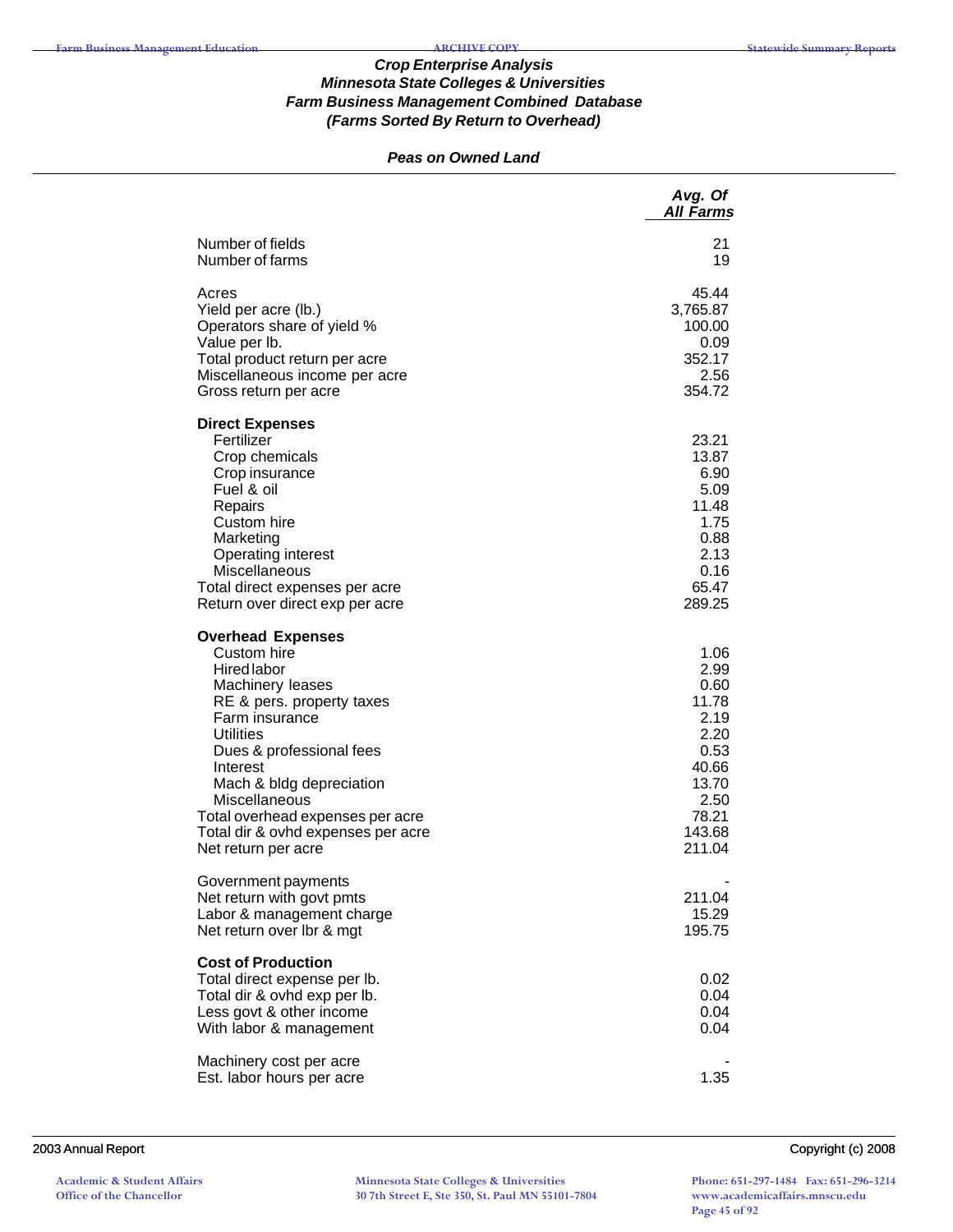### *Crop Enterprise Analysis*
### *Minnesota State Colleges & Universities*
### *Farm Business Management Combined Database*
### *(Farms Sorted By Return to Overhead)*

#### *Peas on Owned Land*

| | *Avg. Of All Farms* |
|---|---|
| Number of fields | 21 |
| Number of farms | 19 |
| | |
| Acres | 45.44 |
| Yield per acre (lb.) | 3,765.87 |
| Operators share of yield % | 100.00 |
| Value per lb. | 0.09 |
| Total product return per acre | 352.17 |
| Miscellaneous income per acre | 2.56 |
| Gross return per acre | 354.72 |
| | |
| **Direct Expenses** | |
| Fertilizer | 23.21 |
| Crop chemicals | 13.87 |
| Crop insurance | 6.90 |
| Fuel & oil | 5.09 |
| Repairs | 11.48 |
| Custom hire | 1.75 |
| Marketing | 0.88 |
| Operating interest | 2.13 |
| Miscellaneous | 0.16 |
| Total direct expenses per acre | 65.47 |
| Return over direct exp per acre | 289.25 |
| | |
| **Overhead Expenses** | |
| Custom hire | 1.06 |
| Hired labor | 2.99 |
| Machinery leases | 0.60 |
| RE & pers. property taxes | 11.78 |
| Farm insurance | 2.19 |
| Utilities | 2.20 |
| Dues & professional fees | 0.53 |
| Interest | 40.66 |
| Mach & bldg depreciation | 13.70 |
| Miscellaneous | 2.50 |
| Total overhead expenses per acre | 78.21 |
| Total dir & ovhd expenses per acre | 143.68 |
| Net return per acre | 211.04 |
| | |
| Government payments | - |
| Net return with govt pmts | 211.04 |
| Labor & management charge | 15.29 |
| Net return over lbr & mgt | 195.75 |
| | |
| **Cost of Production** | |
| Total direct expense per lb. | 0.02 |
| Total dir & ovhd exp per lb. | 0.04 |
| Less govt & other income | 0.04 |
| With labor & management | 0.04 |
| | |
| Machinery cost per acre | - |
| Est. labor hours per acre | 1.35 |

2003 Annual Report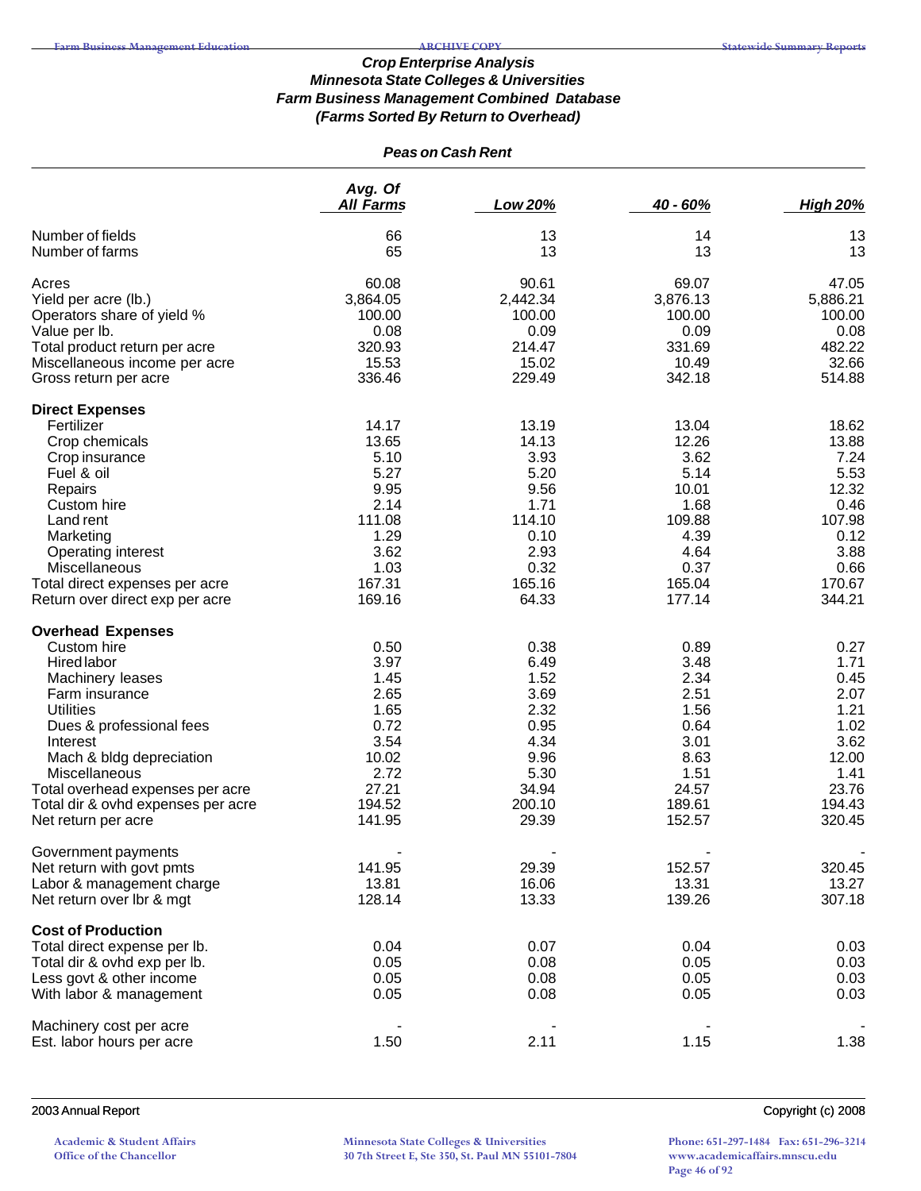### Crop Enterprise Analysis
### Minnesota State Colleges & Universities
### Farm Business Management Combined Database
### (Farms Sorted By Return to Overhead)

**Peas on Cash Rent**

| | Avg. Of All Farms | Low 20% | 40 - 60% | High 20% |
|---|---|---|---|---|
| Number of fields | 66 | 13 | 14 | 13 |
| Number of farms | 65 | 13 | 13 | 13 |
| Acres | 60.08 | 90.61 | 69.07 | 47.05 |
| Yield per acre (lb.) | 3,864.05 | 2,442.34 | 3,876.13 | 5,886.21 |
| Operators share of yield % | 100.00 | 100.00 | 100.00 | 100.00 |
| Value per lb. | 0.08 | 0.09 | 0.09 | 0.08 |
| Total product return per acre | 320.93 | 214.47 | 331.69 | 482.22 |
| Miscellaneous income per acre | 15.53 | 15.02 | 10.49 | 32.66 |
| Gross return per acre | 336.46 | 229.49 | 342.18 | 514.88 |
| **Direct Expenses** | | | | |
| Fertilizer | 14.17 | 13.19 | 13.04 | 18.62 |
| Crop chemicals | 13.65 | 14.13 | 12.26 | 13.88 |
| Crop insurance | 5.10 | 3.93 | 3.62 | 7.24 |
| Fuel & oil | 5.27 | 5.20 | 5.14 | 5.53 |
| Repairs | 9.95 | 9.56 | 10.01 | 12.32 |
| Custom hire | 2.14 | 1.71 | 1.68 | 0.46 |
| Land rent | 111.08 | 114.10 | 109.88 | 107.98 |
| Marketing | 1.29 | 0.10 | 4.39 | 0.12 |
| Operating interest | 3.62 | 2.93 | 4.64 | 3.88 |
| Miscellaneous | 1.03 | 0.32 | 0.37 | 0.66 |
| Total direct expenses per acre | 167.31 | 165.16 | 165.04 | 170.67 |
| Return over direct exp per acre | 169.16 | 64.33 | 177.14 | 344.21 |
| **Overhead Expenses** | | | | |
| Custom hire | 0.50 | 0.38 | 0.89 | 0.27 |
| Hired labor | 3.97 | 6.49 | 3.48 | 1.71 |
| Machinery leases | 1.45 | 1.52 | 2.34 | 0.45 |
| Farm insurance | 2.65 | 3.69 | 2.51 | 2.07 |
| Utilities | 1.65 | 2.32 | 1.56 | 1.21 |
| Dues & professional fees | 0.72 | 0.95 | 0.64 | 1.02 |
| Interest | 3.54 | 4.34 | 3.01 | 3.62 |
| Mach & bldg depreciation | 10.02 | 9.96 | 8.63 | 12.00 |
| Miscellaneous | 2.72 | 5.30 | 1.51 | 1.41 |
| Total overhead expenses per acre | 27.21 | 34.94 | 24.57 | 23.76 |
| Total dir & ovhd expenses per acre | 194.52 | 200.10 | 189.61 | 194.43 |
| Net return per acre | 141.95 | 29.39 | 152.57 | 320.45 |
| Government payments | - | - | - | - |
| Net return with govt pmts | 141.95 | 29.39 | 152.57 | 320.45 |
| Labor & management charge | 13.81 | 16.06 | 13.31 | 13.27 |
| Net return over lbr & mgt | 128.14 | 13.33 | 139.26 | 307.18 |
| **Cost of Production** | | | | |
| Total direct expense per lb. | 0.04 | 0.07 | 0.04 | 0.03 |
| Total dir & ovhd exp per lb. | 0.05 | 0.08 | 0.05 | 0.03 |
| Less govt & other income | 0.05 | 0.08 | 0.05 | 0.03 |
| With labor & management | 0.05 | 0.08 | 0.05 | 0.03 |
| Machinery cost per acre | - | - | - | - |
| Est. labor hours per acre | 1.50 | 2.11 | 1.15 | 1.38 |

2003 Annual Report

Copyright (c) 2008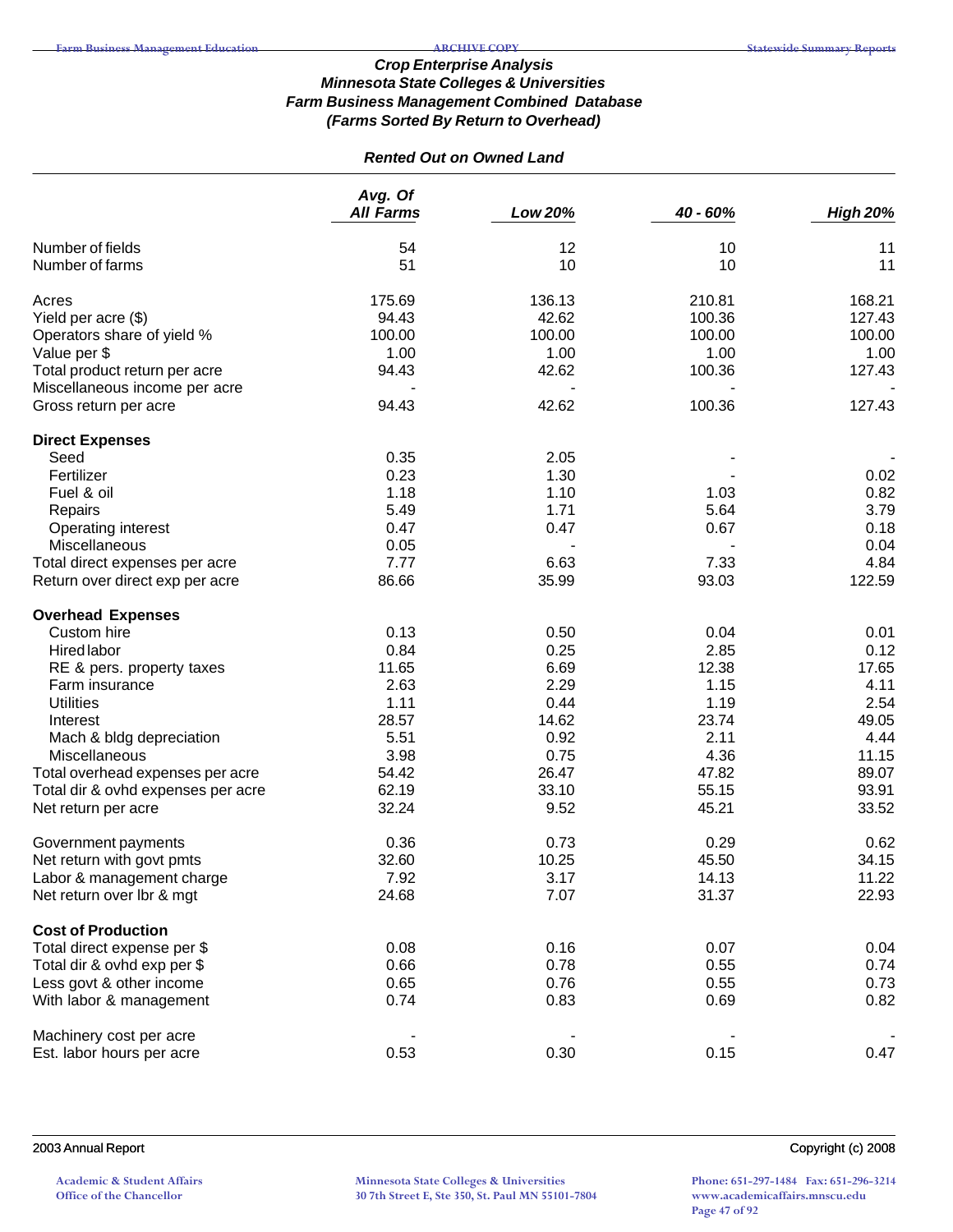### *Crop Enterprise Analysis*
### *Minnesota State Colleges & Universities*
### *Farm Business Management Combined Database*
### *(Farms Sorted By Return to Overhead)*

#### *Rented Out on Owned Land*

| | *Avg. Of All Farms* | *Low 20%* | *40 - 60%* | *High 20%* |
|---|---|---|---|---|
| Number of fields | 54 | 12 | 10 | 11 |
| Number of farms | 51 | 10 | 10 | 11 |
| | | | | |
| Acres | 175.69 | 136.13 | 210.81 | 168.21 |
| Yield per acre ($) | 94.43 | 42.62 | 100.36 | 127.43 |
| Operators share of yield % | 100.00 | 100.00 | 100.00 | 100.00 |
| Value per $ | 1.00 | 1.00 | 1.00 | 1.00 |
| Total product return per acre | 94.43 | 42.62 | 100.36 | 127.43 |
| Miscellaneous income per acre | - | - | - | - |
| Gross return per acre | 94.43 | 42.62 | 100.36 | 127.43 |
| | | | | |
| **Direct Expenses** | | | | |
| Seed | 0.35 | 2.05 | - | - |
| Fertilizer | 0.23 | 1.30 | - | 0.02 |
| Fuel & oil | 1.18 | 1.10 | 1.03 | 0.82 |
| Repairs | 5.49 | 1.71 | 5.64 | 3.79 |
| Operating interest | 0.47 | 0.47 | 0.67 | 0.18 |
| Miscellaneous | 0.05 | - | - | 0.04 |
| Total direct expenses per acre | 7.77 | 6.63 | 7.33 | 4.84 |
| Return over direct exp per acre | 86.66 | 35.99 | 93.03 | 122.59 |
| | | | | |
| **Overhead Expenses** | | | | |
| Custom hire | 0.13 | 0.50 | 0.04 | 0.01 |
| Hired labor | 0.84 | 0.25 | 2.85 | 0.12 |
| RE & pers. property taxes | 11.65 | 6.69 | 12.38 | 17.65 |
| Farm insurance | 2.63 | 2.29 | 1.15 | 4.11 |
| Utilities | 1.11 | 0.44 | 1.19 | 2.54 |
| Interest | 28.57 | 14.62 | 23.74 | 49.05 |
| Mach & bldg depreciation | 5.51 | 0.92 | 2.11 | 4.44 |
| Miscellaneous | 3.98 | 0.75 | 4.36 | 11.15 |
| Total overhead expenses per acre | 54.42 | 26.47 | 47.82 | 89.07 |
| Total dir & ovhd expenses per acre | 62.19 | 33.10 | 55.15 | 93.91 |
| Net return per acre | 32.24 | 9.52 | 45.21 | 33.52 |
| | | | | |
| Government payments | 0.36 | 0.73 | 0.29 | 0.62 |
| Net return with govt pmts | 32.60 | 10.25 | 45.50 | 34.15 |
| Labor & management charge | 7.92 | 3.17 | 14.13 | 11.22 |
| Net return over lbr & mgt | 24.68 | 7.07 | 31.37 | 22.93 |
| | | | | |
| **Cost of Production** | | | | |
| Total direct expense per $ | 0.08 | 0.16 | 0.07 | 0.04 |
| Total dir & ovhd exp per $ | 0.66 | 0.78 | 0.55 | 0.74 |
| Less govt & other income | 0.65 | 0.76 | 0.55 | 0.73 |
| With labor & management | 0.74 | 0.83 | 0.69 | 0.82 |
| | | | | |
| Machinery cost per acre | - | - | - | - |
| Est. labor hours per acre | 0.53 | 0.30 | 0.15 | 0.47 |

2003 Annual Report — Copyright (c) 2008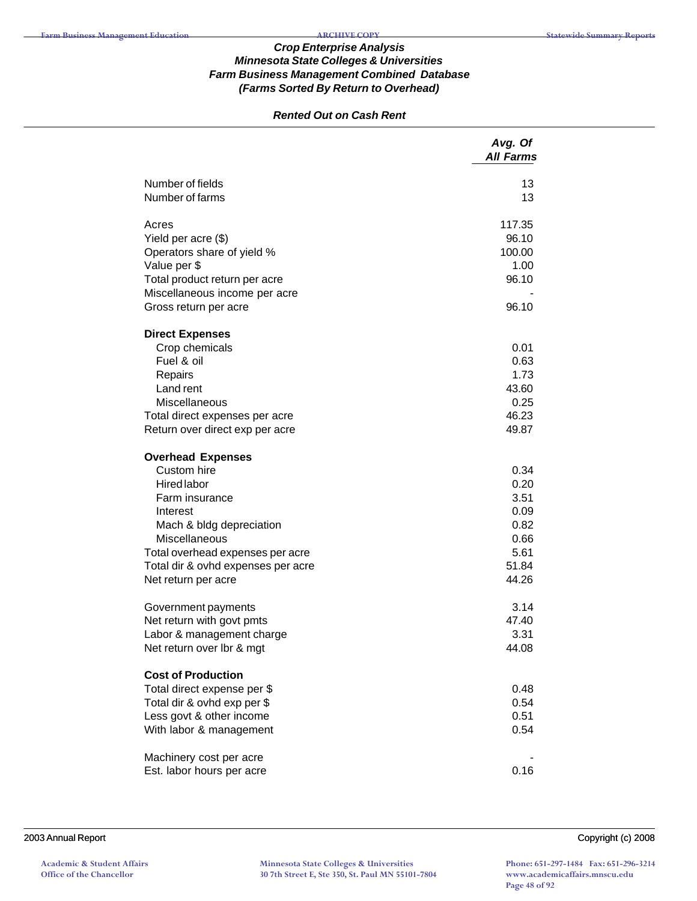# Crop Enterprise Analysis
## Minnesota State Colleges & Universities
## Farm Business Management Combined Database
## (Farms Sorted By Return to Overhead)

### Rented Out on Cash Rent

| | Avg. Of All Farms |
|---|---|
| Number of fields | 13 |
| Number of farms | 13 |
| | |
| Acres | 117.35 |
| Yield per acre ($) | 96.10 |
| Operators share of yield % | 100.00 |
| Value per $ | 1.00 |
| Total product return per acre | 96.10 |
| Miscellaneous income per acre | - |
| Gross return per acre | 96.10 |
| | |
| **Direct Expenses** | |
| Crop chemicals | 0.01 |
| Fuel & oil | 0.63 |
| Repairs | 1.73 |
| Land rent | 43.60 |
| Miscellaneous | 0.25 |
| Total direct expenses per acre | 46.23 |
| Return over direct exp per acre | 49.87 |
| | |
| **Overhead Expenses** | |
| Custom hire | 0.34 |
| Hired labor | 0.20 |
| Farm insurance | 3.51 |
| Interest | 0.09 |
| Mach & bldg depreciation | 0.82 |
| Miscellaneous | 0.66 |
| Total overhead expenses per acre | 5.61 |
| Total dir & ovhd expenses per acre | 51.84 |
| Net return per acre | 44.26 |
| | |
| Government payments | 3.14 |
| Net return with govt pmts | 47.40 |
| Labor & management charge | 3.31 |
| Net return over lbr & mgt | 44.08 |
| | |
| **Cost of Production** | |
| Total direct expense per $ | 0.48 |
| Total dir & ovhd exp per $ | 0.54 |
| Less govt & other income | 0.51 |
| With labor & management | 0.54 |
| | |
| Machinery cost per acre | - |
| Est. labor hours per acre | 0.16 |